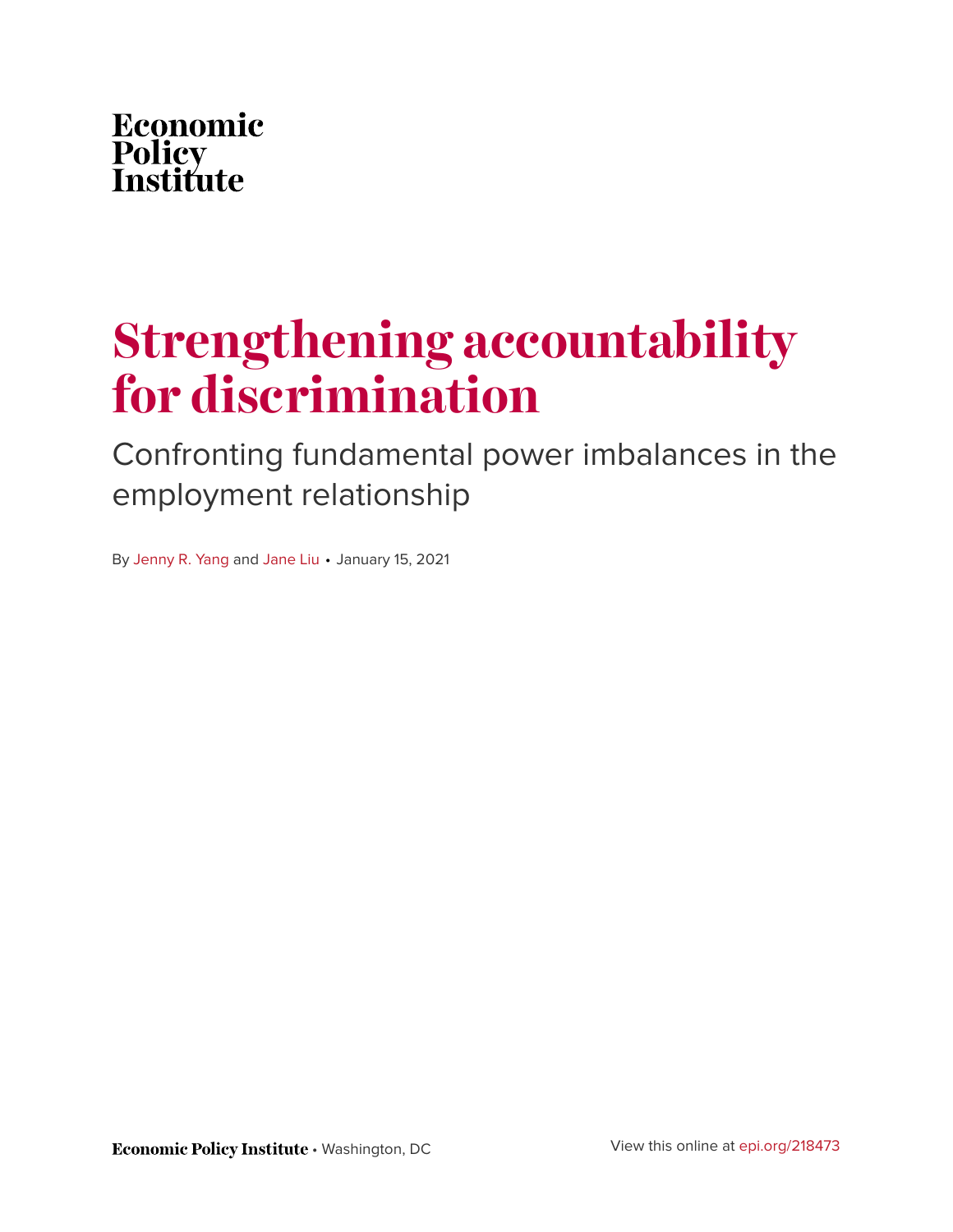Economic Policy Institute

# Strengthening accountability for discrimination

## Confronting fundamental power imbalances in the employment relationship

By Jenny R. Yang and Jane Liu • January 15, 2021

**Economic Policy Institute** • Washington, DC

View this online at epi.org/218473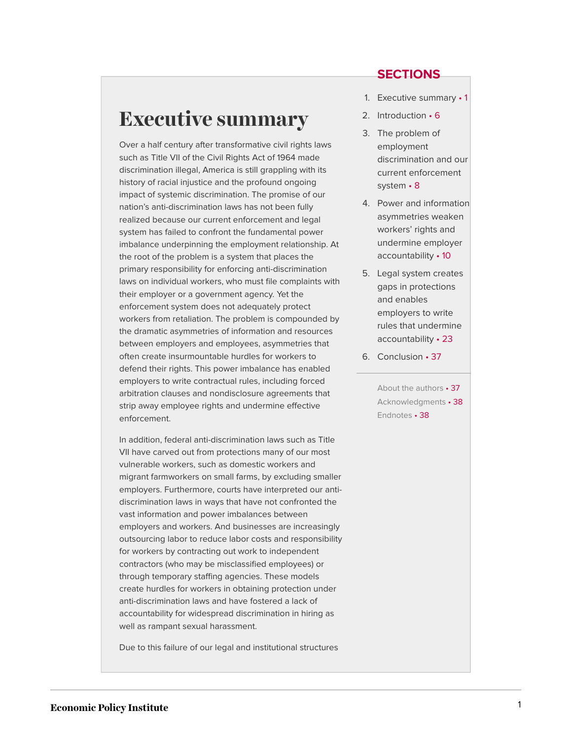# Executive summary

Over a half century after transformative civil rights laws such as Title VII of the Civil Rights Act of 1964 made discrimination illegal, America is still grappling with its history of racial injustice and the profound ongoing impact of systemic discrimination. The promise of our nation's anti-discrimination laws has not been fully realized because our current enforcement and legal system has failed to confront the fundamental power imbalance underpinning the employment relationship. At the root of the problem is a system that places the primary responsibility for enforcing anti-discrimination laws on individual workers, who must file complaints with their employer or a government agency. Yet the enforcement system does not adequately protect workers from retaliation. The problem is compounded by the dramatic asymmetries of information and resources between employers and employees, asymmetries that often create insurmountable hurdles for workers to defend their rights. This power imbalance has enabled employers to write contractual rules, including forced arbitration clauses and nondisclosure agreements that strip away employee rights and undermine effective enforcement.

In addition, federal anti-discrimination laws such as Title VII have carved out from protections many of our most vulnerable workers, such as domestic workers and migrant farmworkers on small farms, by excluding smaller employers. Furthermore, courts have interpreted our anti-discrimination laws in ways that have not confronted the vast information and power imbalances between employers and workers. And businesses are increasingly outsourcing labor to reduce labor costs and responsibility for workers by contracting out work to independent contractors (who may be misclassified employees) or through temporary staffing agencies. These models create hurdles for workers in obtaining protection under anti-discrimination laws and have fostered a lack of accountability for widespread discrimination in hiring as well as rampant sexual harassment.

Due to this failure of our legal and institutional structures

## SECTIONS

1. Executive summary • 1
2. Introduction • 6
3. The problem of employment discrimination and our current enforcement system • 8
4. Power and information asymmetries weaken workers' rights and undermine employer accountability • 10
5. Legal system creates gaps in protections and enables employers to write rules that undermine accountability • 23
6. Conclusion • 37

About the authors • 37
Acknowledgments • 38
Endnotes • 38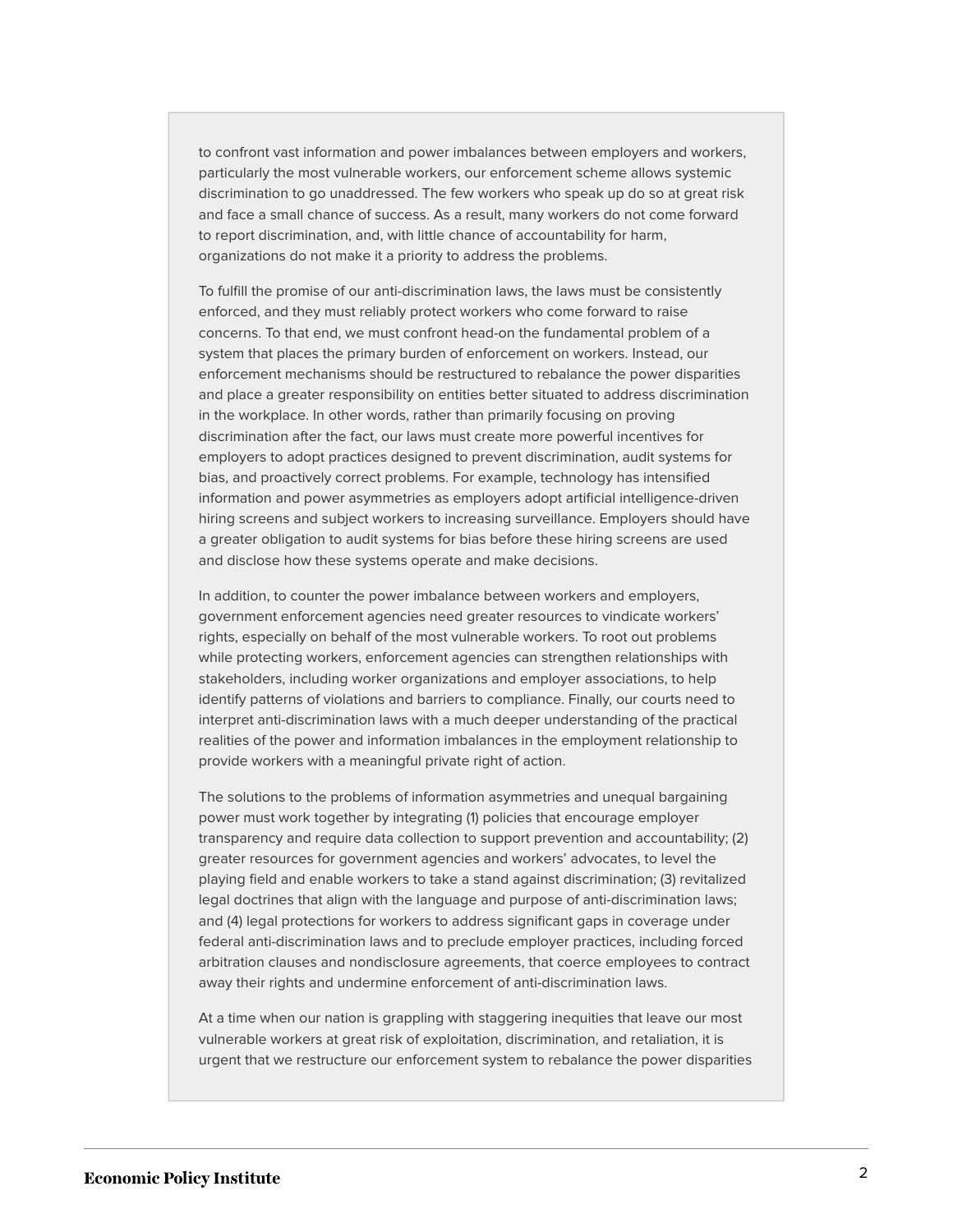to confront vast information and power imbalances between employers and workers, particularly the most vulnerable workers, our enforcement scheme allows systemic discrimination to go unaddressed. The few workers who speak up do so at great risk and face a small chance of success. As a result, many workers do not come forward to report discrimination, and, with little chance of accountability for harm, organizations do not make it a priority to address the problems.

To fulfill the promise of our anti-discrimination laws, the laws must be consistently enforced, and they must reliably protect workers who come forward to raise concerns. To that end, we must confront head-on the fundamental problem of a system that places the primary burden of enforcement on workers. Instead, our enforcement mechanisms should be restructured to rebalance the power disparities and place a greater responsibility on entities better situated to address discrimination in the workplace. In other words, rather than primarily focusing on proving discrimination after the fact, our laws must create more powerful incentives for employers to adopt practices designed to prevent discrimination, audit systems for bias, and proactively correct problems. For example, technology has intensified information and power asymmetries as employers adopt artificial intelligence-driven hiring screens and subject workers to increasing surveillance. Employers should have a greater obligation to audit systems for bias before these hiring screens are used and disclose how these systems operate and make decisions.

In addition, to counter the power imbalance between workers and employers, government enforcement agencies need greater resources to vindicate workers' rights, especially on behalf of the most vulnerable workers. To root out problems while protecting workers, enforcement agencies can strengthen relationships with stakeholders, including worker organizations and employer associations, to help identify patterns of violations and barriers to compliance. Finally, our courts need to interpret anti-discrimination laws with a much deeper understanding of the practical realities of the power and information imbalances in the employment relationship to provide workers with a meaningful private right of action.

The solutions to the problems of information asymmetries and unequal bargaining power must work together by integrating (1) policies that encourage employer transparency and require data collection to support prevention and accountability; (2) greater resources for government agencies and workers' advocates, to level the playing field and enable workers to take a stand against discrimination; (3) revitalized legal doctrines that align with the language and purpose of anti-discrimination laws; and (4) legal protections for workers to address significant gaps in coverage under federal anti-discrimination laws and to preclude employer practices, including forced arbitration clauses and nondisclosure agreements, that coerce employees to contract away their rights and undermine enforcement of anti-discrimination laws.

At a time when our nation is grappling with staggering inequities that leave our most vulnerable workers at great risk of exploitation, discrimination, and retaliation, it is urgent that we restructure our enforcement system to rebalance the power disparities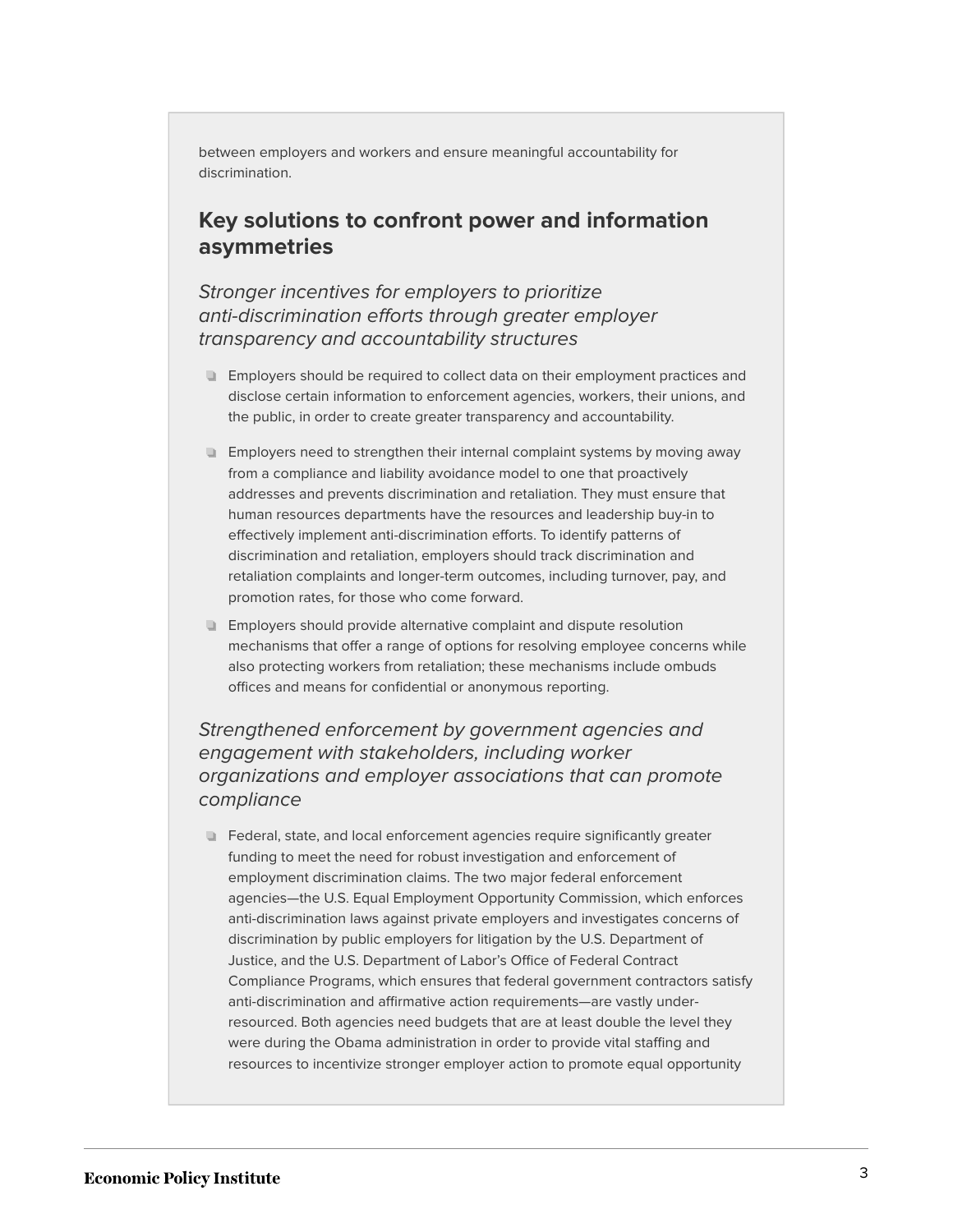between employers and workers and ensure meaningful accountability for discrimination.

## Key solutions to confront power and information asymmetries

*Stronger incentives for employers to prioritize anti-discrimination efforts through greater employer transparency and accountability structures*

- Employers should be required to collect data on their employment practices and disclose certain information to enforcement agencies, workers, their unions, and the public, in order to create greater transparency and accountability.
- Employers need to strengthen their internal complaint systems by moving away from a compliance and liability avoidance model to one that proactively addresses and prevents discrimination and retaliation. They must ensure that human resources departments have the resources and leadership buy-in to effectively implement anti-discrimination efforts. To identify patterns of discrimination and retaliation, employers should track discrimination and retaliation complaints and longer-term outcomes, including turnover, pay, and promotion rates, for those who come forward.
- Employers should provide alternative complaint and dispute resolution mechanisms that offer a range of options for resolving employee concerns while also protecting workers from retaliation; these mechanisms include ombuds offices and means for confidential or anonymous reporting.

*Strengthened enforcement by government agencies and engagement with stakeholders, including worker organizations and employer associations that can promote compliance*

- Federal, state, and local enforcement agencies require significantly greater funding to meet the need for robust investigation and enforcement of employment discrimination claims. The two major federal enforcement agencies—the U.S. Equal Employment Opportunity Commission, which enforces anti-discrimination laws against private employers and investigates concerns of discrimination by public employers for litigation by the U.S. Department of Justice, and the U.S. Department of Labor's Office of Federal Contract Compliance Programs, which ensures that federal government contractors satisfy anti-discrimination and affirmative action requirements—are vastly under-resourced. Both agencies need budgets that are at least double the level they were during the Obama administration in order to provide vital staffing and resources to incentivize stronger employer action to promote equal opportunity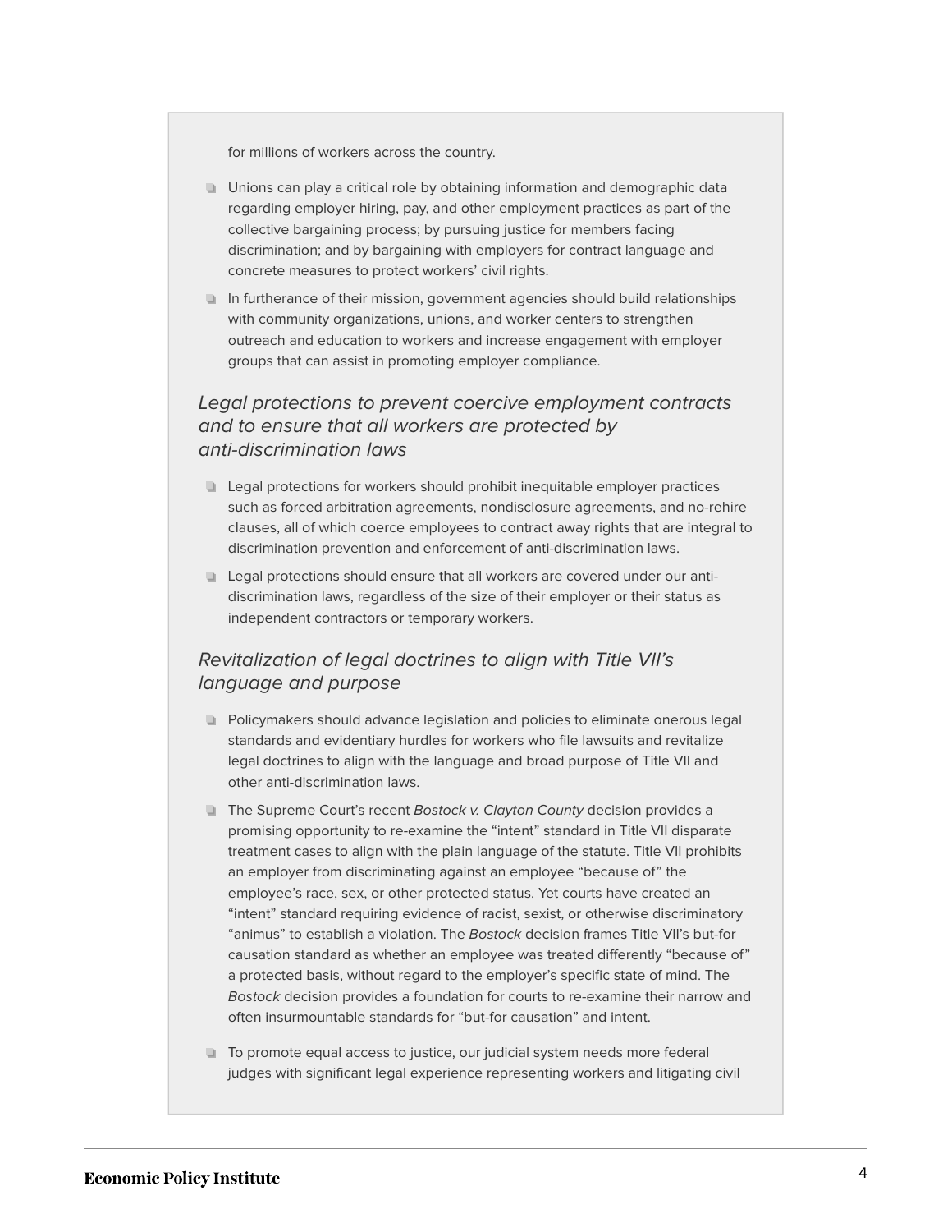for millions of workers across the country.

- Unions can play a critical role by obtaining information and demographic data regarding employer hiring, pay, and other employment practices as part of the collective bargaining process; by pursuing justice for members facing discrimination; and by bargaining with employers for contract language and concrete measures to protect workers' civil rights.
- In furtherance of their mission, government agencies should build relationships with community organizations, unions, and worker centers to strengthen outreach and education to workers and increase engagement with employer groups that can assist in promoting employer compliance.

### *Legal protections to prevent coercive employment contracts and to ensure that all workers are protected by anti-discrimination laws*

- Legal protections for workers should prohibit inequitable employer practices such as forced arbitration agreements, nondisclosure agreements, and no-rehire clauses, all of which coerce employees to contract away rights that are integral to discrimination prevention and enforcement of anti-discrimination laws.
- Legal protections should ensure that all workers are covered under our anti-discrimination laws, regardless of the size of their employer or their status as independent contractors or temporary workers.

### *Revitalization of legal doctrines to align with Title VII's language and purpose*

- Policymakers should advance legislation and policies to eliminate onerous legal standards and evidentiary hurdles for workers who file lawsuits and revitalize legal doctrines to align with the language and broad purpose of Title VII and other anti-discrimination laws.
- The Supreme Court's recent *Bostock v. Clayton County* decision provides a promising opportunity to re-examine the "intent" standard in Title VII disparate treatment cases to align with the plain language of the statute. Title VII prohibits an employer from discriminating against an employee "because of" the employee's race, sex, or other protected status. Yet courts have created an "intent" standard requiring evidence of racist, sexist, or otherwise discriminatory "animus" to establish a violation. The *Bostock* decision frames Title VII's but-for causation standard as whether an employee was treated differently "because of" a protected basis, without regard to the employer's specific state of mind. The *Bostock* decision provides a foundation for courts to re-examine their narrow and often insurmountable standards for "but-for causation" and intent.
- To promote equal access to justice, our judicial system needs more federal judges with significant legal experience representing workers and litigating civil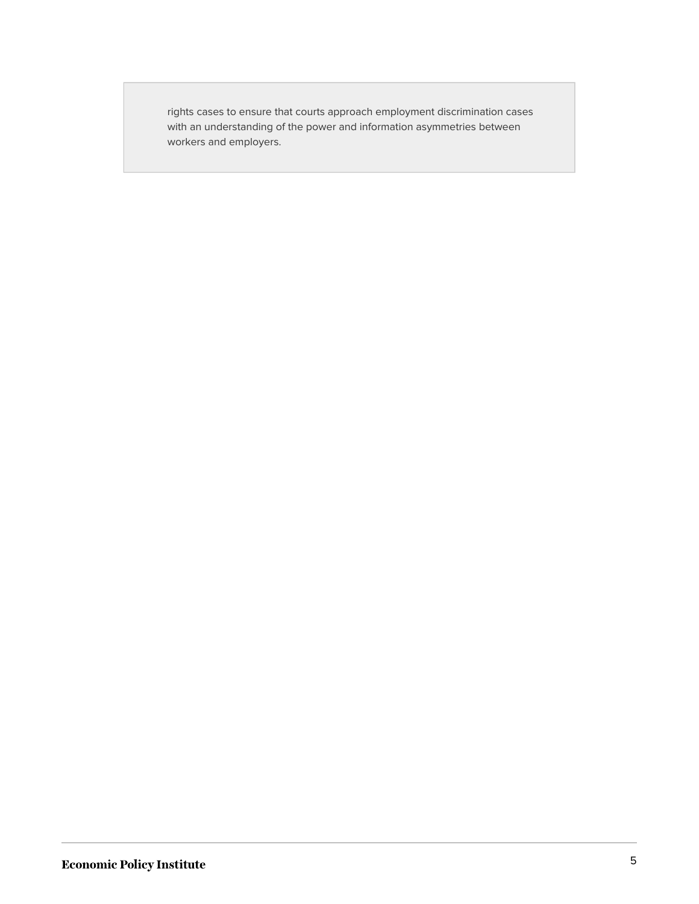rights cases to ensure that courts approach employment discrimination cases with an understanding of the power and information asymmetries between workers and employers.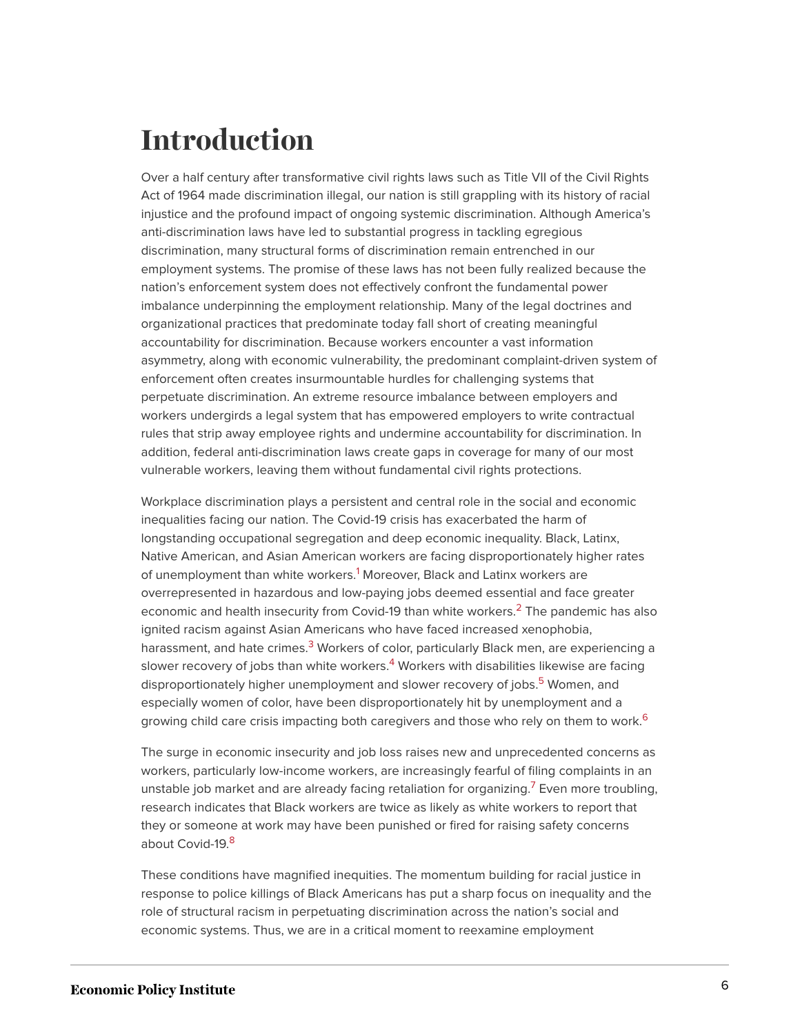# Introduction

Over a half century after transformative civil rights laws such as Title VII of the Civil Rights Act of 1964 made discrimination illegal, our nation is still grappling with its history of racial injustice and the profound impact of ongoing systemic discrimination. Although America's anti-discrimination laws have led to substantial progress in tackling egregious discrimination, many structural forms of discrimination remain entrenched in our employment systems. The promise of these laws has not been fully realized because the nation's enforcement system does not effectively confront the fundamental power imbalance underpinning the employment relationship. Many of the legal doctrines and organizational practices that predominate today fall short of creating meaningful accountability for discrimination. Because workers encounter a vast information asymmetry, along with economic vulnerability, the predominant complaint-driven system of enforcement often creates insurmountable hurdles for challenging systems that perpetuate discrimination. An extreme resource imbalance between employers and workers undergirds a legal system that has empowered employers to write contractual rules that strip away employee rights and undermine accountability for discrimination. In addition, federal anti-discrimination laws create gaps in coverage for many of our most vulnerable workers, leaving them without fundamental civil rights protections.

Workplace discrimination plays a persistent and central role in the social and economic inequalities facing our nation. The Covid-19 crisis has exacerbated the harm of longstanding occupational segregation and deep economic inequality. Black, Latinx, Native American, and Asian American workers are facing disproportionately higher rates of unemployment than white workers.[1] Moreover, Black and Latinx workers are overrepresented in hazardous and low-paying jobs deemed essential and face greater economic and health insecurity from Covid-19 than white workers.[2] The pandemic has also ignited racism against Asian Americans who have faced increased xenophobia, harassment, and hate crimes.[3] Workers of color, particularly Black men, are experiencing a slower recovery of jobs than white workers.[4] Workers with disabilities likewise are facing disproportionately higher unemployment and slower recovery of jobs.[5] Women, and especially women of color, have been disproportionately hit by unemployment and a growing child care crisis impacting both caregivers and those who rely on them to work.[6]

The surge in economic insecurity and job loss raises new and unprecedented concerns as workers, particularly low-income workers, are increasingly fearful of filing complaints in an unstable job market and are already facing retaliation for organizing.[7] Even more troubling, research indicates that Black workers are twice as likely as white workers to report that they or someone at work may have been punished or fired for raising safety concerns about Covid-19.[8]

These conditions have magnified inequities. The momentum building for racial justice in response to police killings of Black Americans has put a sharp focus on inequality and the role of structural racism in perpetuating discrimination across the nation's social and economic systems. Thus, we are in a critical moment to reexamine employment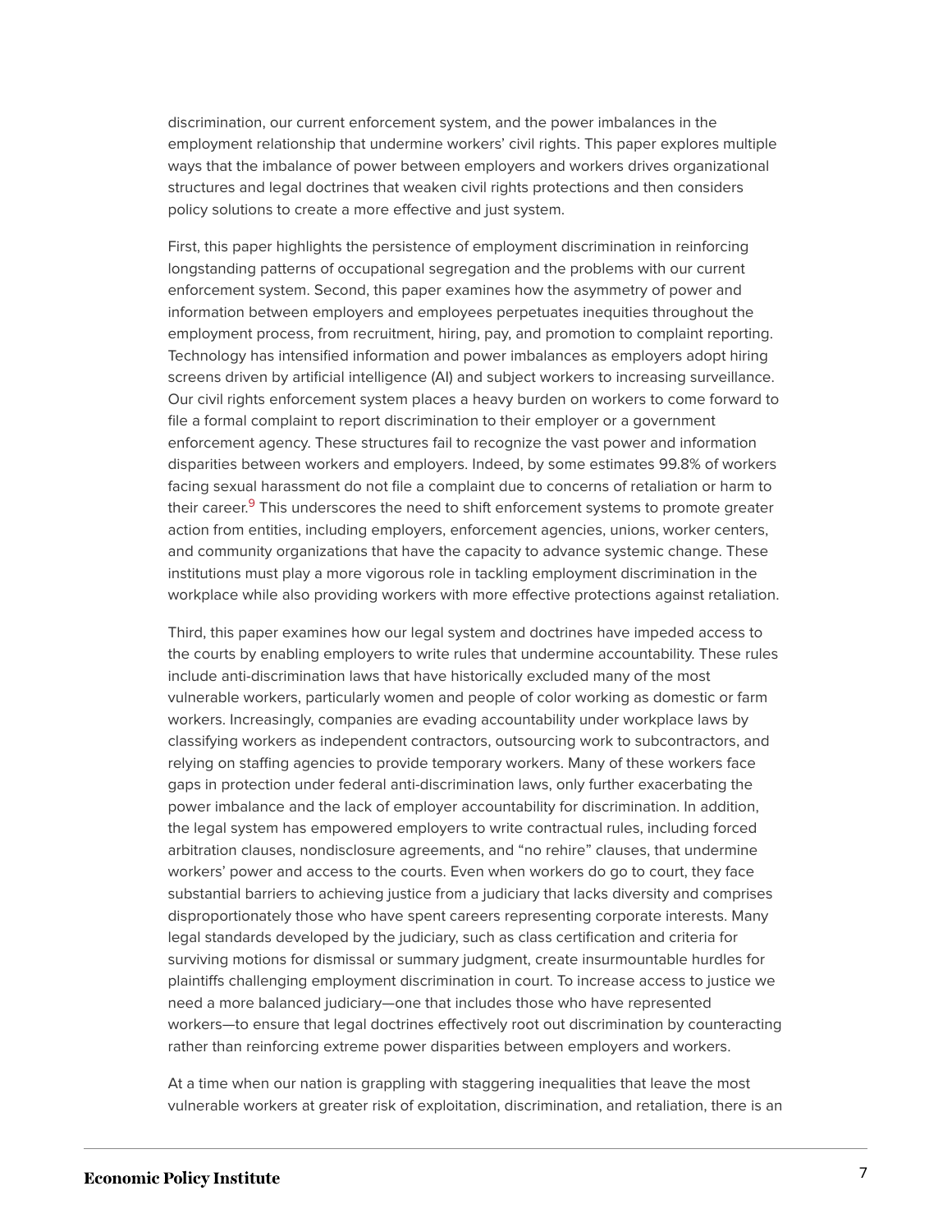discrimination, our current enforcement system, and the power imbalances in the employment relationship that undermine workers' civil rights. This paper explores multiple ways that the imbalance of power between employers and workers drives organizational structures and legal doctrines that weaken civil rights protections and then considers policy solutions to create a more effective and just system.

First, this paper highlights the persistence of employment discrimination in reinforcing longstanding patterns of occupational segregation and the problems with our current enforcement system. Second, this paper examines how the asymmetry of power and information between employers and employees perpetuates inequities throughout the employment process, from recruitment, hiring, pay, and promotion to complaint reporting. Technology has intensified information and power imbalances as employers adopt hiring screens driven by artificial intelligence (AI) and subject workers to increasing surveillance. Our civil rights enforcement system places a heavy burden on workers to come forward to file a formal complaint to report discrimination to their employer or a government enforcement agency. These structures fail to recognize the vast power and information disparities between workers and employers. Indeed, by some estimates 99.8% of workers facing sexual harassment do not file a complaint due to concerns of retaliation or harm to their career.[9] This underscores the need to shift enforcement systems to promote greater action from entities, including employers, enforcement agencies, unions, worker centers, and community organizations that have the capacity to advance systemic change. These institutions must play a more vigorous role in tackling employment discrimination in the workplace while also providing workers with more effective protections against retaliation.

Third, this paper examines how our legal system and doctrines have impeded access to the courts by enabling employers to write rules that undermine accountability. These rules include anti-discrimination laws that have historically excluded many of the most vulnerable workers, particularly women and people of color working as domestic or farm workers. Increasingly, companies are evading accountability under workplace laws by classifying workers as independent contractors, outsourcing work to subcontractors, and relying on staffing agencies to provide temporary workers. Many of these workers face gaps in protection under federal anti-discrimination laws, only further exacerbating the power imbalance and the lack of employer accountability for discrimination. In addition, the legal system has empowered employers to write contractual rules, including forced arbitration clauses, nondisclosure agreements, and "no rehire" clauses, that undermine workers' power and access to the courts. Even when workers do go to court, they face substantial barriers to achieving justice from a judiciary that lacks diversity and comprises disproportionately those who have spent careers representing corporate interests. Many legal standards developed by the judiciary, such as class certification and criteria for surviving motions for dismissal or summary judgment, create insurmountable hurdles for plaintiffs challenging employment discrimination in court. To increase access to justice we need a more balanced judiciary—one that includes those who have represented workers—to ensure that legal doctrines effectively root out discrimination by counteracting rather than reinforcing extreme power disparities between employers and workers.

At a time when our nation is grappling with staggering inequalities that leave the most vulnerable workers at greater risk of exploitation, discrimination, and retaliation, there is an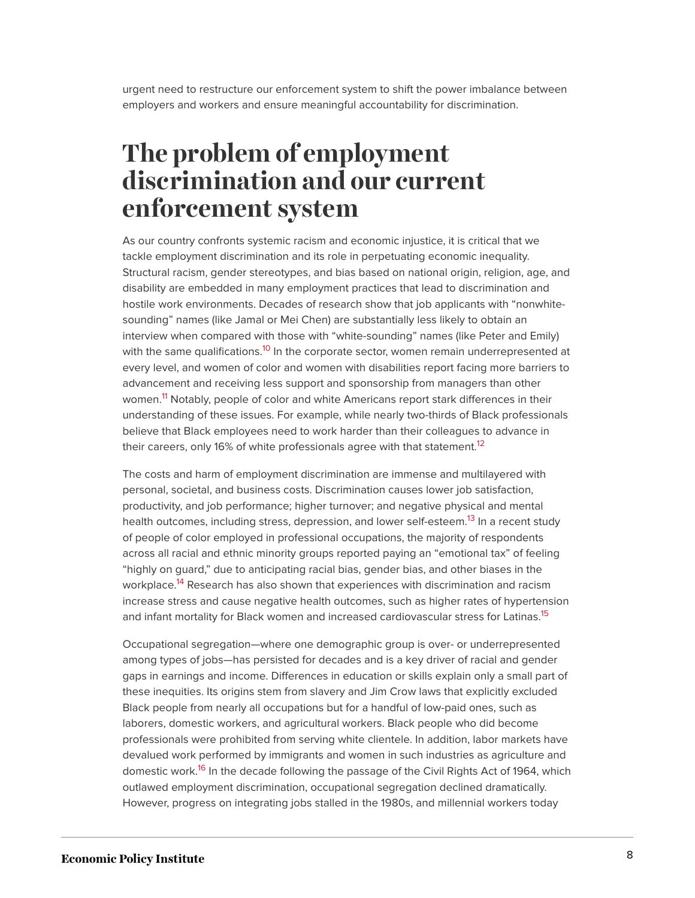urgent need to restructure our enforcement system to shift the power imbalance between employers and workers and ensure meaningful accountability for discrimination.

# The problem of employment discrimination and our current enforcement system

As our country confronts systemic racism and economic injustice, it is critical that we tackle employment discrimination and its role in perpetuating economic inequality. Structural racism, gender stereotypes, and bias based on national origin, religion, age, and disability are embedded in many employment practices that lead to discrimination and hostile work environments. Decades of research show that job applicants with "nonwhite-sounding" names (like Jamal or Mei Chen) are substantially less likely to obtain an interview when compared with those with "white-sounding" names (like Peter and Emily) with the same qualifications.[10] In the corporate sector, women remain underrepresented at every level, and women of color and women with disabilities report facing more barriers to advancement and receiving less support and sponsorship from managers than other women.[11] Notably, people of color and white Americans report stark differences in their understanding of these issues. For example, while nearly two-thirds of Black professionals believe that Black employees need to work harder than their colleagues to advance in their careers, only 16% of white professionals agree with that statement.[12]

The costs and harm of employment discrimination are immense and multilayered with personal, societal, and business costs. Discrimination causes lower job satisfaction, productivity, and job performance; higher turnover; and negative physical and mental health outcomes, including stress, depression, and lower self-esteem.[13] In a recent study of people of color employed in professional occupations, the majority of respondents across all racial and ethnic minority groups reported paying an "emotional tax" of feeling "highly on guard," due to anticipating racial bias, gender bias, and other biases in the workplace.[14] Research has also shown that experiences with discrimination and racism increase stress and cause negative health outcomes, such as higher rates of hypertension and infant mortality for Black women and increased cardiovascular stress for Latinas.[15]

Occupational segregation—where one demographic group is over- or underrepresented among types of jobs—has persisted for decades and is a key driver of racial and gender gaps in earnings and income. Differences in education or skills explain only a small part of these inequities. Its origins stem from slavery and Jim Crow laws that explicitly excluded Black people from nearly all occupations but for a handful of low-paid ones, such as laborers, domestic workers, and agricultural workers. Black people who did become professionals were prohibited from serving white clientele. In addition, labor markets have devalued work performed by immigrants and women in such industries as agriculture and domestic work.[16] In the decade following the passage of the Civil Rights Act of 1964, which outlawed employment discrimination, occupational segregation declined dramatically. However, progress on integrating jobs stalled in the 1980s, and millennial workers today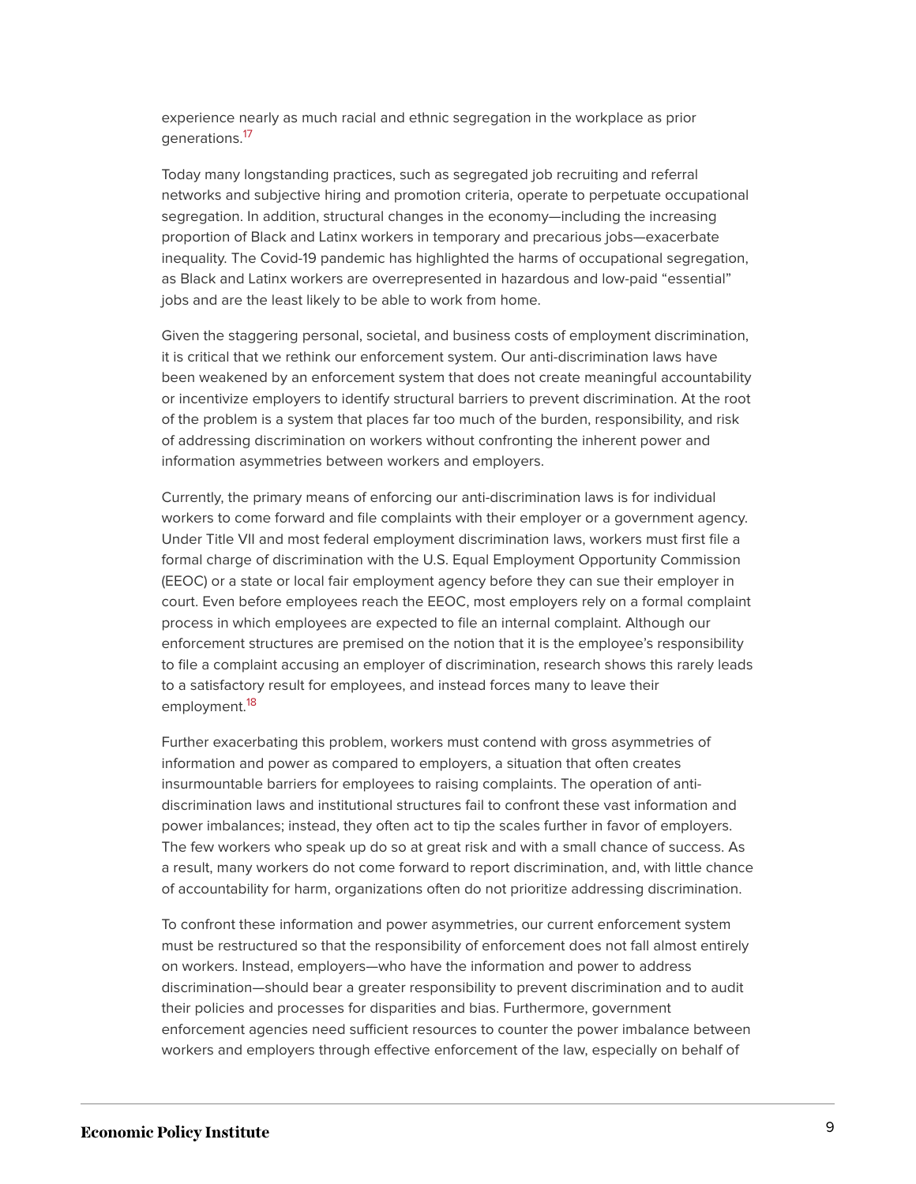experience nearly as much racial and ethnic segregation in the workplace as prior generations.[17]

Today many longstanding practices, such as segregated job recruiting and referral networks and subjective hiring and promotion criteria, operate to perpetuate occupational segregation. In addition, structural changes in the economy—including the increasing proportion of Black and Latinx workers in temporary and precarious jobs—exacerbate inequality. The Covid-19 pandemic has highlighted the harms of occupational segregation, as Black and Latinx workers are overrepresented in hazardous and low-paid "essential" jobs and are the least likely to be able to work from home.

Given the staggering personal, societal, and business costs of employment discrimination, it is critical that we rethink our enforcement system. Our anti-discrimination laws have been weakened by an enforcement system that does not create meaningful accountability or incentivize employers to identify structural barriers to prevent discrimination. At the root of the problem is a system that places far too much of the burden, responsibility, and risk of addressing discrimination on workers without confronting the inherent power and information asymmetries between workers and employers.

Currently, the primary means of enforcing our anti-discrimination laws is for individual workers to come forward and file complaints with their employer or a government agency. Under Title VII and most federal employment discrimination laws, workers must first file a formal charge of discrimination with the U.S. Equal Employment Opportunity Commission (EEOC) or a state or local fair employment agency before they can sue their employer in court. Even before employees reach the EEOC, most employers rely on a formal complaint process in which employees are expected to file an internal complaint. Although our enforcement structures are premised on the notion that it is the employee's responsibility to file a complaint accusing an employer of discrimination, research shows this rarely leads to a satisfactory result for employees, and instead forces many to leave their employment.[18]

Further exacerbating this problem, workers must contend with gross asymmetries of information and power as compared to employers, a situation that often creates insurmountable barriers for employees to raising complaints. The operation of anti-discrimination laws and institutional structures fail to confront these vast information and power imbalances; instead, they often act to tip the scales further in favor of employers. The few workers who speak up do so at great risk and with a small chance of success. As a result, many workers do not come forward to report discrimination, and, with little chance of accountability for harm, organizations often do not prioritize addressing discrimination.

To confront these information and power asymmetries, our current enforcement system must be restructured so that the responsibility of enforcement does not fall almost entirely on workers. Instead, employers—who have the information and power to address discrimination—should bear a greater responsibility to prevent discrimination and to audit their policies and processes for disparities and bias. Furthermore, government enforcement agencies need sufficient resources to counter the power imbalance between workers and employers through effective enforcement of the law, especially on behalf of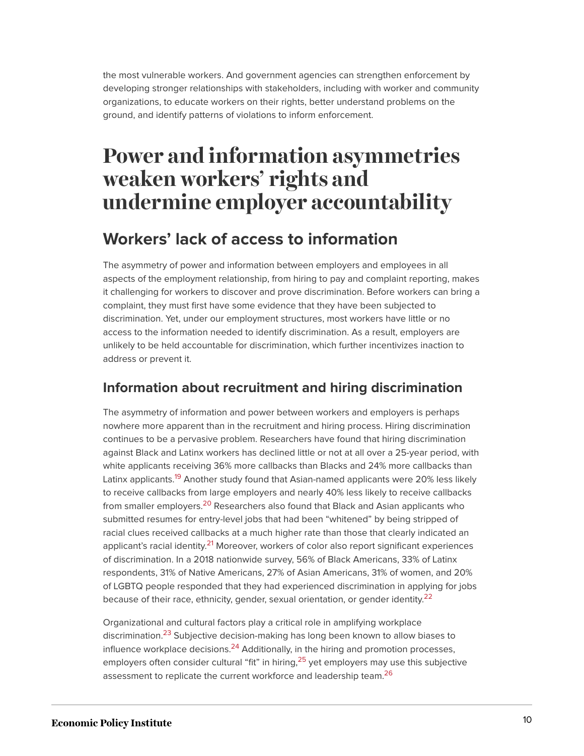the most vulnerable workers. And government agencies can strengthen enforcement by developing stronger relationships with stakeholders, including with worker and community organizations, to educate workers on their rights, better understand problems on the ground, and identify patterns of violations to inform enforcement.

# Power and information asymmetries weaken workers' rights and undermine employer accountability

## Workers' lack of access to information

The asymmetry of power and information between employers and employees in all aspects of the employment relationship, from hiring to pay and complaint reporting, makes it challenging for workers to discover and prove discrimination. Before workers can bring a complaint, they must first have some evidence that they have been subjected to discrimination. Yet, under our employment structures, most workers have little or no access to the information needed to identify discrimination. As a result, employers are unlikely to be held accountable for discrimination, which further incentivizes inaction to address or prevent it.

### Information about recruitment and hiring discrimination

The asymmetry of information and power between workers and employers is perhaps nowhere more apparent than in the recruitment and hiring process. Hiring discrimination continues to be a pervasive problem. Researchers have found that hiring discrimination against Black and Latinx workers has declined little or not at all over a 25-year period, with white applicants receiving 36% more callbacks than Blacks and 24% more callbacks than Latinx applicants.[19] Another study found that Asian-named applicants were 20% less likely to receive callbacks from large employers and nearly 40% less likely to receive callbacks from smaller employers.[20] Researchers also found that Black and Asian applicants who submitted resumes for entry-level jobs that had been "whitened" by being stripped of racial clues received callbacks at a much higher rate than those that clearly indicated an applicant's racial identity.[21] Moreover, workers of color also report significant experiences of discrimination. In a 2018 nationwide survey, 56% of Black Americans, 33% of Latinx respondents, 31% of Native Americans, 27% of Asian Americans, 31% of women, and 20% of LGBTQ people responded that they had experienced discrimination in applying for jobs because of their race, ethnicity, gender, sexual orientation, or gender identity.[22]

Organizational and cultural factors play a critical role in amplifying workplace discrimination.[23] Subjective decision-making has long been known to allow biases to influence workplace decisions.[24] Additionally, in the hiring and promotion processes, employers often consider cultural "fit" in hiring,[25] yet employers may use this subjective assessment to replicate the current workforce and leadership team.[26]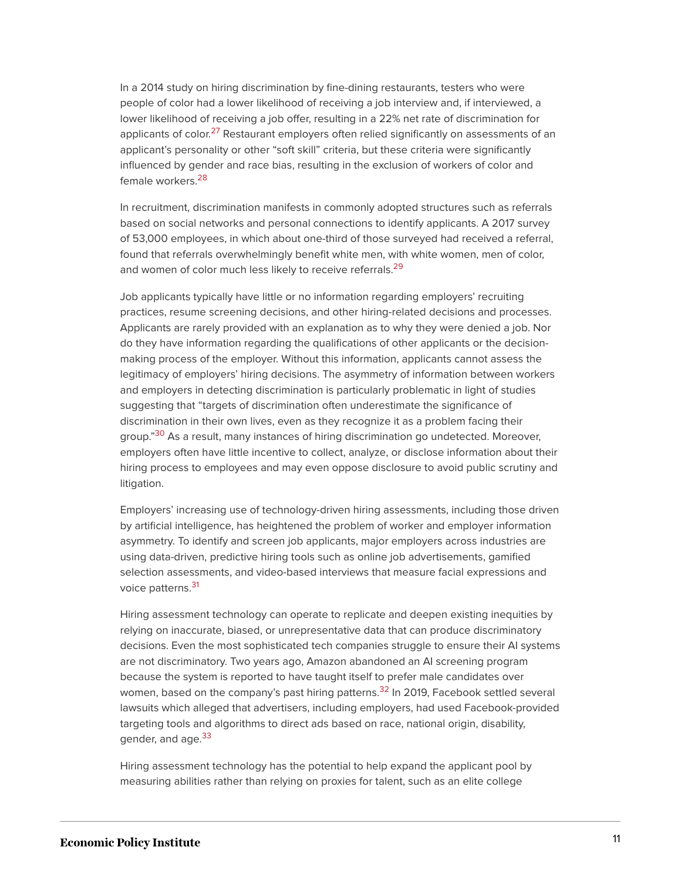In a 2014 study on hiring discrimination by fine-dining restaurants, testers who were people of color had a lower likelihood of receiving a job interview and, if interviewed, a lower likelihood of receiving a job offer, resulting in a 22% net rate of discrimination for applicants of color.[27] Restaurant employers often relied significantly on assessments of an applicant's personality or other "soft skill" criteria, but these criteria were significantly influenced by gender and race bias, resulting in the exclusion of workers of color and female workers.[28]

In recruitment, discrimination manifests in commonly adopted structures such as referrals based on social networks and personal connections to identify applicants. A 2017 survey of 53,000 employees, in which about one-third of those surveyed had received a referral, found that referrals overwhelmingly benefit white men, with white women, men of color, and women of color much less likely to receive referrals.[29]

Job applicants typically have little or no information regarding employers' recruiting practices, resume screening decisions, and other hiring-related decisions and processes. Applicants are rarely provided with an explanation as to why they were denied a job. Nor do they have information regarding the qualifications of other applicants or the decision-making process of the employer. Without this information, applicants cannot assess the legitimacy of employers' hiring decisions. The asymmetry of information between workers and employers in detecting discrimination is particularly problematic in light of studies suggesting that "targets of discrimination often underestimate the significance of discrimination in their own lives, even as they recognize it as a problem facing their group."[30] As a result, many instances of hiring discrimination go undetected. Moreover, employers often have little incentive to collect, analyze, or disclose information about their hiring process to employees and may even oppose disclosure to avoid public scrutiny and litigation.

Employers' increasing use of technology-driven hiring assessments, including those driven by artificial intelligence, has heightened the problem of worker and employer information asymmetry. To identify and screen job applicants, major employers across industries are using data-driven, predictive hiring tools such as online job advertisements, gamified selection assessments, and video-based interviews that measure facial expressions and voice patterns.[31]

Hiring assessment technology can operate to replicate and deepen existing inequities by relying on inaccurate, biased, or unrepresentative data that can produce discriminatory decisions. Even the most sophisticated tech companies struggle to ensure their AI systems are not discriminatory. Two years ago, Amazon abandoned an AI screening program because the system is reported to have taught itself to prefer male candidates over women, based on the company's past hiring patterns.[32] In 2019, Facebook settled several lawsuits which alleged that advertisers, including employers, had used Facebook-provided targeting tools and algorithms to direct ads based on race, national origin, disability, gender, and age.[33]

Hiring assessment technology has the potential to help expand the applicant pool by measuring abilities rather than relying on proxies for talent, such as an elite college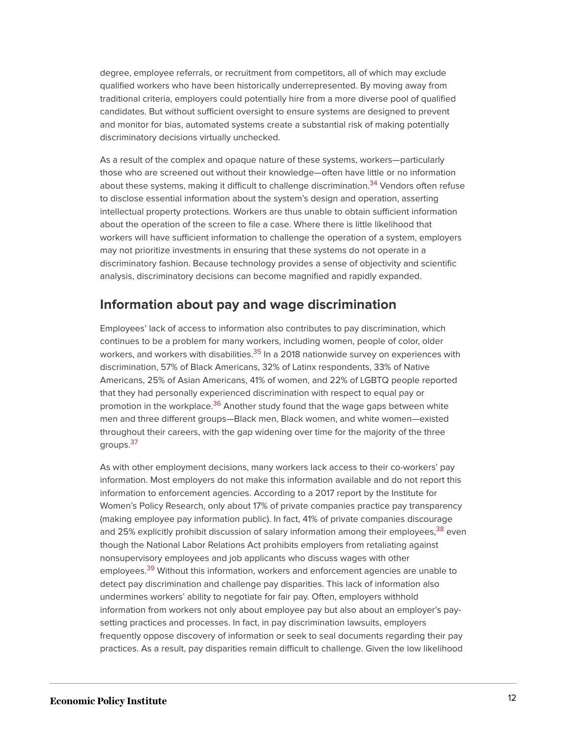degree, employee referrals, or recruitment from competitors, all of which may exclude qualified workers who have been historically underrepresented. By moving away from traditional criteria, employers could potentially hire from a more diverse pool of qualified candidates. But without sufficient oversight to ensure systems are designed to prevent and monitor for bias, automated systems create a substantial risk of making potentially discriminatory decisions virtually unchecked.

As a result of the complex and opaque nature of these systems, workers—particularly those who are screened out without their knowledge—often have little or no information about these systems, making it difficult to challenge discrimination.[34] Vendors often refuse to disclose essential information about the system's design and operation, asserting intellectual property protections. Workers are thus unable to obtain sufficient information about the operation of the screen to file a case. Where there is little likelihood that workers will have sufficient information to challenge the operation of a system, employers may not prioritize investments in ensuring that these systems do not operate in a discriminatory fashion. Because technology provides a sense of objectivity and scientific analysis, discriminatory decisions can become magnified and rapidly expanded.

## Information about pay and wage discrimination

Employees' lack of access to information also contributes to pay discrimination, which continues to be a problem for many workers, including women, people of color, older workers, and workers with disabilities.[35] In a 2018 nationwide survey on experiences with discrimination, 57% of Black Americans, 32% of Latinx respondents, 33% of Native Americans, 25% of Asian Americans, 41% of women, and 22% of LGBTQ people reported that they had personally experienced discrimination with respect to equal pay or promotion in the workplace.[36] Another study found that the wage gaps between white men and three different groups—Black men, Black women, and white women—existed throughout their careers, with the gap widening over time for the majority of the three groups.[37]

As with other employment decisions, many workers lack access to their co-workers' pay information. Most employers do not make this information available and do not report this information to enforcement agencies. According to a 2017 report by the Institute for Women's Policy Research, only about 17% of private companies practice pay transparency (making employee pay information public). In fact, 41% of private companies discourage and 25% explicitly prohibit discussion of salary information among their employees,[38] even though the National Labor Relations Act prohibits employers from retaliating against nonsupervisory employees and job applicants who discuss wages with other employees.[39] Without this information, workers and enforcement agencies are unable to detect pay discrimination and challenge pay disparities. This lack of information also undermines workers' ability to negotiate for fair pay. Often, employers withhold information from workers not only about employee pay but also about an employer's pay-setting practices and processes. In fact, in pay discrimination lawsuits, employers frequently oppose discovery of information or seek to seal documents regarding their pay practices. As a result, pay disparities remain difficult to challenge. Given the low likelihood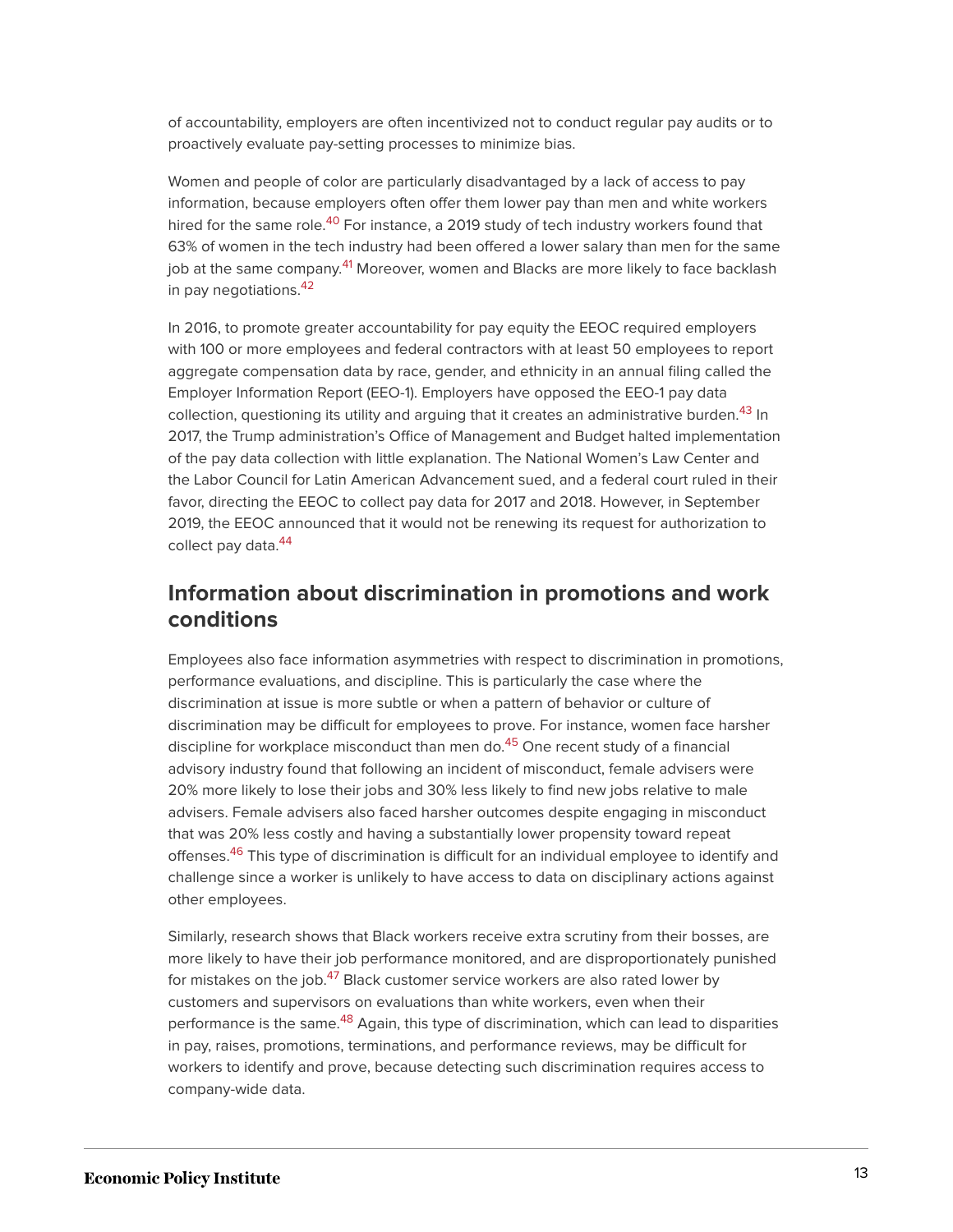of accountability, employers are often incentivized not to conduct regular pay audits or to proactively evaluate pay-setting processes to minimize bias.

Women and people of color are particularly disadvantaged by a lack of access to pay information, because employers often offer them lower pay than men and white workers hired for the same role.[40] For instance, a 2019 study of tech industry workers found that 63% of women in the tech industry had been offered a lower salary than men for the same job at the same company.[41] Moreover, women and Blacks are more likely to face backlash in pay negotiations.[42]

In 2016, to promote greater accountability for pay equity the EEOC required employers with 100 or more employees and federal contractors with at least 50 employees to report aggregate compensation data by race, gender, and ethnicity in an annual filing called the Employer Information Report (EEO-1). Employers have opposed the EEO-1 pay data collection, questioning its utility and arguing that it creates an administrative burden.[43] In 2017, the Trump administration's Office of Management and Budget halted implementation of the pay data collection with little explanation. The National Women's Law Center and the Labor Council for Latin American Advancement sued, and a federal court ruled in their favor, directing the EEOC to collect pay data for 2017 and 2018. However, in September 2019, the EEOC announced that it would not be renewing its request for authorization to collect pay data.[44]

## Information about discrimination in promotions and work conditions

Employees also face information asymmetries with respect to discrimination in promotions, performance evaluations, and discipline. This is particularly the case where the discrimination at issue is more subtle or when a pattern of behavior or culture of discrimination may be difficult for employees to prove. For instance, women face harsher discipline for workplace misconduct than men do.[45] One recent study of a financial advisory industry found that following an incident of misconduct, female advisers were 20% more likely to lose their jobs and 30% less likely to find new jobs relative to male advisers. Female advisers also faced harsher outcomes despite engaging in misconduct that was 20% less costly and having a substantially lower propensity toward repeat offenses.[46] This type of discrimination is difficult for an individual employee to identify and challenge since a worker is unlikely to have access to data on disciplinary actions against other employees.

Similarly, research shows that Black workers receive extra scrutiny from their bosses, are more likely to have their job performance monitored, and are disproportionately punished for mistakes on the job.[47] Black customer service workers are also rated lower by customers and supervisors on evaluations than white workers, even when their performance is the same.[48] Again, this type of discrimination, which can lead to disparities in pay, raises, promotions, terminations, and performance reviews, may be difficult for workers to identify and prove, because detecting such discrimination requires access to company-wide data.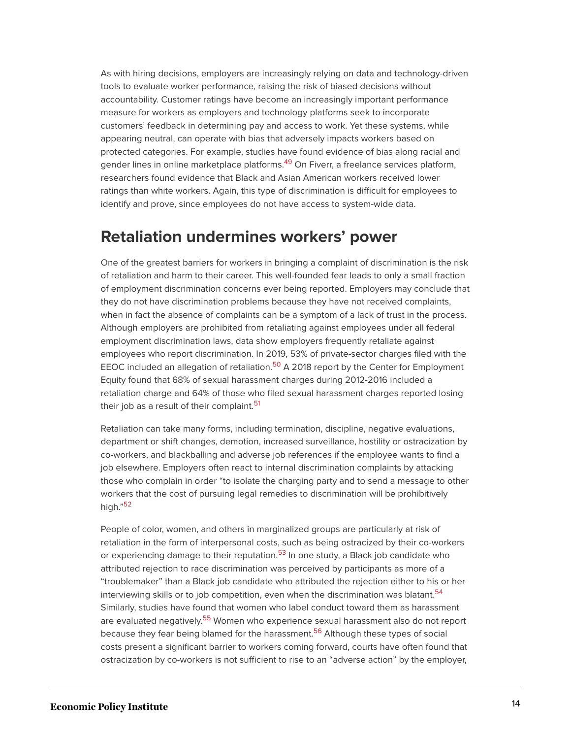As with hiring decisions, employers are increasingly relying on data and technology-driven tools to evaluate worker performance, raising the risk of biased decisions without accountability. Customer ratings have become an increasingly important performance measure for workers as employers and technology platforms seek to incorporate customers' feedback in determining pay and access to work. Yet these systems, while appearing neutral, can operate with bias that adversely impacts workers based on protected categories. For example, studies have found evidence of bias along racial and gender lines in online marketplace platforms.[49] On Fiverr, a freelance services platform, researchers found evidence that Black and Asian American workers received lower ratings than white workers. Again, this type of discrimination is difficult for employees to identify and prove, since employees do not have access to system-wide data.

## Retaliation undermines workers' power

One of the greatest barriers for workers in bringing a complaint of discrimination is the risk of retaliation and harm to their career. This well-founded fear leads to only a small fraction of employment discrimination concerns ever being reported. Employers may conclude that they do not have discrimination problems because they have not received complaints, when in fact the absence of complaints can be a symptom of a lack of trust in the process. Although employers are prohibited from retaliating against employees under all federal employment discrimination laws, data show employers frequently retaliate against employees who report discrimination. In 2019, 53% of private-sector charges filed with the EEOC included an allegation of retaliation.[50] A 2018 report by the Center for Employment Equity found that 68% of sexual harassment charges during 2012-2016 included a retaliation charge and 64% of those who filed sexual harassment charges reported losing their job as a result of their complaint.[51]

Retaliation can take many forms, including termination, discipline, negative evaluations, department or shift changes, demotion, increased surveillance, hostility or ostracization by co-workers, and blackballing and adverse job references if the employee wants to find a job elsewhere. Employers often react to internal discrimination complaints by attacking those who complain in order "to isolate the charging party and to send a message to other workers that the cost of pursuing legal remedies to discrimination will be prohibitively high."[52]

People of color, women, and others in marginalized groups are particularly at risk of retaliation in the form of interpersonal costs, such as being ostracized by their co-workers or experiencing damage to their reputation.[53] In one study, a Black job candidate who attributed rejection to race discrimination was perceived by participants as more of a "troublemaker" than a Black job candidate who attributed the rejection either to his or her interviewing skills or to job competition, even when the discrimination was blatant.[54] Similarly, studies have found that women who label conduct toward them as harassment are evaluated negatively.[55] Women who experience sexual harassment also do not report because they fear being blamed for the harassment.[56] Although these types of social costs present a significant barrier to workers coming forward, courts have often found that ostracization by co-workers is not sufficient to rise to an "adverse action" by the employer,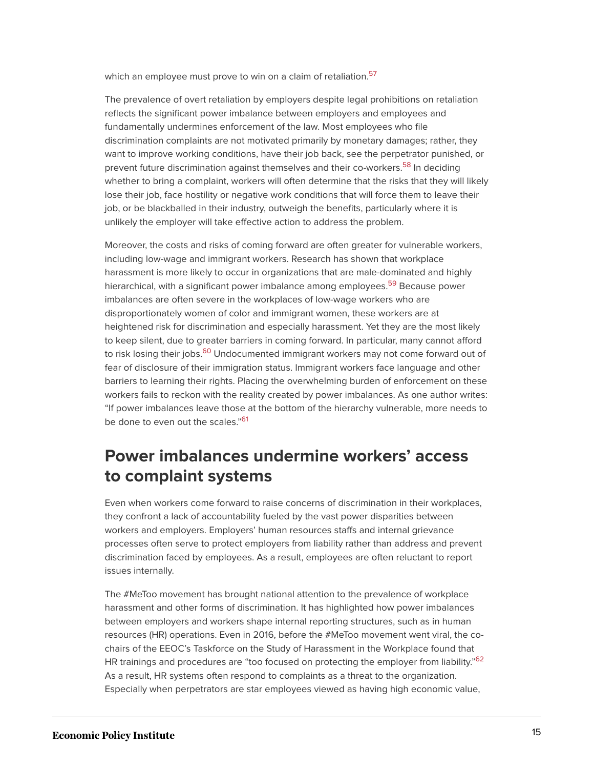which an employee must prove to win on a claim of retaliation.[57]

The prevalence of overt retaliation by employers despite legal prohibitions on retaliation reflects the significant power imbalance between employers and employees and fundamentally undermines enforcement of the law. Most employees who file discrimination complaints are not motivated primarily by monetary damages; rather, they want to improve working conditions, have their job back, see the perpetrator punished, or prevent future discrimination against themselves and their co-workers.[58] In deciding whether to bring a complaint, workers will often determine that the risks that they will likely lose their job, face hostility or negative work conditions that will force them to leave their job, or be blackballed in their industry, outweigh the benefits, particularly where it is unlikely the employer will take effective action to address the problem.

Moreover, the costs and risks of coming forward are often greater for vulnerable workers, including low-wage and immigrant workers. Research has shown that workplace harassment is more likely to occur in organizations that are male-dominated and highly hierarchical, with a significant power imbalance among employees.[59] Because power imbalances are often severe in the workplaces of low-wage workers who are disproportionately women of color and immigrant women, these workers are at heightened risk for discrimination and especially harassment. Yet they are the most likely to keep silent, due to greater barriers in coming forward. In particular, many cannot afford to risk losing their jobs.[60] Undocumented immigrant workers may not come forward out of fear of disclosure of their immigration status. Immigrant workers face language and other barriers to learning their rights. Placing the overwhelming burden of enforcement on these workers fails to reckon with the reality created by power imbalances. As one author writes: "If power imbalances leave those at the bottom of the hierarchy vulnerable, more needs to be done to even out the scales."[61]

## Power imbalances undermine workers' access to complaint systems

Even when workers come forward to raise concerns of discrimination in their workplaces, they confront a lack of accountability fueled by the vast power disparities between workers and employers. Employers' human resources staffs and internal grievance processes often serve to protect employers from liability rather than address and prevent discrimination faced by employees. As a result, employees are often reluctant to report issues internally.

The #MeToo movement has brought national attention to the prevalence of workplace harassment and other forms of discrimination. It has highlighted how power imbalances between employers and workers shape internal reporting structures, such as in human resources (HR) operations. Even in 2016, before the #MeToo movement went viral, the co-chairs of the EEOC's Taskforce on the Study of Harassment in the Workplace found that HR trainings and procedures are "too focused on protecting the employer from liability."[62] As a result, HR systems often respond to complaints as a threat to the organization. Especially when perpetrators are star employees viewed as having high economic value,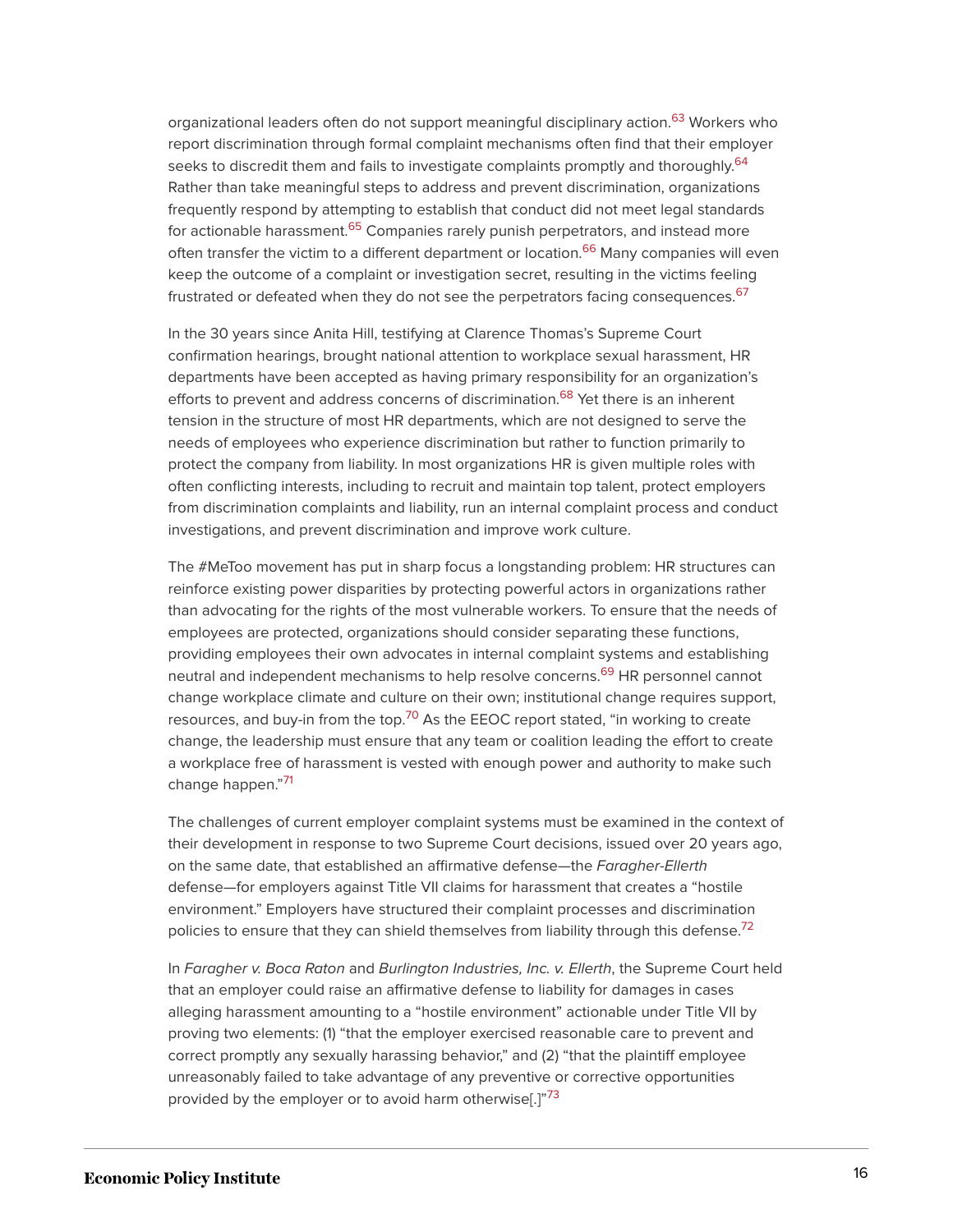organizational leaders often do not support meaningful disciplinary action.[63] Workers who report discrimination through formal complaint mechanisms often find that their employer seeks to discredit them and fails to investigate complaints promptly and thoroughly.[64] Rather than take meaningful steps to address and prevent discrimination, organizations frequently respond by attempting to establish that conduct did not meet legal standards for actionable harassment.[65] Companies rarely punish perpetrators, and instead more often transfer the victim to a different department or location.[66] Many companies will even keep the outcome of a complaint or investigation secret, resulting in the victims feeling frustrated or defeated when they do not see the perpetrators facing consequences.[67]

In the 30 years since Anita Hill, testifying at Clarence Thomas's Supreme Court confirmation hearings, brought national attention to workplace sexual harassment, HR departments have been accepted as having primary responsibility for an organization's efforts to prevent and address concerns of discrimination.[68] Yet there is an inherent tension in the structure of most HR departments, which are not designed to serve the needs of employees who experience discrimination but rather to function primarily to protect the company from liability. In most organizations HR is given multiple roles with often conflicting interests, including to recruit and maintain top talent, protect employers from discrimination complaints and liability, run an internal complaint process and conduct investigations, and prevent discrimination and improve work culture.

The #MeToo movement has put in sharp focus a longstanding problem: HR structures can reinforce existing power disparities by protecting powerful actors in organizations rather than advocating for the rights of the most vulnerable workers. To ensure that the needs of employees are protected, organizations should consider separating these functions, providing employees their own advocates in internal complaint systems and establishing neutral and independent mechanisms to help resolve concerns.[69] HR personnel cannot change workplace climate and culture on their own; institutional change requires support, resources, and buy-in from the top.[70] As the EEOC report stated, "in working to create change, the leadership must ensure that any team or coalition leading the effort to create a workplace free of harassment is vested with enough power and authority to make such change happen."[71]

The challenges of current employer complaint systems must be examined in the context of their development in response to two Supreme Court decisions, issued over 20 years ago, on the same date, that established an affirmative defense—the *Faragher-Ellerth* defense—for employers against Title VII claims for harassment that creates a "hostile environment." Employers have structured their complaint processes and discrimination policies to ensure that they can shield themselves from liability through this defense.[72]

In *Faragher v. Boca Raton* and *Burlington Industries, Inc. v. Ellerth*, the Supreme Court held that an employer could raise an affirmative defense to liability for damages in cases alleging harassment amounting to a "hostile environment" actionable under Title VII by proving two elements: (1) "that the employer exercised reasonable care to prevent and correct promptly any sexually harassing behavior," and (2) "that the plaintiff employee unreasonably failed to take advantage of any preventive or corrective opportunities provided by the employer or to avoid harm otherwise[.]"[73]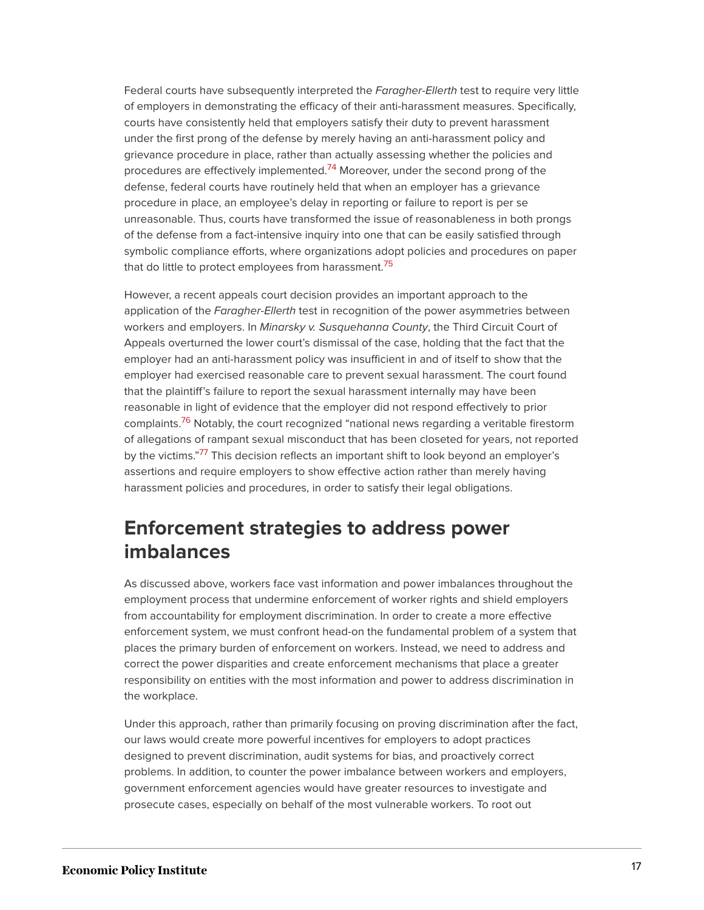Federal courts have subsequently interpreted the *Faragher-Ellerth* test to require very little of employers in demonstrating the efficacy of their anti-harassment measures. Specifically, courts have consistently held that employers satisfy their duty to prevent harassment under the first prong of the defense by merely having an anti-harassment policy and grievance procedure in place, rather than actually assessing whether the policies and procedures are effectively implemented.[74] Moreover, under the second prong of the defense, federal courts have routinely held that when an employer has a grievance procedure in place, an employee's delay in reporting or failure to report is per se unreasonable. Thus, courts have transformed the issue of reasonableness in both prongs of the defense from a fact-intensive inquiry into one that can be easily satisfied through symbolic compliance efforts, where organizations adopt policies and procedures on paper that do little to protect employees from harassment.[75]

However, a recent appeals court decision provides an important approach to the application of the *Faragher-Ellerth* test in recognition of the power asymmetries between workers and employers. In *Minarsky v. Susquehanna County*, the Third Circuit Court of Appeals overturned the lower court's dismissal of the case, holding that the fact that the employer had an anti-harassment policy was insufficient in and of itself to show that the employer had exercised reasonable care to prevent sexual harassment. The court found that the plaintiff's failure to report the sexual harassment internally may have been reasonable in light of evidence that the employer did not respond effectively to prior complaints.[76] Notably, the court recognized "national news regarding a veritable firestorm of allegations of rampant sexual misconduct that has been closeted for years, not reported by the victims."[77] This decision reflects an important shift to look beyond an employer's assertions and require employers to show effective action rather than merely having harassment policies and procedures, in order to satisfy their legal obligations.

## Enforcement strategies to address power imbalances

As discussed above, workers face vast information and power imbalances throughout the employment process that undermine enforcement of worker rights and shield employers from accountability for employment discrimination. In order to create a more effective enforcement system, we must confront head-on the fundamental problem of a system that places the primary burden of enforcement on workers. Instead, we need to address and correct the power disparities and create enforcement mechanisms that place a greater responsibility on entities with the most information and power to address discrimination in the workplace.

Under this approach, rather than primarily focusing on proving discrimination after the fact, our laws would create more powerful incentives for employers to adopt practices designed to prevent discrimination, audit systems for bias, and proactively correct problems. In addition, to counter the power imbalance between workers and employers, government enforcement agencies would have greater resources to investigate and prosecute cases, especially on behalf of the most vulnerable workers. To root out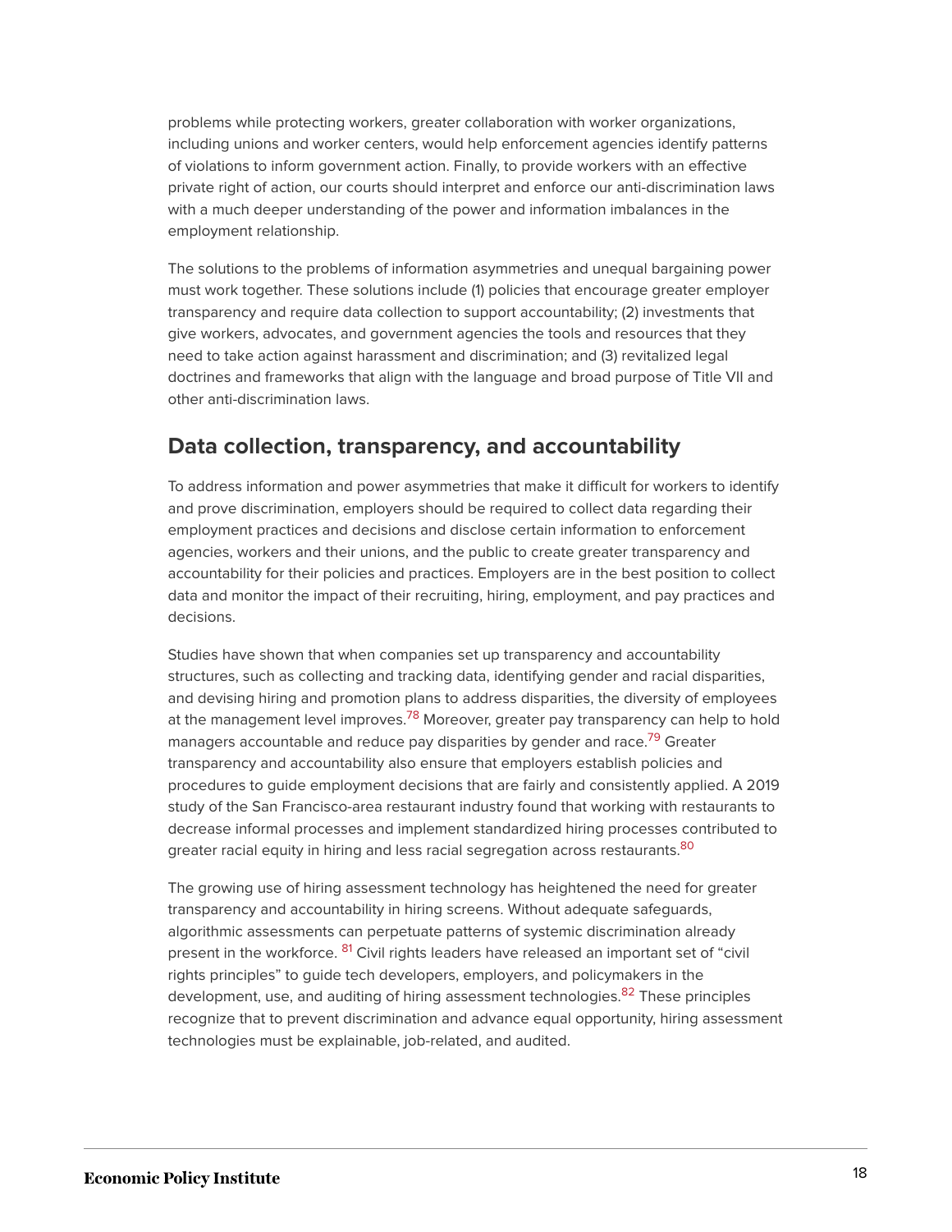problems while protecting workers, greater collaboration with worker organizations, including unions and worker centers, would help enforcement agencies identify patterns of violations to inform government action. Finally, to provide workers with an effective private right of action, our courts should interpret and enforce our anti-discrimination laws with a much deeper understanding of the power and information imbalances in the employment relationship.

The solutions to the problems of information asymmetries and unequal bargaining power must work together. These solutions include (1) policies that encourage greater employer transparency and require data collection to support accountability; (2) investments that give workers, advocates, and government agencies the tools and resources that they need to take action against harassment and discrimination; and (3) revitalized legal doctrines and frameworks that align with the language and broad purpose of Title VII and other anti-discrimination laws.

## Data collection, transparency, and accountability

To address information and power asymmetries that make it difficult for workers to identify and prove discrimination, employers should be required to collect data regarding their employment practices and decisions and disclose certain information to enforcement agencies, workers and their unions, and the public to create greater transparency and accountability for their policies and practices. Employers are in the best position to collect data and monitor the impact of their recruiting, hiring, employment, and pay practices and decisions.

Studies have shown that when companies set up transparency and accountability structures, such as collecting and tracking data, identifying gender and racial disparities, and devising hiring and promotion plans to address disparities, the diversity of employees at the management level improves.[78] Moreover, greater pay transparency can help to hold managers accountable and reduce pay disparities by gender and race.[79] Greater transparency and accountability also ensure that employers establish policies and procedures to guide employment decisions that are fairly and consistently applied. A 2019 study of the San Francisco-area restaurant industry found that working with restaurants to decrease informal processes and implement standardized hiring processes contributed to greater racial equity in hiring and less racial segregation across restaurants.[80]

The growing use of hiring assessment technology has heightened the need for greater transparency and accountability in hiring screens. Without adequate safeguards, algorithmic assessments can perpetuate patterns of systemic discrimination already present in the workforce.[81] Civil rights leaders have released an important set of "civil rights principles" to guide tech developers, employers, and policymakers in the development, use, and auditing of hiring assessment technologies.[82] These principles recognize that to prevent discrimination and advance equal opportunity, hiring assessment technologies must be explainable, job-related, and audited.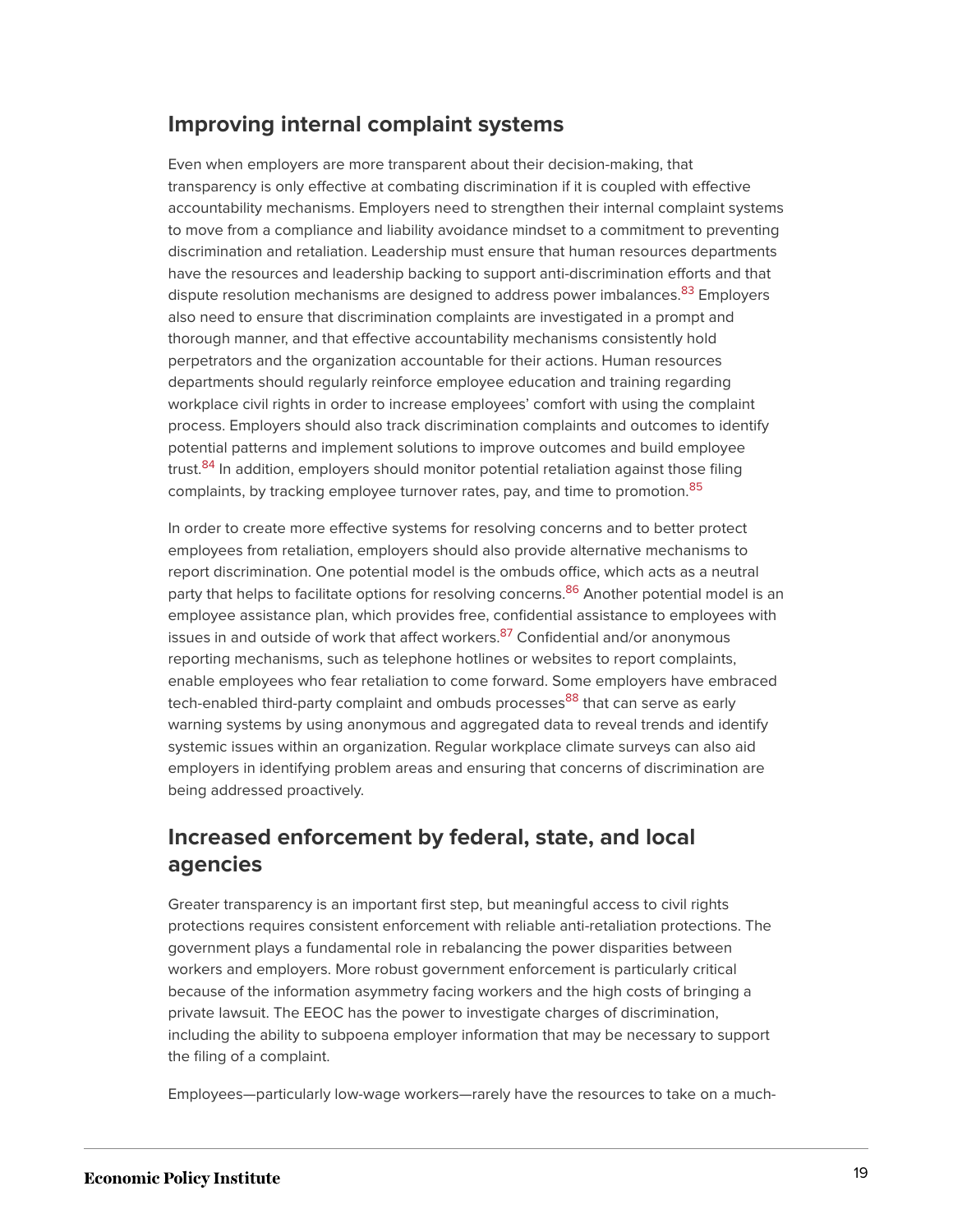## Improving internal complaint systems

Even when employers are more transparent about their decision-making, that transparency is only effective at combating discrimination if it is coupled with effective accountability mechanisms. Employers need to strengthen their internal complaint systems to move from a compliance and liability avoidance mindset to a commitment to preventing discrimination and retaliation. Leadership must ensure that human resources departments have the resources and leadership backing to support anti-discrimination efforts and that dispute resolution mechanisms are designed to address power imbalances.[83] Employers also need to ensure that discrimination complaints are investigated in a prompt and thorough manner, and that effective accountability mechanisms consistently hold perpetrators and the organization accountable for their actions. Human resources departments should regularly reinforce employee education and training regarding workplace civil rights in order to increase employees' comfort with using the complaint process. Employers should also track discrimination complaints and outcomes to identify potential patterns and implement solutions to improve outcomes and build employee trust.[84] In addition, employers should monitor potential retaliation against those filing complaints, by tracking employee turnover rates, pay, and time to promotion.[85]

In order to create more effective systems for resolving concerns and to better protect employees from retaliation, employers should also provide alternative mechanisms to report discrimination. One potential model is the ombuds office, which acts as a neutral party that helps to facilitate options for resolving concerns.[86] Another potential model is an employee assistance plan, which provides free, confidential assistance to employees with issues in and outside of work that affect workers.[87] Confidential and/or anonymous reporting mechanisms, such as telephone hotlines or websites to report complaints, enable employees who fear retaliation to come forward. Some employers have embraced tech-enabled third-party complaint and ombuds processes[88] that can serve as early warning systems by using anonymous and aggregated data to reveal trends and identify systemic issues within an organization. Regular workplace climate surveys can also aid employers in identifying problem areas and ensuring that concerns of discrimination are being addressed proactively.

## Increased enforcement by federal, state, and local agencies

Greater transparency is an important first step, but meaningful access to civil rights protections requires consistent enforcement with reliable anti-retaliation protections. The government plays a fundamental role in rebalancing the power disparities between workers and employers. More robust government enforcement is particularly critical because of the information asymmetry facing workers and the high costs of bringing a private lawsuit. The EEOC has the power to investigate charges of discrimination, including the ability to subpoena employer information that may be necessary to support the filing of a complaint.

Employees—particularly low-wage workers—rarely have the resources to take on a much-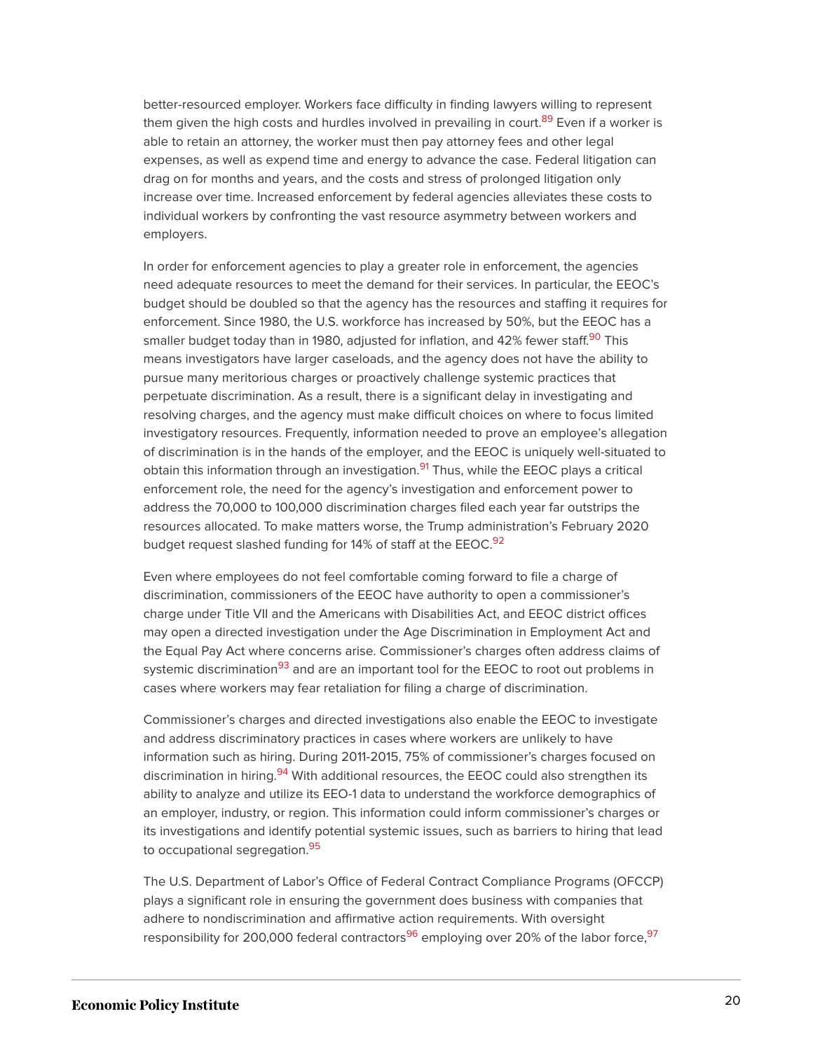better-resourced employer. Workers face difficulty in finding lawyers willing to represent them given the high costs and hurdles involved in prevailing in court.[89] Even if a worker is able to retain an attorney, the worker must then pay attorney fees and other legal expenses, as well as expend time and energy to advance the case. Federal litigation can drag on for months and years, and the costs and stress of prolonged litigation only increase over time. Increased enforcement by federal agencies alleviates these costs to individual workers by confronting the vast resource asymmetry between workers and employers.

In order for enforcement agencies to play a greater role in enforcement, the agencies need adequate resources to meet the demand for their services. In particular, the EEOC's budget should be doubled so that the agency has the resources and staffing it requires for enforcement. Since 1980, the U.S. workforce has increased by 50%, but the EEOC has a smaller budget today than in 1980, adjusted for inflation, and 42% fewer staff.[90] This means investigators have larger caseloads, and the agency does not have the ability to pursue many meritorious charges or proactively challenge systemic practices that perpetuate discrimination. As a result, there is a significant delay in investigating and resolving charges, and the agency must make difficult choices on where to focus limited investigatory resources. Frequently, information needed to prove an employee's allegation of discrimination is in the hands of the employer, and the EEOC is uniquely well-situated to obtain this information through an investigation.[91] Thus, while the EEOC plays a critical enforcement role, the need for the agency's investigation and enforcement power to address the 70,000 to 100,000 discrimination charges filed each year far outstrips the resources allocated. To make matters worse, the Trump administration's February 2020 budget request slashed funding for 14% of staff at the EEOC.[92]

Even where employees do not feel comfortable coming forward to file a charge of discrimination, commissioners of the EEOC have authority to open a commissioner's charge under Title VII and the Americans with Disabilities Act, and EEOC district offices may open a directed investigation under the Age Discrimination in Employment Act and the Equal Pay Act where concerns arise. Commissioner's charges often address claims of systemic discrimination[93] and are an important tool for the EEOC to root out problems in cases where workers may fear retaliation for filing a charge of discrimination.

Commissioner's charges and directed investigations also enable the EEOC to investigate and address discriminatory practices in cases where workers are unlikely to have information such as hiring. During 2011-2015, 75% of commissioner's charges focused on discrimination in hiring.[94] With additional resources, the EEOC could also strengthen its ability to analyze and utilize its EEO-1 data to understand the workforce demographics of an employer, industry, or region. This information could inform commissioner's charges or its investigations and identify potential systemic issues, such as barriers to hiring that lead to occupational segregation.[95]

The U.S. Department of Labor's Office of Federal Contract Compliance Programs (OFCCP) plays a significant role in ensuring the government does business with companies that adhere to nondiscrimination and affirmative action requirements. With oversight responsibility for 200,000 federal contractors[96] employing over 20% of the labor force,[97]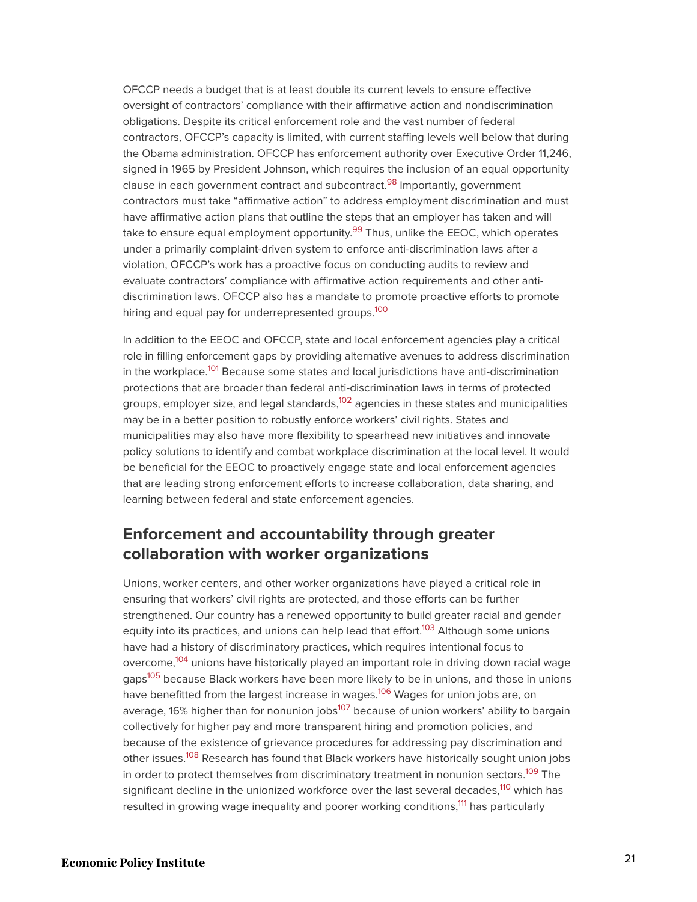OFCCP needs a budget that is at least double its current levels to ensure effective oversight of contractors' compliance with their affirmative action and nondiscrimination obligations. Despite its critical enforcement role and the vast number of federal contractors, OFCCP's capacity is limited, with current staffing levels well below that during the Obama administration. OFCCP has enforcement authority over Executive Order 11,246, signed in 1965 by President Johnson, which requires the inclusion of an equal opportunity clause in each government contract and subcontract.[98] Importantly, government contractors must take "affirmative action" to address employment discrimination and must have affirmative action plans that outline the steps that an employer has taken and will take to ensure equal employment opportunity.[99] Thus, unlike the EEOC, which operates under a primarily complaint-driven system to enforce anti-discrimination laws after a violation, OFCCP's work has a proactive focus on conducting audits to review and evaluate contractors' compliance with affirmative action requirements and other anti-discrimination laws. OFCCP also has a mandate to promote proactive efforts to promote hiring and equal pay for underrepresented groups.[100]

In addition to the EEOC and OFCCP, state and local enforcement agencies play a critical role in filling enforcement gaps by providing alternative avenues to address discrimination in the workplace.[101] Because some states and local jurisdictions have anti-discrimination protections that are broader than federal anti-discrimination laws in terms of protected groups, employer size, and legal standards,[102] agencies in these states and municipalities may be in a better position to robustly enforce workers' civil rights. States and municipalities may also have more flexibility to spearhead new initiatives and innovate policy solutions to identify and combat workplace discrimination at the local level. It would be beneficial for the EEOC to proactively engage state and local enforcement agencies that are leading strong enforcement efforts to increase collaboration, data sharing, and learning between federal and state enforcement agencies.

## Enforcement and accountability through greater collaboration with worker organizations

Unions, worker centers, and other worker organizations have played a critical role in ensuring that workers' civil rights are protected, and those efforts can be further strengthened. Our country has a renewed opportunity to build greater racial and gender equity into its practices, and unions can help lead that effort.[103] Although some unions have had a history of discriminatory practices, which requires intentional focus to overcome,[104] unions have historically played an important role in driving down racial wage gaps[105] because Black workers have been more likely to be in unions, and those in unions have benefitted from the largest increase in wages.[106] Wages for union jobs are, on average, 16% higher than for nonunion jobs[107] because of union workers' ability to bargain collectively for higher pay and more transparent hiring and promotion policies, and because of the existence of grievance procedures for addressing pay discrimination and other issues.[108] Research has found that Black workers have historically sought union jobs in order to protect themselves from discriminatory treatment in nonunion sectors.[109] The significant decline in the unionized workforce over the last several decades,[110] which has resulted in growing wage inequality and poorer working conditions,[111] has particularly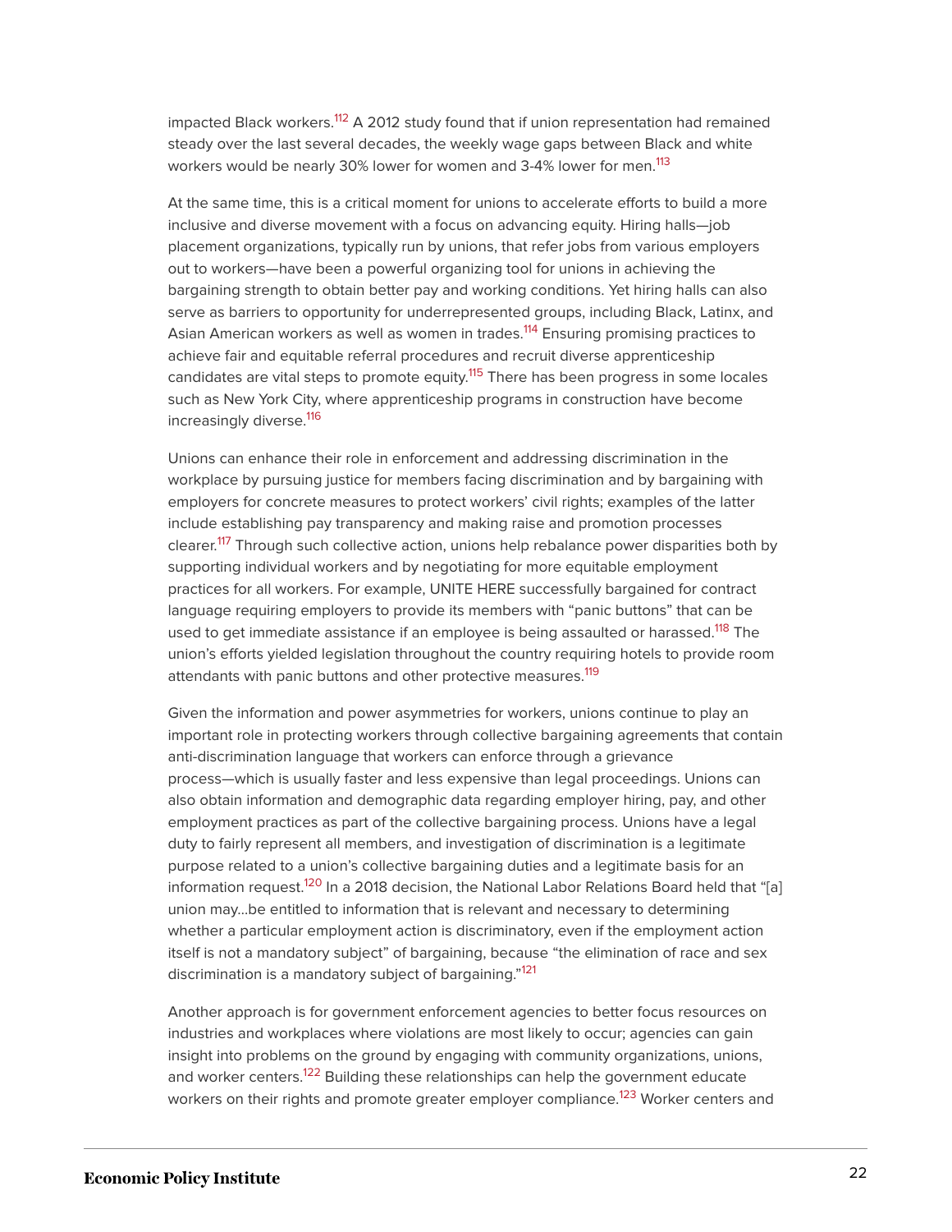impacted Black workers.[112] A 2012 study found that if union representation had remained steady over the last several decades, the weekly wage gaps between Black and white workers would be nearly 30% lower for women and 3-4% lower for men.[113]

At the same time, this is a critical moment for unions to accelerate efforts to build a more inclusive and diverse movement with a focus on advancing equity. Hiring halls—job placement organizations, typically run by unions, that refer jobs from various employers out to workers—have been a powerful organizing tool for unions in achieving the bargaining strength to obtain better pay and working conditions. Yet hiring halls can also serve as barriers to opportunity for underrepresented groups, including Black, Latinx, and Asian American workers as well as women in trades.[114] Ensuring promising practices to achieve fair and equitable referral procedures and recruit diverse apprenticeship candidates are vital steps to promote equity.[115] There has been progress in some locales such as New York City, where apprenticeship programs in construction have become increasingly diverse.[116]

Unions can enhance their role in enforcement and addressing discrimination in the workplace by pursuing justice for members facing discrimination and by bargaining with employers for concrete measures to protect workers' civil rights; examples of the latter include establishing pay transparency and making raise and promotion processes clearer.[117] Through such collective action, unions help rebalance power disparities both by supporting individual workers and by negotiating for more equitable employment practices for all workers. For example, UNITE HERE successfully bargained for contract language requiring employers to provide its members with "panic buttons" that can be used to get immediate assistance if an employee is being assaulted or harassed.[118] The union's efforts yielded legislation throughout the country requiring hotels to provide room attendants with panic buttons and other protective measures.[119]

Given the information and power asymmetries for workers, unions continue to play an important role in protecting workers through collective bargaining agreements that contain anti-discrimination language that workers can enforce through a grievance process—which is usually faster and less expensive than legal proceedings. Unions can also obtain information and demographic data regarding employer hiring, pay, and other employment practices as part of the collective bargaining process. Unions have a legal duty to fairly represent all members, and investigation of discrimination is a legitimate purpose related to a union's collective bargaining duties and a legitimate basis for an information request.[120] In a 2018 decision, the National Labor Relations Board held that "[a] union may…be entitled to information that is relevant and necessary to determining whether a particular employment action is discriminatory, even if the employment action itself is not a mandatory subject" of bargaining, because "the elimination of race and sex discrimination is a mandatory subject of bargaining."[121]

Another approach is for government enforcement agencies to better focus resources on industries and workplaces where violations are most likely to occur; agencies can gain insight into problems on the ground by engaging with community organizations, unions, and worker centers.[122] Building these relationships can help the government educate workers on their rights and promote greater employer compliance.[123] Worker centers and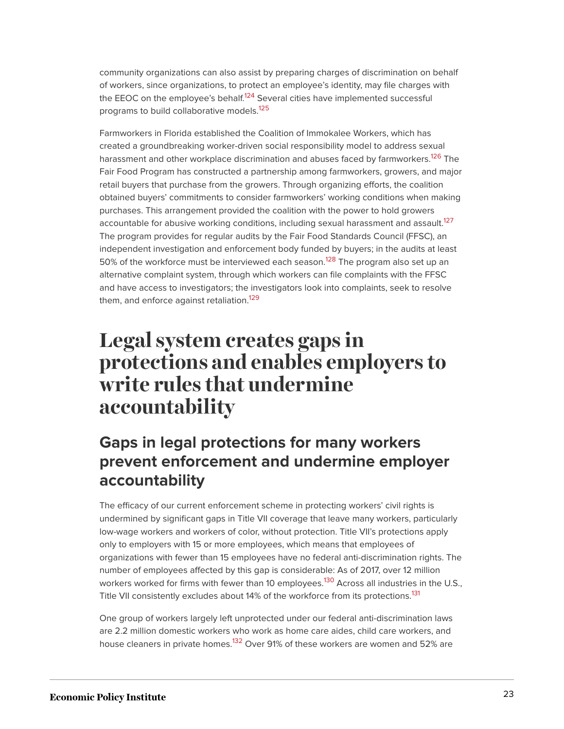community organizations can also assist by preparing charges of discrimination on behalf of workers, since organizations, to protect an employee's identity, may file charges with the EEOC on the employee's behalf.[124] Several cities have implemented successful programs to build collaborative models.[125]

Farmworkers in Florida established the Coalition of Immokalee Workers, which has created a groundbreaking worker-driven social responsibility model to address sexual harassment and other workplace discrimination and abuses faced by farmworkers.[126] The Fair Food Program has constructed a partnership among farmworkers, growers, and major retail buyers that purchase from the growers. Through organizing efforts, the coalition obtained buyers' commitments to consider farmworkers' working conditions when making purchases. This arrangement provided the coalition with the power to hold growers accountable for abusive working conditions, including sexual harassment and assault.[127] The program provides for regular audits by the Fair Food Standards Council (FFSC), an independent investigation and enforcement body funded by buyers; in the audits at least 50% of the workforce must be interviewed each season.[128] The program also set up an alternative complaint system, through which workers can file complaints with the FFSC and have access to investigators; the investigators look into complaints, seek to resolve them, and enforce against retaliation.[129]

# Legal system creates gaps in protections and enables employers to write rules that undermine accountability

## Gaps in legal protections for many workers prevent enforcement and undermine employer accountability

The efficacy of our current enforcement scheme in protecting workers' civil rights is undermined by significant gaps in Title VII coverage that leave many workers, particularly low-wage workers and workers of color, without protection. Title VII's protections apply only to employers with 15 or more employees, which means that employees of organizations with fewer than 15 employees have no federal anti-discrimination rights. The number of employees affected by this gap is considerable: As of 2017, over 12 million workers worked for firms with fewer than 10 employees.[130] Across all industries in the U.S., Title VII consistently excludes about 14% of the workforce from its protections.[131]

One group of workers largely left unprotected under our federal anti-discrimination laws are 2.2 million domestic workers who work as home care aides, child care workers, and house cleaners in private homes.[132] Over 91% of these workers are women and 52% are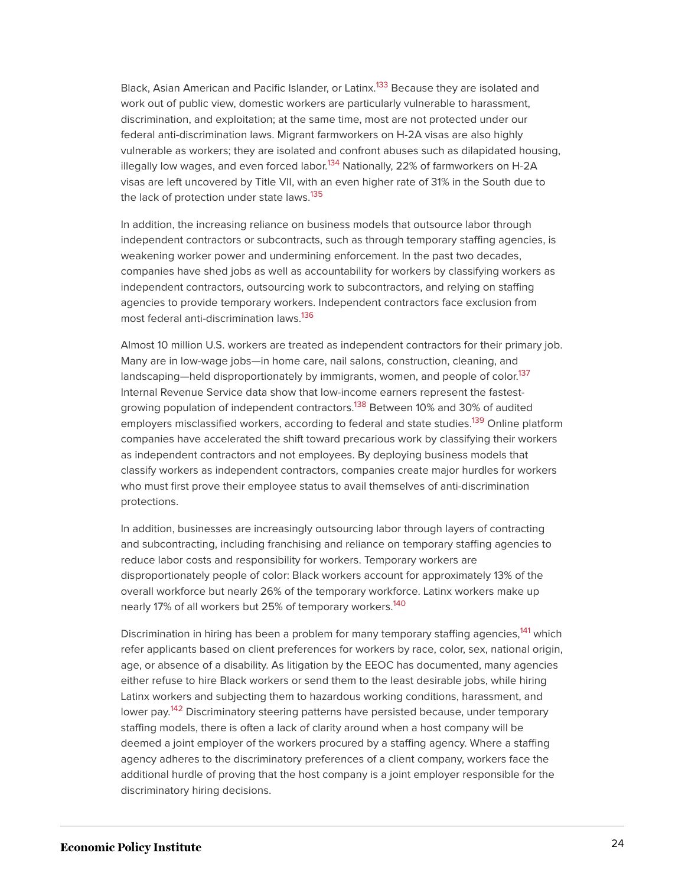Black, Asian American and Pacific Islander, or Latinx.[133] Because they are isolated and work out of public view, domestic workers are particularly vulnerable to harassment, discrimination, and exploitation; at the same time, most are not protected under our federal anti-discrimination laws. Migrant farmworkers on H-2A visas are also highly vulnerable as workers; they are isolated and confront abuses such as dilapidated housing, illegally low wages, and even forced labor.[134] Nationally, 22% of farmworkers on H-2A visas are left uncovered by Title VII, with an even higher rate of 31% in the South due to the lack of protection under state laws.[135]

In addition, the increasing reliance on business models that outsource labor through independent contractors or subcontracts, such as through temporary staffing agencies, is weakening worker power and undermining enforcement. In the past two decades, companies have shed jobs as well as accountability for workers by classifying workers as independent contractors, outsourcing work to subcontractors, and relying on staffing agencies to provide temporary workers. Independent contractors face exclusion from most federal anti-discrimination laws.[136]

Almost 10 million U.S. workers are treated as independent contractors for their primary job. Many are in low-wage jobs—in home care, nail salons, construction, cleaning, and landscaping—held disproportionately by immigrants, women, and people of color.[137] Internal Revenue Service data show that low-income earners represent the fastest-growing population of independent contractors.[138] Between 10% and 30% of audited employers misclassified workers, according to federal and state studies.[139] Online platform companies have accelerated the shift toward precarious work by classifying their workers as independent contractors and not employees. By deploying business models that classify workers as independent contractors, companies create major hurdles for workers who must first prove their employee status to avail themselves of anti-discrimination protections.

In addition, businesses are increasingly outsourcing labor through layers of contracting and subcontracting, including franchising and reliance on temporary staffing agencies to reduce labor costs and responsibility for workers. Temporary workers are disproportionately people of color: Black workers account for approximately 13% of the overall workforce but nearly 26% of the temporary workforce. Latinx workers make up nearly 17% of all workers but 25% of temporary workers.[140]

Discrimination in hiring has been a problem for many temporary staffing agencies,[141] which refer applicants based on client preferences for workers by race, color, sex, national origin, age, or absence of a disability. As litigation by the EEOC has documented, many agencies either refuse to hire Black workers or send them to the least desirable jobs, while hiring Latinx workers and subjecting them to hazardous working conditions, harassment, and lower pay.[142] Discriminatory steering patterns have persisted because, under temporary staffing models, there is often a lack of clarity around when a host company will be deemed a joint employer of the workers procured by a staffing agency. Where a staffing agency adheres to the discriminatory preferences of a client company, workers face the additional hurdle of proving that the host company is a joint employer responsible for the discriminatory hiring decisions.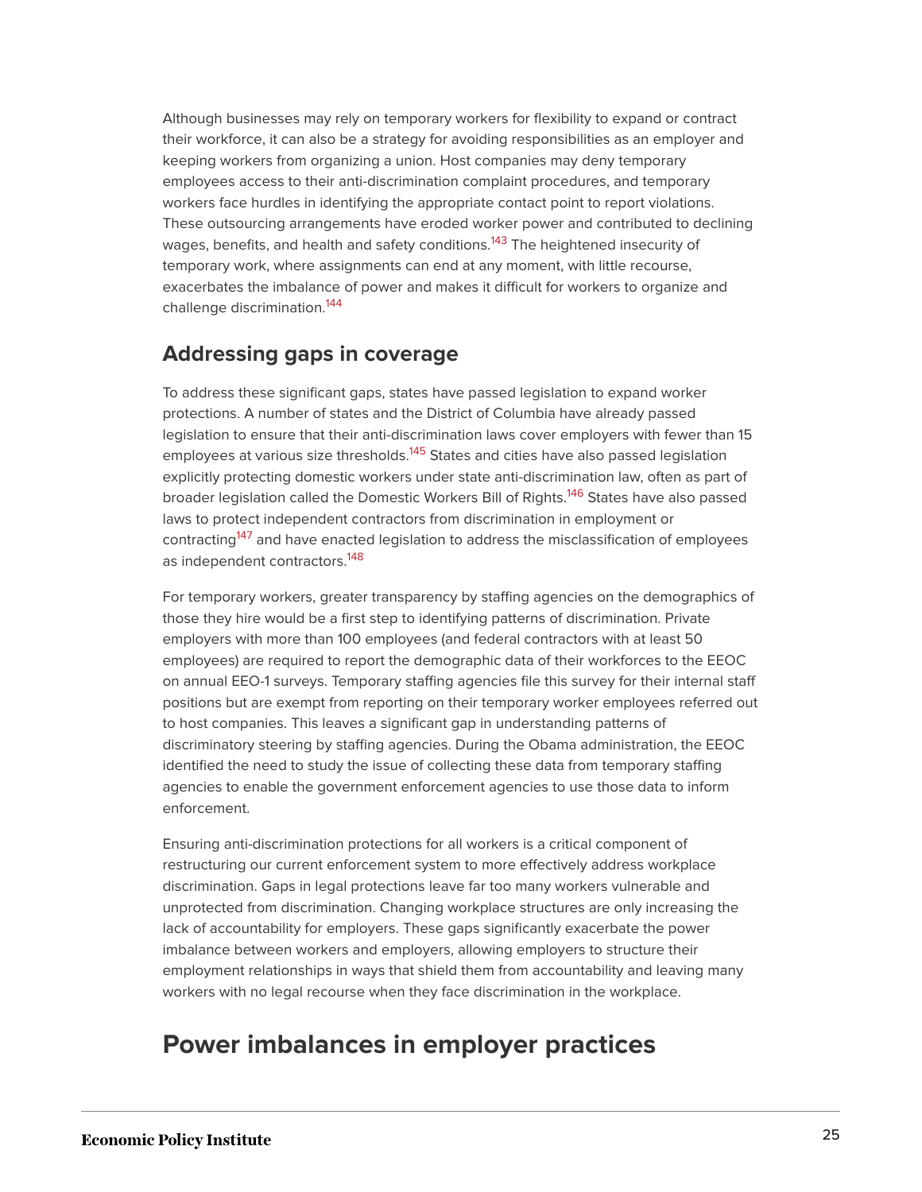Although businesses may rely on temporary workers for flexibility to expand or contract their workforce, it can also be a strategy for avoiding responsibilities as an employer and keeping workers from organizing a union. Host companies may deny temporary employees access to their anti-discrimination complaint procedures, and temporary workers face hurdles in identifying the appropriate contact point to report violations. These outsourcing arrangements have eroded worker power and contributed to declining wages, benefits, and health and safety conditions.[143] The heightened insecurity of temporary work, where assignments can end at any moment, with little recourse, exacerbates the imbalance of power and makes it difficult for workers to organize and challenge discrimination.[144]

## Addressing gaps in coverage

To address these significant gaps, states have passed legislation to expand worker protections. A number of states and the District of Columbia have already passed legislation to ensure that their anti-discrimination laws cover employers with fewer than 15 employees at various size thresholds.[145] States and cities have also passed legislation explicitly protecting domestic workers under state anti-discrimination law, often as part of broader legislation called the Domestic Workers Bill of Rights.[146] States have also passed laws to protect independent contractors from discrimination in employment or contracting[147] and have enacted legislation to address the misclassification of employees as independent contractors.[148]

For temporary workers, greater transparency by staffing agencies on the demographics of those they hire would be a first step to identifying patterns of discrimination. Private employers with more than 100 employees (and federal contractors with at least 50 employees) are required to report the demographic data of their workforces to the EEOC on annual EEO-1 surveys. Temporary staffing agencies file this survey for their internal staff positions but are exempt from reporting on their temporary worker employees referred out to host companies. This leaves a significant gap in understanding patterns of discriminatory steering by staffing agencies. During the Obama administration, the EEOC identified the need to study the issue of collecting these data from temporary staffing agencies to enable the government enforcement agencies to use those data to inform enforcement.

Ensuring anti-discrimination protections for all workers is a critical component of restructuring our current enforcement system to more effectively address workplace discrimination. Gaps in legal protections leave far too many workers vulnerable and unprotected from discrimination. Changing workplace structures are only increasing the lack of accountability for employers. These gaps significantly exacerbate the power imbalance between workers and employers, allowing employers to structure their employment relationships in ways that shield them from accountability and leaving many workers with no legal recourse when they face discrimination in the workplace.

# Power imbalances in employer practices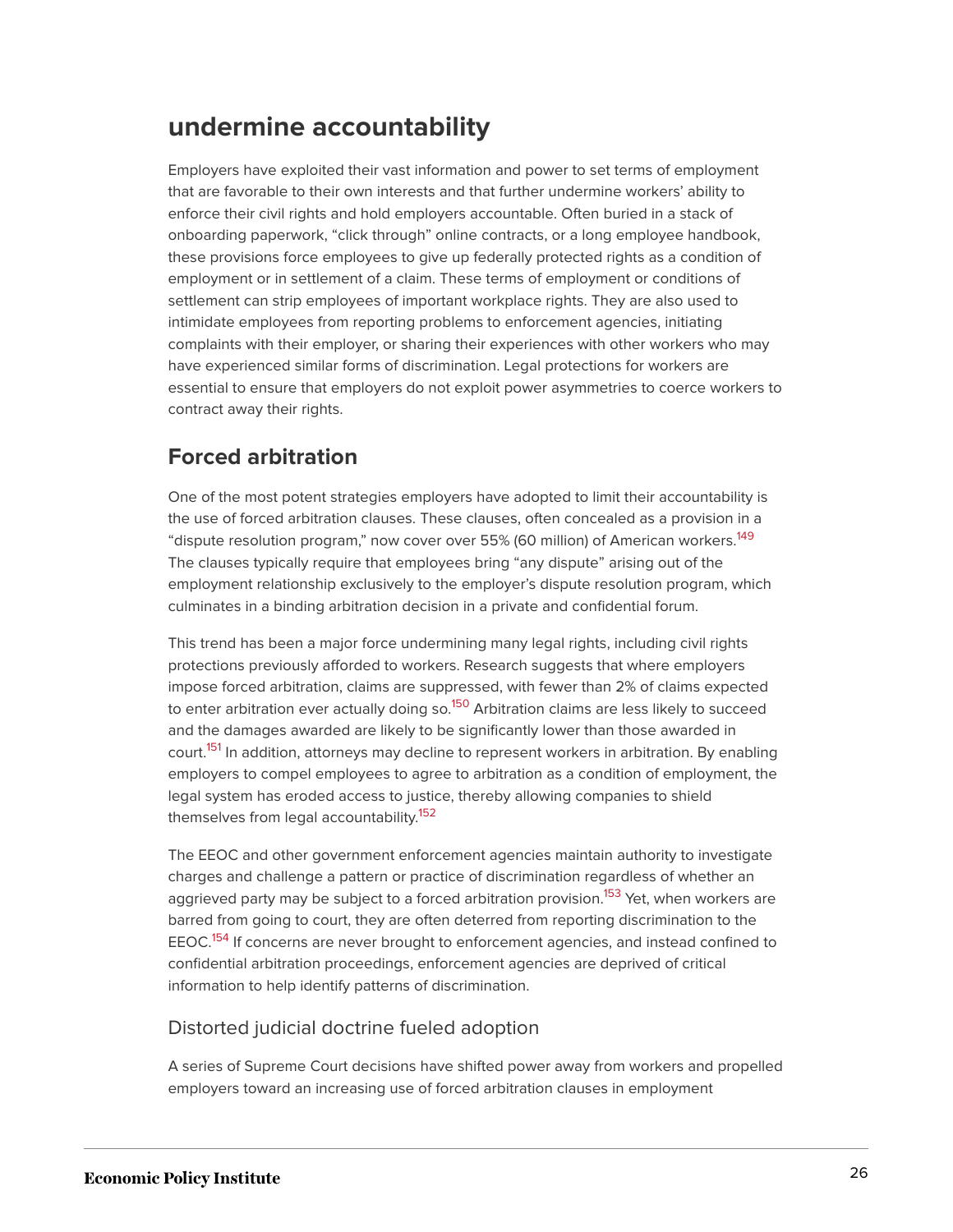## undermine accountability

Employers have exploited their vast information and power to set terms of employment that are favorable to their own interests and that further undermine workers' ability to enforce their civil rights and hold employers accountable. Often buried in a stack of onboarding paperwork, "click through" online contracts, or a long employee handbook, these provisions force employees to give up federally protected rights as a condition of employment or in settlement of a claim. These terms of employment or conditions of settlement can strip employees of important workplace rights. They are also used to intimidate employees from reporting problems to enforcement agencies, initiating complaints with their employer, or sharing their experiences with other workers who may have experienced similar forms of discrimination. Legal protections for workers are essential to ensure that employers do not exploit power asymmetries to coerce workers to contract away their rights.

## Forced arbitration

One of the most potent strategies employers have adopted to limit their accountability is the use of forced arbitration clauses. These clauses, often concealed as a provision in a "dispute resolution program," now cover over 55% (60 million) of American workers.[149] The clauses typically require that employees bring "any dispute" arising out of the employment relationship exclusively to the employer's dispute resolution program, which culminates in a binding arbitration decision in a private and confidential forum.

This trend has been a major force undermining many legal rights, including civil rights protections previously afforded to workers. Research suggests that where employers impose forced arbitration, claims are suppressed, with fewer than 2% of claims expected to enter arbitration ever actually doing so.[150] Arbitration claims are less likely to succeed and the damages awarded are likely to be significantly lower than those awarded in court.[151] In addition, attorneys may decline to represent workers in arbitration. By enabling employers to compel employees to agree to arbitration as a condition of employment, the legal system has eroded access to justice, thereby allowing companies to shield themselves from legal accountability.[152]

The EEOC and other government enforcement agencies maintain authority to investigate charges and challenge a pattern or practice of discrimination regardless of whether an aggrieved party may be subject to a forced arbitration provision.[153] Yet, when workers are barred from going to court, they are often deterred from reporting discrimination to the EEOC.[154] If concerns are never brought to enforcement agencies, and instead confined to confidential arbitration proceedings, enforcement agencies are deprived of critical information to help identify patterns of discrimination.

### Distorted judicial doctrine fueled adoption

A series of Supreme Court decisions have shifted power away from workers and propelled employers toward an increasing use of forced arbitration clauses in employment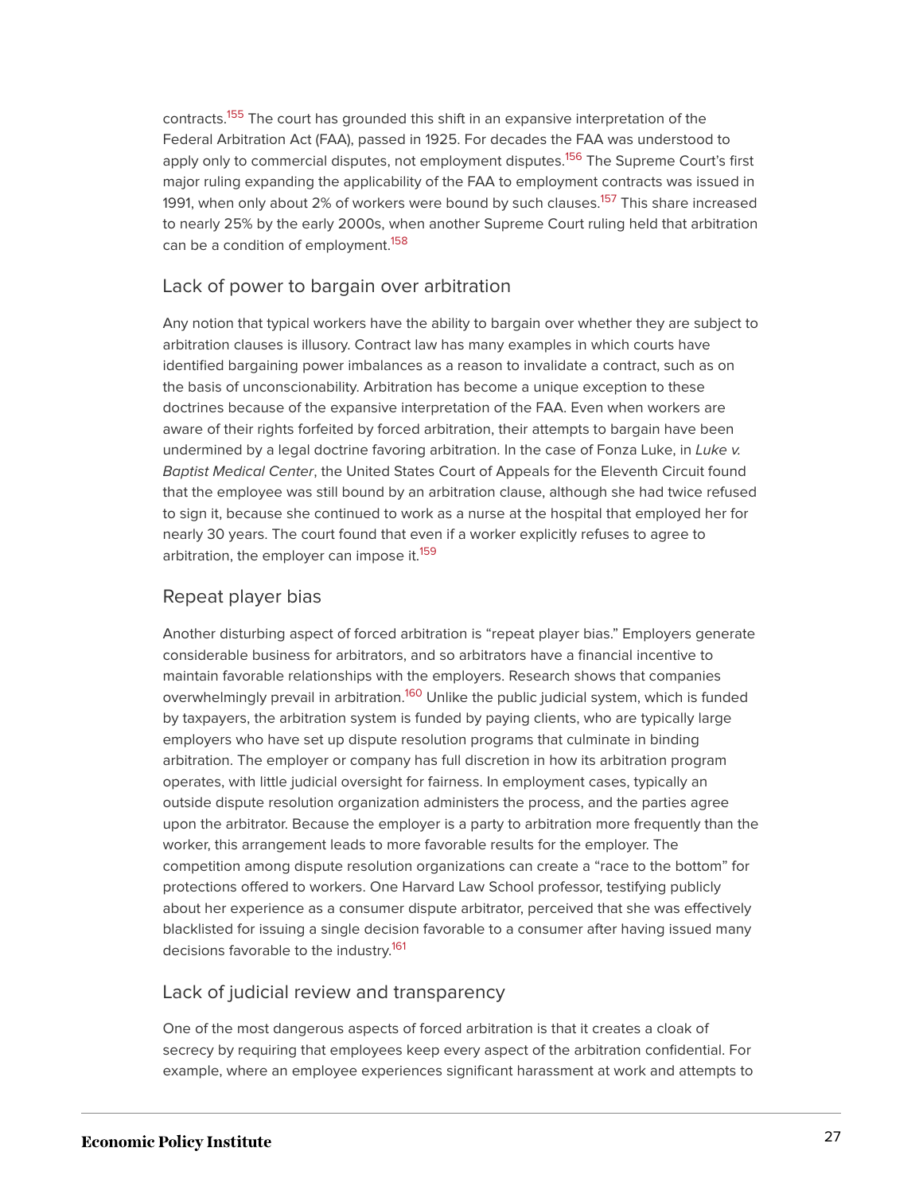contracts.[155] The court has grounded this shift in an expansive interpretation of the Federal Arbitration Act (FAA), passed in 1925. For decades the FAA was understood to apply only to commercial disputes, not employment disputes.[156] The Supreme Court's first major ruling expanding the applicability of the FAA to employment contracts was issued in 1991, when only about 2% of workers were bound by such clauses.[157] This share increased to nearly 25% by the early 2000s, when another Supreme Court ruling held that arbitration can be a condition of employment.[158]

## Lack of power to bargain over arbitration

Any notion that typical workers have the ability to bargain over whether they are subject to arbitration clauses is illusory. Contract law has many examples in which courts have identified bargaining power imbalances as a reason to invalidate a contract, such as on the basis of unconscionability. Arbitration has become a unique exception to these doctrines because of the expansive interpretation of the FAA. Even when workers are aware of their rights forfeited by forced arbitration, their attempts to bargain have been undermined by a legal doctrine favoring arbitration. In the case of Fonza Luke, in *Luke v. Baptist Medical Center*, the United States Court of Appeals for the Eleventh Circuit found that the employee was still bound by an arbitration clause, although she had twice refused to sign it, because she continued to work as a nurse at the hospital that employed her for nearly 30 years. The court found that even if a worker explicitly refuses to agree to arbitration, the employer can impose it.[159]

## Repeat player bias

Another disturbing aspect of forced arbitration is "repeat player bias." Employers generate considerable business for arbitrators, and so arbitrators have a financial incentive to maintain favorable relationships with the employers. Research shows that companies overwhelmingly prevail in arbitration.[160] Unlike the public judicial system, which is funded by taxpayers, the arbitration system is funded by paying clients, who are typically large employers who have set up dispute resolution programs that culminate in binding arbitration. The employer or company has full discretion in how its arbitration program operates, with little judicial oversight for fairness. In employment cases, typically an outside dispute resolution organization administers the process, and the parties agree upon the arbitrator. Because the employer is a party to arbitration more frequently than the worker, this arrangement leads to more favorable results for the employer. The competition among dispute resolution organizations can create a "race to the bottom" for protections offered to workers. One Harvard Law School professor, testifying publicly about her experience as a consumer dispute arbitrator, perceived that she was effectively blacklisted for issuing a single decision favorable to a consumer after having issued many decisions favorable to the industry.[161]

## Lack of judicial review and transparency

One of the most dangerous aspects of forced arbitration is that it creates a cloak of secrecy by requiring that employees keep every aspect of the arbitration confidential. For example, where an employee experiences significant harassment at work and attempts to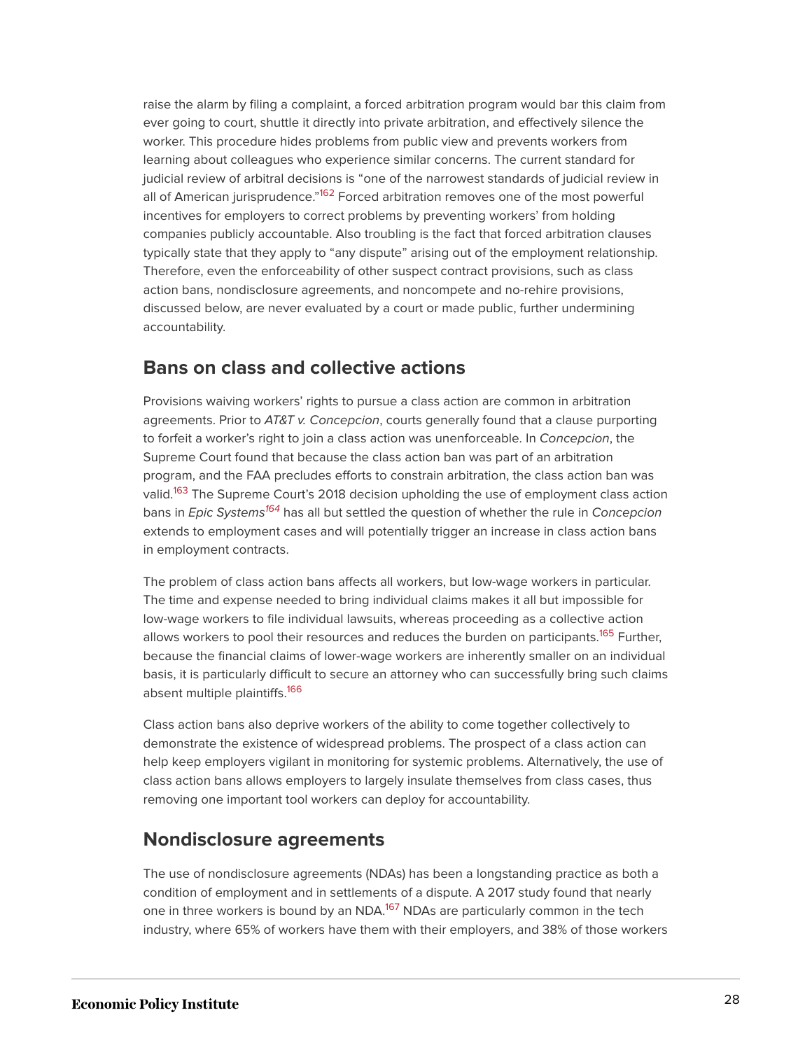raise the alarm by filing a complaint, a forced arbitration program would bar this claim from ever going to court, shuttle it directly into private arbitration, and effectively silence the worker. This procedure hides problems from public view and prevents workers from learning about colleagues who experience similar concerns. The current standard for judicial review of arbitral decisions is "one of the narrowest standards of judicial review in all of American jurisprudence."[162] Forced arbitration removes one of the most powerful incentives for employers to correct problems by preventing workers' from holding companies publicly accountable. Also troubling is the fact that forced arbitration clauses typically state that they apply to "any dispute" arising out of the employment relationship. Therefore, even the enforceability of other suspect contract provisions, such as class action bans, nondisclosure agreements, and noncompete and no-rehire provisions, discussed below, are never evaluated by a court or made public, further undermining accountability.

## Bans on class and collective actions

Provisions waiving workers' rights to pursue a class action are common in arbitration agreements. Prior to *AT&T v. Concepcion*, courts generally found that a clause purporting to forfeit a worker's right to join a class action was unenforceable. In *Concepcion*, the Supreme Court found that because the class action ban was part of an arbitration program, and the FAA precludes efforts to constrain arbitration, the class action ban was valid.[163] The Supreme Court's 2018 decision upholding the use of employment class action bans in *Epic Systems*[164] has all but settled the question of whether the rule in *Concepcion* extends to employment cases and will potentially trigger an increase in class action bans in employment contracts.

The problem of class action bans affects all workers, but low-wage workers in particular. The time and expense needed to bring individual claims makes it all but impossible for low-wage workers to file individual lawsuits, whereas proceeding as a collective action allows workers to pool their resources and reduces the burden on participants.[165] Further, because the financial claims of lower-wage workers are inherently smaller on an individual basis, it is particularly difficult to secure an attorney who can successfully bring such claims absent multiple plaintiffs.[166]

Class action bans also deprive workers of the ability to come together collectively to demonstrate the existence of widespread problems. The prospect of a class action can help keep employers vigilant in monitoring for systemic problems. Alternatively, the use of class action bans allows employers to largely insulate themselves from class cases, thus removing one important tool workers can deploy for accountability.

## Nondisclosure agreements

The use of nondisclosure agreements (NDAs) has been a longstanding practice as both a condition of employment and in settlements of a dispute. A 2017 study found that nearly one in three workers is bound by an NDA.[167] NDAs are particularly common in the tech industry, where 65% of workers have them with their employers, and 38% of those workers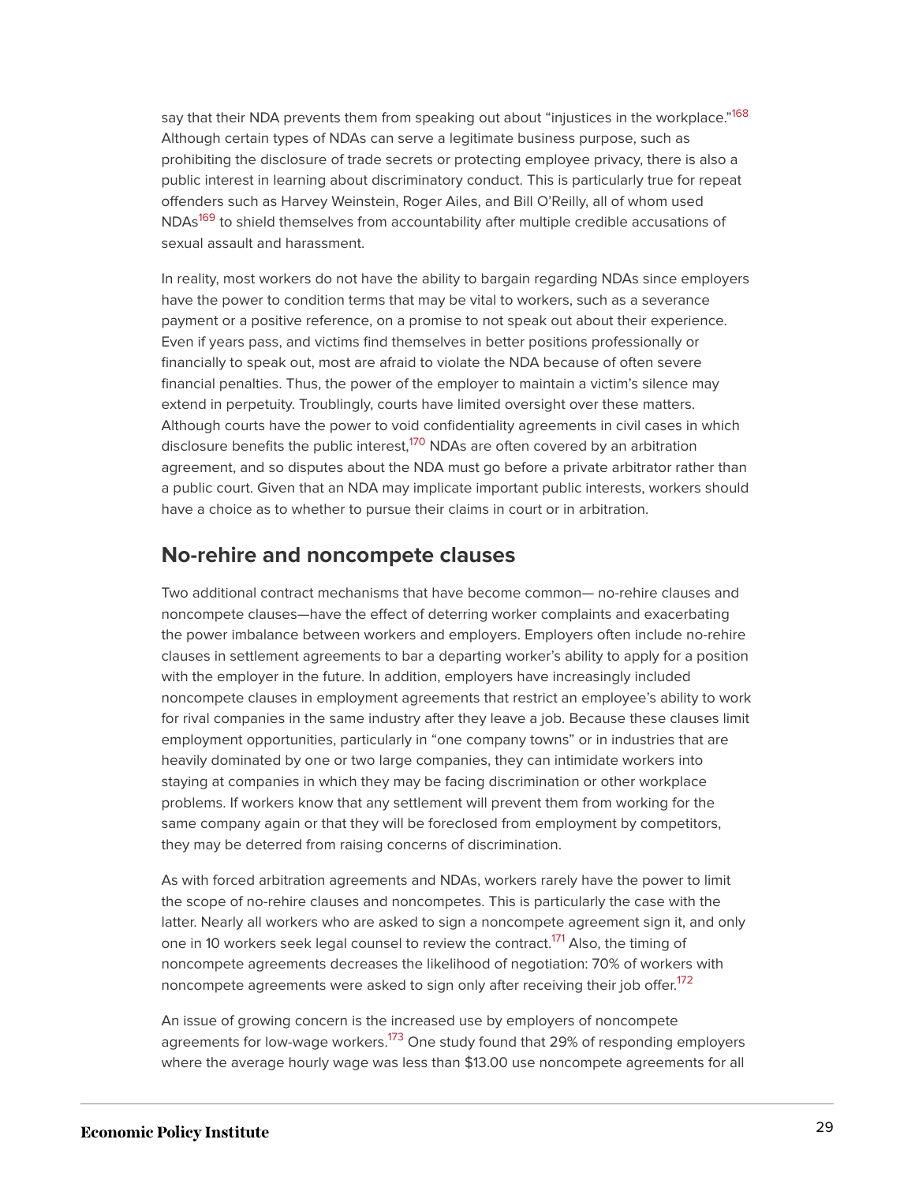say that their NDA prevents them from speaking out about "injustices in the workplace."[168] Although certain types of NDAs can serve a legitimate business purpose, such as prohibiting the disclosure of trade secrets or protecting employee privacy, there is also a public interest in learning about discriminatory conduct. This is particularly true for repeat offenders such as Harvey Weinstein, Roger Ailes, and Bill O'Reilly, all of whom used NDAs[169] to shield themselves from accountability after multiple credible accusations of sexual assault and harassment.

In reality, most workers do not have the ability to bargain regarding NDAs since employers have the power to condition terms that may be vital to workers, such as a severance payment or a positive reference, on a promise to not speak out about their experience. Even if years pass, and victims find themselves in better positions professionally or financially to speak out, most are afraid to violate the NDA because of often severe financial penalties. Thus, the power of the employer to maintain a victim's silence may extend in perpetuity. Troublingly, courts have limited oversight over these matters. Although courts have the power to void confidentiality agreements in civil cases in which disclosure benefits the public interest,[170] NDAs are often covered by an arbitration agreement, and so disputes about the NDA must go before a private arbitrator rather than a public court. Given that an NDA may implicate important public interests, workers should have a choice as to whether to pursue their claims in court or in arbitration.

## No-rehire and noncompete clauses

Two additional contract mechanisms that have become common— no-rehire clauses and noncompete clauses—have the effect of deterring worker complaints and exacerbating the power imbalance between workers and employers. Employers often include no-rehire clauses in settlement agreements to bar a departing worker's ability to apply for a position with the employer in the future. In addition, employers have increasingly included noncompete clauses in employment agreements that restrict an employee's ability to work for rival companies in the same industry after they leave a job. Because these clauses limit employment opportunities, particularly in "one company towns" or in industries that are heavily dominated by one or two large companies, they can intimidate workers into staying at companies in which they may be facing discrimination or other workplace problems. If workers know that any settlement will prevent them from working for the same company again or that they will be foreclosed from employment by competitors, they may be deterred from raising concerns of discrimination.

As with forced arbitration agreements and NDAs, workers rarely have the power to limit the scope of no-rehire clauses and noncompetes. This is particularly the case with the latter. Nearly all workers who are asked to sign a noncompete agreement sign it, and only one in 10 workers seek legal counsel to review the contract.[171] Also, the timing of noncompete agreements decreases the likelihood of negotiation: 70% of workers with noncompete agreements were asked to sign only after receiving their job offer.[172]

An issue of growing concern is the increased use by employers of noncompete agreements for low-wage workers.[173] One study found that 29% of responding employers where the average hourly wage was less than $13.00 use noncompete agreements for all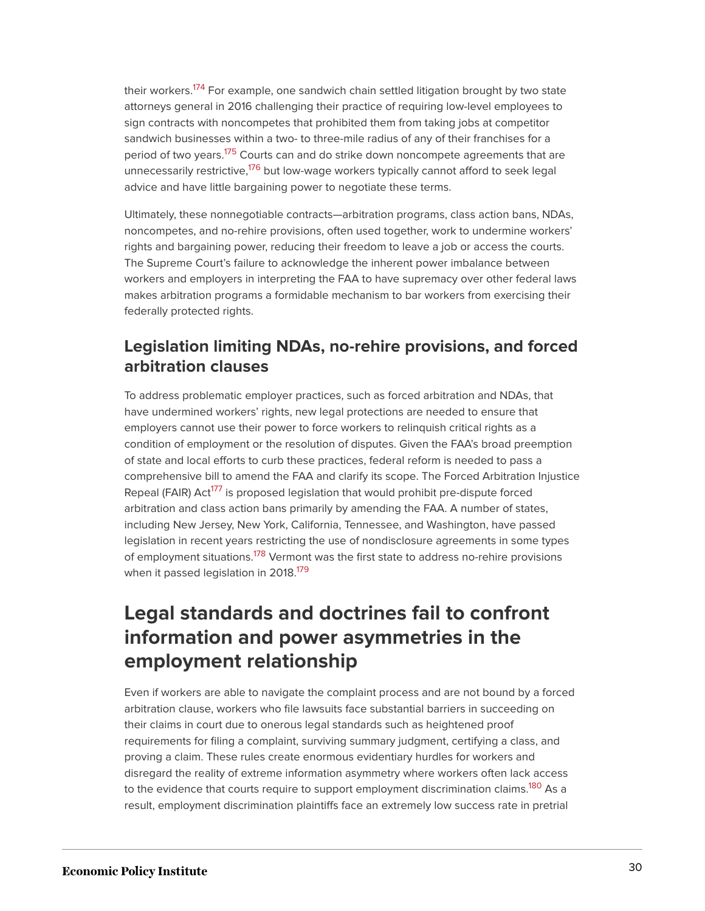their workers.[174] For example, one sandwich chain settled litigation brought by two state attorneys general in 2016 challenging their practice of requiring low-level employees to sign contracts with noncompetes that prohibited them from taking jobs at competitor sandwich businesses within a two- to three-mile radius of any of their franchises for a period of two years.[175] Courts can and do strike down noncompete agreements that are unnecessarily restrictive,[176] but low-wage workers typically cannot afford to seek legal advice and have little bargaining power to negotiate these terms.

Ultimately, these nonnegotiable contracts—arbitration programs, class action bans, NDAs, noncompetes, and no-rehire provisions, often used together, work to undermine workers' rights and bargaining power, reducing their freedom to leave a job or access the courts. The Supreme Court's failure to acknowledge the inherent power imbalance between workers and employers in interpreting the FAA to have supremacy over other federal laws makes arbitration programs a formidable mechanism to bar workers from exercising their federally protected rights.

### Legislation limiting NDAs, no-rehire provisions, and forced arbitration clauses

To address problematic employer practices, such as forced arbitration and NDAs, that have undermined workers' rights, new legal protections are needed to ensure that employers cannot use their power to force workers to relinquish critical rights as a condition of employment or the resolution of disputes. Given the FAA's broad preemption of state and local efforts to curb these practices, federal reform is needed to pass a comprehensive bill to amend the FAA and clarify its scope. The Forced Arbitration Injustice Repeal (FAIR) Act[177] is proposed legislation that would prohibit pre-dispute forced arbitration and class action bans primarily by amending the FAA. A number of states, including New Jersey, New York, California, Tennessee, and Washington, have passed legislation in recent years restricting the use of nondisclosure agreements in some types of employment situations.[178] Vermont was the first state to address no-rehire provisions when it passed legislation in 2018.[179]

## Legal standards and doctrines fail to confront information and power asymmetries in the employment relationship

Even if workers are able to navigate the complaint process and are not bound by a forced arbitration clause, workers who file lawsuits face substantial barriers in succeeding on their claims in court due to onerous legal standards such as heightened proof requirements for filing a complaint, surviving summary judgment, certifying a class, and proving a claim. These rules create enormous evidentiary hurdles for workers and disregard the reality of extreme information asymmetry where workers often lack access to the evidence that courts require to support employment discrimination claims.[180] As a result, employment discrimination plaintiffs face an extremely low success rate in pretrial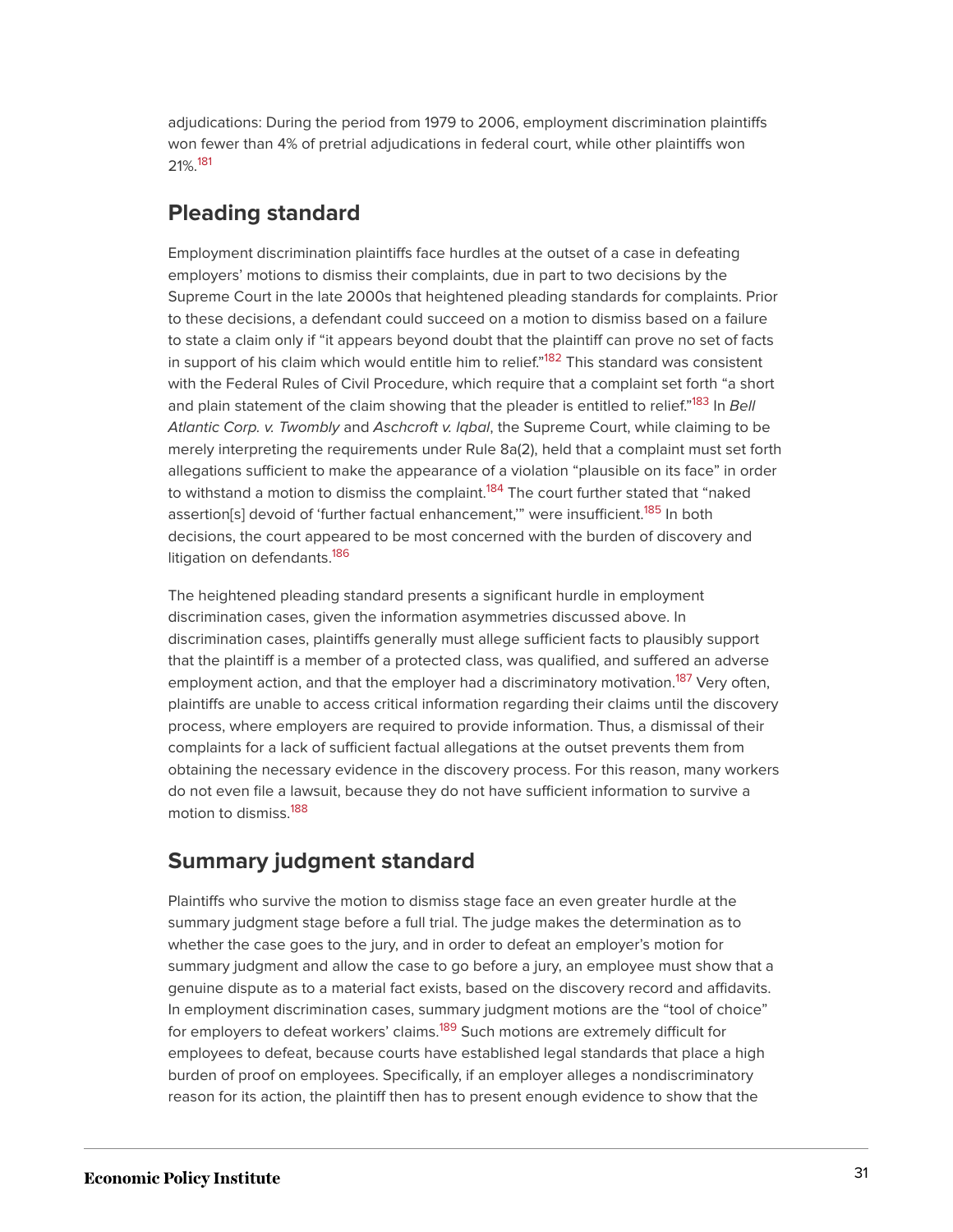adjudications: During the period from 1979 to 2006, employment discrimination plaintiffs won fewer than 4% of pretrial adjudications in federal court, while other plaintiffs won 21%.[181]

## Pleading standard

Employment discrimination plaintiffs face hurdles at the outset of a case in defeating employers' motions to dismiss their complaints, due in part to two decisions by the Supreme Court in the late 2000s that heightened pleading standards for complaints. Prior to these decisions, a defendant could succeed on a motion to dismiss based on a failure to state a claim only if "it appears beyond doubt that the plaintiff can prove no set of facts in support of his claim which would entitle him to relief."[182] This standard was consistent with the Federal Rules of Civil Procedure, which require that a complaint set forth "a short and plain statement of the claim showing that the pleader is entitled to relief."[183] In *Bell Atlantic Corp. v. Twombly* and *Aschcroft v. Iqbal*, the Supreme Court, while claiming to be merely interpreting the requirements under Rule 8a(2), held that a complaint must set forth allegations sufficient to make the appearance of a violation "plausible on its face" in order to withstand a motion to dismiss the complaint.[184] The court further stated that "naked assertion[s] devoid of 'further factual enhancement,'" were insufficient.[185] In both decisions, the court appeared to be most concerned with the burden of discovery and litigation on defendants.[186]

The heightened pleading standard presents a significant hurdle in employment discrimination cases, given the information asymmetries discussed above. In discrimination cases, plaintiffs generally must allege sufficient facts to plausibly support that the plaintiff is a member of a protected class, was qualified, and suffered an adverse employment action, and that the employer had a discriminatory motivation.[187] Very often, plaintiffs are unable to access critical information regarding their claims until the discovery process, where employers are required to provide information. Thus, a dismissal of their complaints for a lack of sufficient factual allegations at the outset prevents them from obtaining the necessary evidence in the discovery process. For this reason, many workers do not even file a lawsuit, because they do not have sufficient information to survive a motion to dismiss.[188]

## Summary judgment standard

Plaintiffs who survive the motion to dismiss stage face an even greater hurdle at the summary judgment stage before a full trial. The judge makes the determination as to whether the case goes to the jury, and in order to defeat an employer's motion for summary judgment and allow the case to go before a jury, an employee must show that a genuine dispute as to a material fact exists, based on the discovery record and affidavits. In employment discrimination cases, summary judgment motions are the "tool of choice" for employers to defeat workers' claims.[189] Such motions are extremely difficult for employees to defeat, because courts have established legal standards that place a high burden of proof on employees. Specifically, if an employer alleges a nondiscriminatory reason for its action, the plaintiff then has to present enough evidence to show that the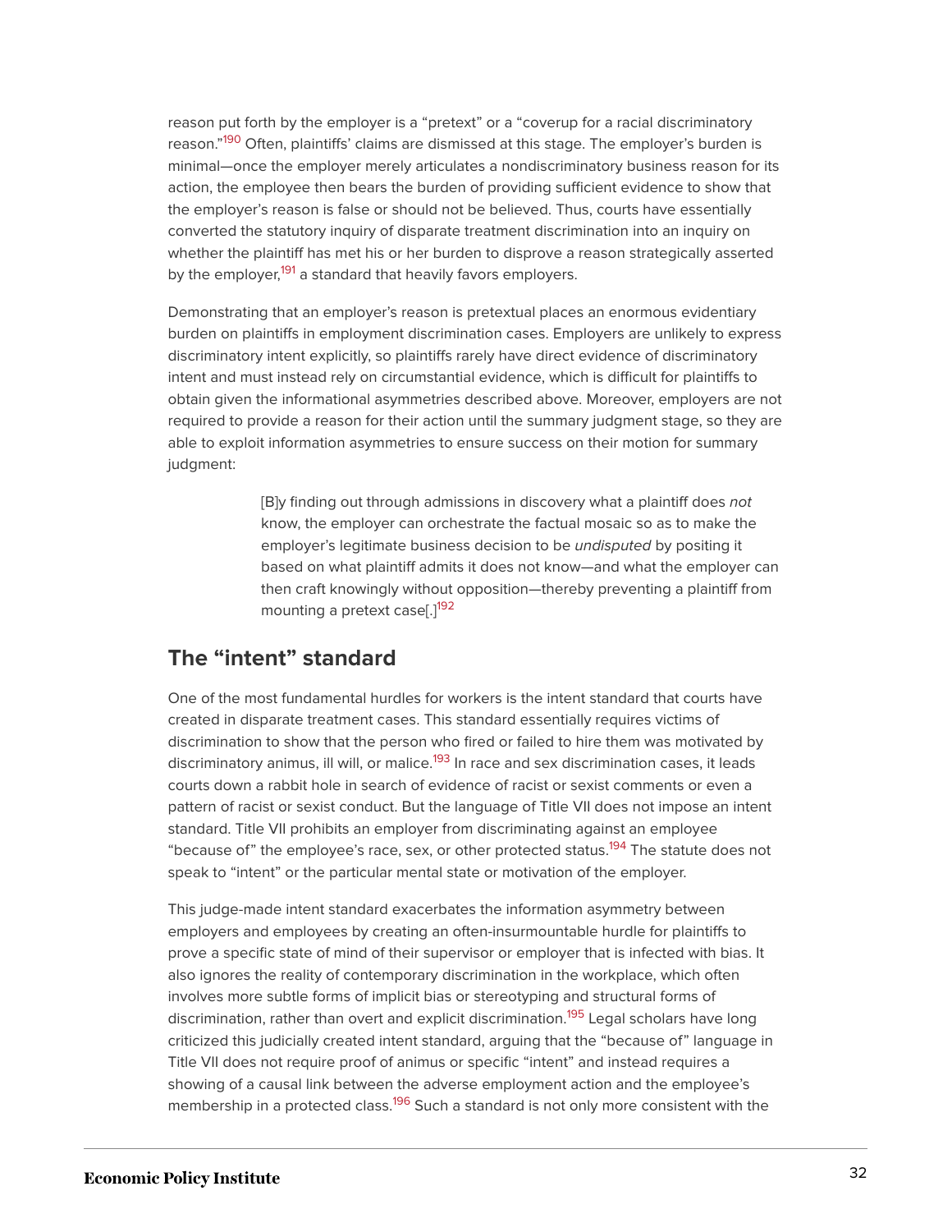reason put forth by the employer is a "pretext" or a "coverup for a racial discriminatory reason."[190] Often, plaintiffs' claims are dismissed at this stage. The employer's burden is minimal—once the employer merely articulates a nondiscriminatory business reason for its action, the employee then bears the burden of providing sufficient evidence to show that the employer's reason is false or should not be believed. Thus, courts have essentially converted the statutory inquiry of disparate treatment discrimination into an inquiry on whether the plaintiff has met his or her burden to disprove a reason strategically asserted by the employer,[191] a standard that heavily favors employers.

Demonstrating that an employer's reason is pretextual places an enormous evidentiary burden on plaintiffs in employment discrimination cases. Employers are unlikely to express discriminatory intent explicitly, so plaintiffs rarely have direct evidence of discriminatory intent and must instead rely on circumstantial evidence, which is difficult for plaintiffs to obtain given the informational asymmetries described above. Moreover, employers are not required to provide a reason for their action until the summary judgment stage, so they are able to exploit information asymmetries to ensure success on their motion for summary judgment:

> [B]y finding out through admissions in discovery what a plaintiff does *not* know, the employer can orchestrate the factual mosaic so as to make the employer's legitimate business decision to be *undisputed* by positing it based on what plaintiff admits it does not know—and what the employer can then craft knowingly without opposition—thereby preventing a plaintiff from mounting a pretext case[.][192]

## The "intent" standard

One of the most fundamental hurdles for workers is the intent standard that courts have created in disparate treatment cases. This standard essentially requires victims of discrimination to show that the person who fired or failed to hire them was motivated by discriminatory animus, ill will, or malice.[193] In race and sex discrimination cases, it leads courts down a rabbit hole in search of evidence of racist or sexist comments or even a pattern of racist or sexist conduct. But the language of Title VII does not impose an intent standard. Title VII prohibits an employer from discriminating against an employee "because of" the employee's race, sex, or other protected status.[194] The statute does not speak to "intent" or the particular mental state or motivation of the employer.

This judge-made intent standard exacerbates the information asymmetry between employers and employees by creating an often-insurmountable hurdle for plaintiffs to prove a specific state of mind of their supervisor or employer that is infected with bias. It also ignores the reality of contemporary discrimination in the workplace, which often involves more subtle forms of implicit bias or stereotyping and structural forms of discrimination, rather than overt and explicit discrimination.[195] Legal scholars have long criticized this judicially created intent standard, arguing that the "because of" language in Title VII does not require proof of animus or specific "intent" and instead requires a showing of a causal link between the adverse employment action and the employee's membership in a protected class.[196] Such a standard is not only more consistent with the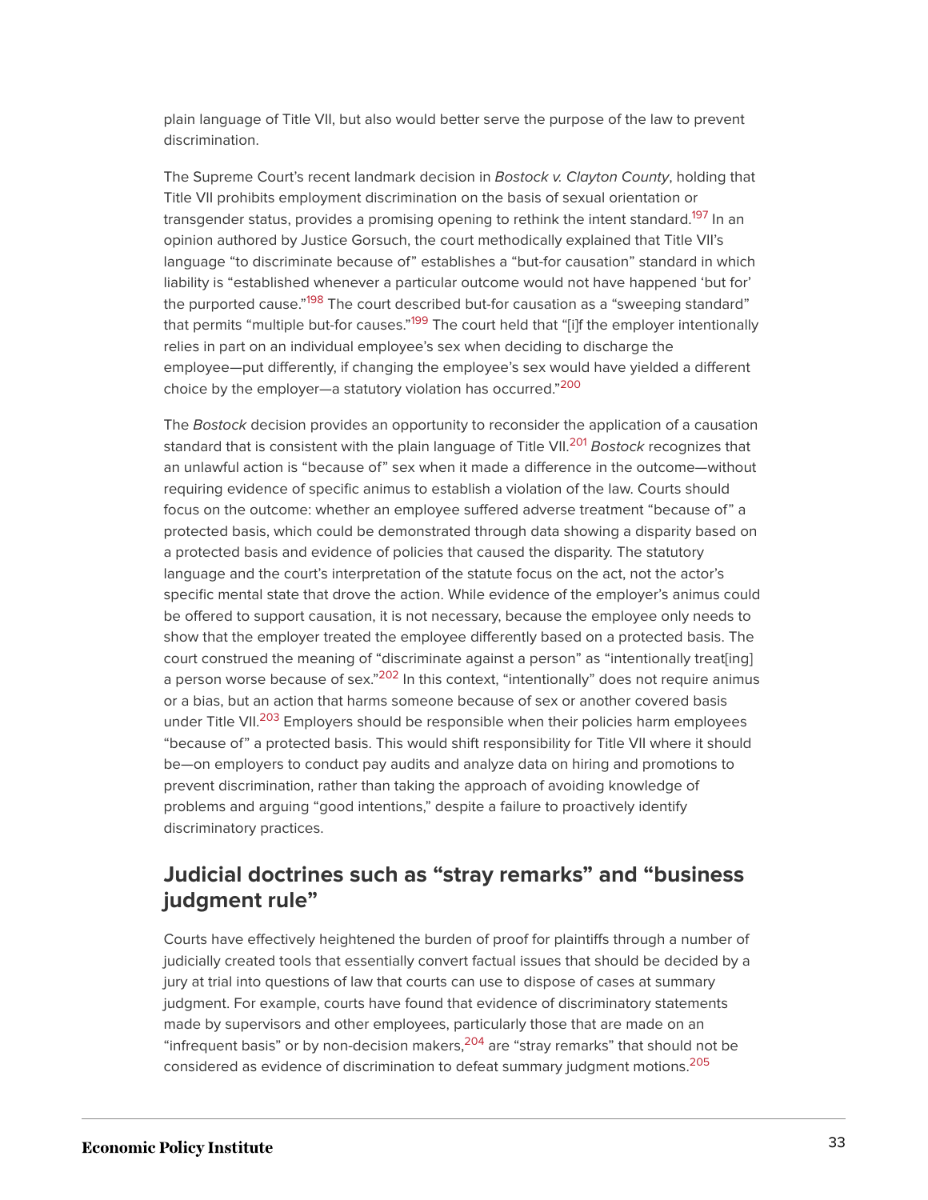plain language of Title VII, but also would better serve the purpose of the law to prevent discrimination.

The Supreme Court's recent landmark decision in *Bostock v. Clayton County*, holding that Title VII prohibits employment discrimination on the basis of sexual orientation or transgender status, provides a promising opening to rethink the intent standard.[197] In an opinion authored by Justice Gorsuch, the court methodically explained that Title VII's language "to discriminate because of" establishes a "but-for causation" standard in which liability is "established whenever a particular outcome would not have happened 'but for' the purported cause."[198] The court described but-for causation as a "sweeping standard" that permits "multiple but-for causes."[199] The court held that "[i]f the employer intentionally relies in part on an individual employee's sex when deciding to discharge the employee—put differently, if changing the employee's sex would have yielded a different choice by the employer—a statutory violation has occurred."[200]

The *Bostock* decision provides an opportunity to reconsider the application of a causation standard that is consistent with the plain language of Title VII.[201] *Bostock* recognizes that an unlawful action is "because of" sex when it made a difference in the outcome—without requiring evidence of specific animus to establish a violation of the law. Courts should focus on the outcome: whether an employee suffered adverse treatment "because of" a protected basis, which could be demonstrated through data showing a disparity based on a protected basis and evidence of policies that caused the disparity. The statutory language and the court's interpretation of the statute focus on the act, not the actor's specific mental state that drove the action. While evidence of the employer's animus could be offered to support causation, it is not necessary, because the employee only needs to show that the employer treated the employee differently based on a protected basis. The court construed the meaning of "discriminate against a person" as "intentionally treat[ing] a person worse because of sex."[202] In this context, "intentionally" does not require animus or a bias, but an action that harms someone because of sex or another covered basis under Title VII.[203] Employers should be responsible when their policies harm employees "because of" a protected basis. This would shift responsibility for Title VII where it should be—on employers to conduct pay audits and analyze data on hiring and promotions to prevent discrimination, rather than taking the approach of avoiding knowledge of problems and arguing "good intentions," despite a failure to proactively identify discriminatory practices.

## Judicial doctrines such as "stray remarks" and "business judgment rule"

Courts have effectively heightened the burden of proof for plaintiffs through a number of judicially created tools that essentially convert factual issues that should be decided by a jury at trial into questions of law that courts can use to dispose of cases at summary judgment. For example, courts have found that evidence of discriminatory statements made by supervisors and other employees, particularly those that are made on an "infrequent basis" or by non-decision makers,[204] are "stray remarks" that should not be considered as evidence of discrimination to defeat summary judgment motions.[205]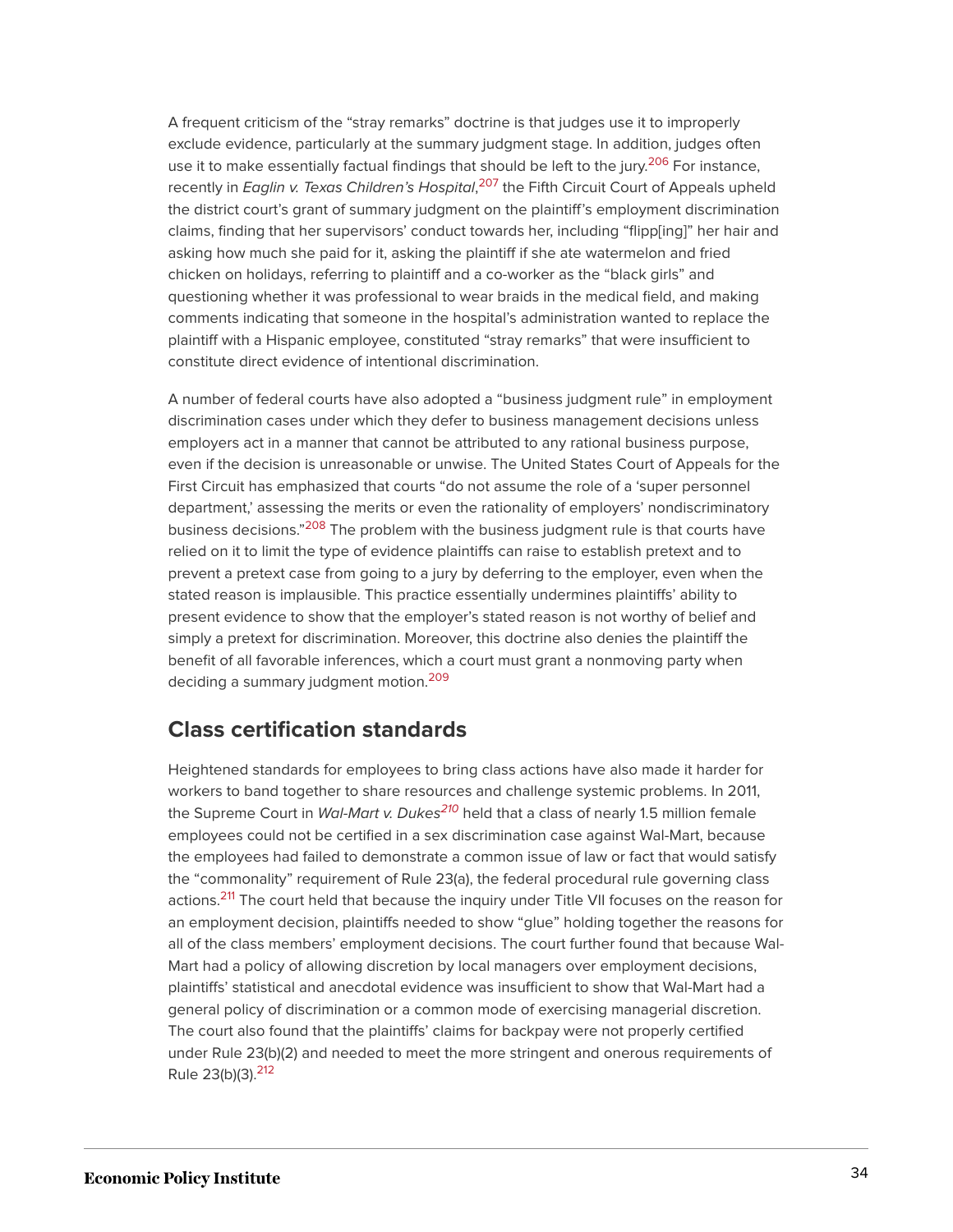A frequent criticism of the "stray remarks" doctrine is that judges use it to improperly exclude evidence, particularly at the summary judgment stage. In addition, judges often use it to make essentially factual findings that should be left to the jury.[206] For instance, recently in *Eaglin v. Texas Children's Hospital*,[207] the Fifth Circuit Court of Appeals upheld the district court's grant of summary judgment on the plaintiff's employment discrimination claims, finding that her supervisors' conduct towards her, including "flipp[ing]" her hair and asking how much she paid for it, asking the plaintiff if she ate watermelon and fried chicken on holidays, referring to plaintiff and a co-worker as the "black girls" and questioning whether it was professional to wear braids in the medical field, and making comments indicating that someone in the hospital's administration wanted to replace the plaintiff with a Hispanic employee, constituted "stray remarks" that were insufficient to constitute direct evidence of intentional discrimination.

A number of federal courts have also adopted a "business judgment rule" in employment discrimination cases under which they defer to business management decisions unless employers act in a manner that cannot be attributed to any rational business purpose, even if the decision is unreasonable or unwise. The United States Court of Appeals for the First Circuit has emphasized that courts "do not assume the role of a 'super personnel department,' assessing the merits or even the rationality of employers' nondiscriminatory business decisions."[208] The problem with the business judgment rule is that courts have relied on it to limit the type of evidence plaintiffs can raise to establish pretext and to prevent a pretext case from going to a jury by deferring to the employer, even when the stated reason is implausible. This practice essentially undermines plaintiffs' ability to present evidence to show that the employer's stated reason is not worthy of belief and simply a pretext for discrimination. Moreover, this doctrine also denies the plaintiff the benefit of all favorable inferences, which a court must grant a nonmoving party when deciding a summary judgment motion.[209]

## Class certification standards

Heightened standards for employees to bring class actions have also made it harder for workers to band together to share resources and challenge systemic problems. In 2011, the Supreme Court in *Wal-Mart v. Dukes*[210] held that a class of nearly 1.5 million female employees could not be certified in a sex discrimination case against Wal-Mart, because the employees had failed to demonstrate a common issue of law or fact that would satisfy the "commonality" requirement of Rule 23(a), the federal procedural rule governing class actions.[211] The court held that because the inquiry under Title VII focuses on the reason for an employment decision, plaintiffs needed to show "glue" holding together the reasons for all of the class members' employment decisions. The court further found that because Wal-Mart had a policy of allowing discretion by local managers over employment decisions, plaintiffs' statistical and anecdotal evidence was insufficient to show that Wal-Mart had a general policy of discrimination or a common mode of exercising managerial discretion. The court also found that the plaintiffs' claims for backpay were not properly certified under Rule 23(b)(2) and needed to meet the more stringent and onerous requirements of Rule 23(b)(3).[212]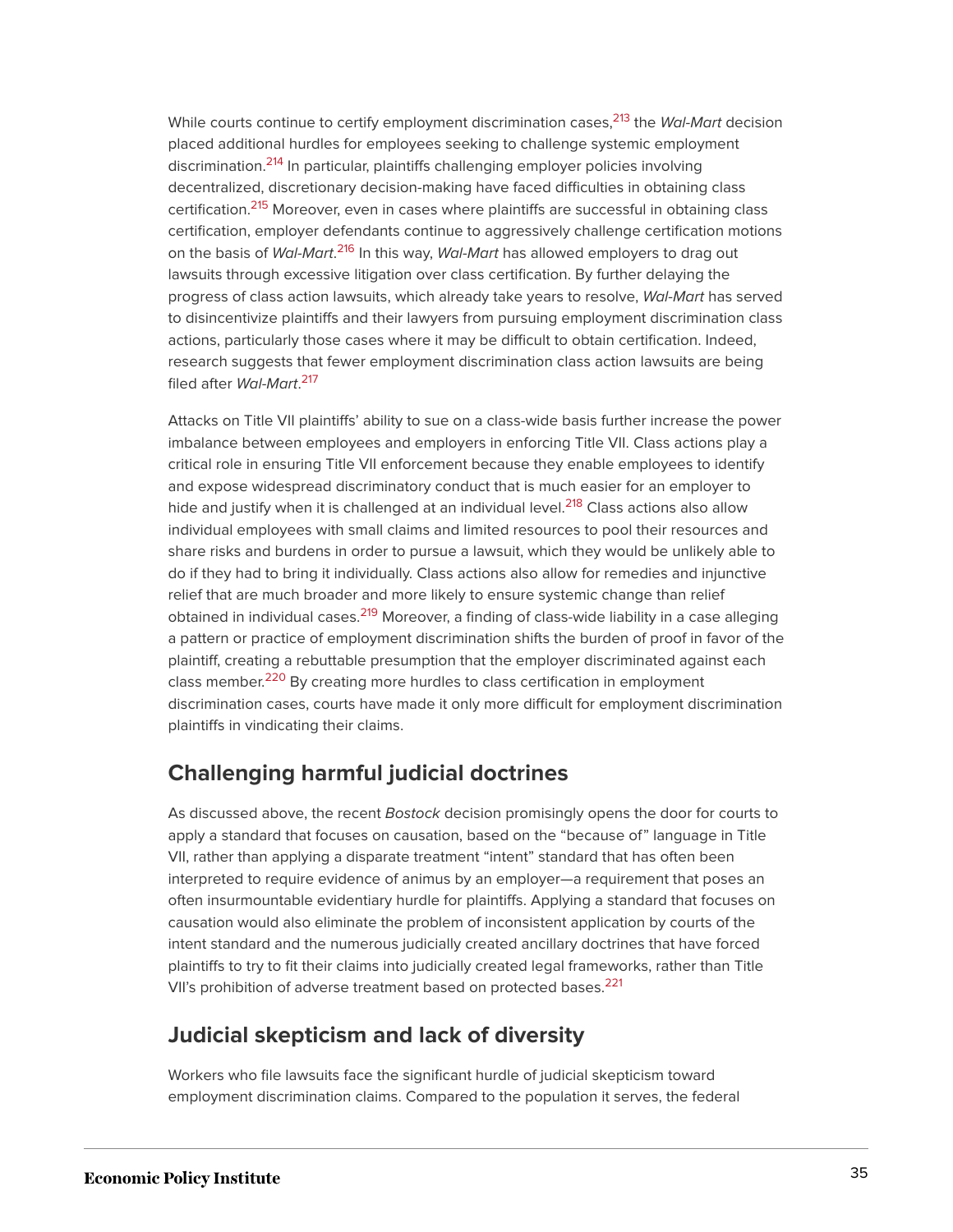While courts continue to certify employment discrimination cases,[213] the *Wal-Mart* decision placed additional hurdles for employees seeking to challenge systemic employment discrimination.[214] In particular, plaintiffs challenging employer policies involving decentralized, discretionary decision-making have faced difficulties in obtaining class certification.[215] Moreover, even in cases where plaintiffs are successful in obtaining class certification, employer defendants continue to aggressively challenge certification motions on the basis of *Wal-Mart*.[216] In this way, *Wal-Mart* has allowed employers to drag out lawsuits through excessive litigation over class certification. By further delaying the progress of class action lawsuits, which already take years to resolve, *Wal-Mart* has served to disincentivize plaintiffs and their lawyers from pursuing employment discrimination class actions, particularly those cases where it may be difficult to obtain certification. Indeed, research suggests that fewer employment discrimination class action lawsuits are being filed after *Wal-Mart*.[217]

Attacks on Title VII plaintiffs' ability to sue on a class-wide basis further increase the power imbalance between employees and employers in enforcing Title VII. Class actions play a critical role in ensuring Title VII enforcement because they enable employees to identify and expose widespread discriminatory conduct that is much easier for an employer to hide and justify when it is challenged at an individual level.[218] Class actions also allow individual employees with small claims and limited resources to pool their resources and share risks and burdens in order to pursue a lawsuit, which they would be unlikely able to do if they had to bring it individually. Class actions also allow for remedies and injunctive relief that are much broader and more likely to ensure systemic change than relief obtained in individual cases.[219] Moreover, a finding of class-wide liability in a case alleging a pattern or practice of employment discrimination shifts the burden of proof in favor of the plaintiff, creating a rebuttable presumption that the employer discriminated against each class member.[220] By creating more hurdles to class certification in employment discrimination cases, courts have made it only more difficult for employment discrimination plaintiffs in vindicating their claims.

## Challenging harmful judicial doctrines

As discussed above, the recent *Bostock* decision promisingly opens the door for courts to apply a standard that focuses on causation, based on the "because of" language in Title VII, rather than applying a disparate treatment "intent" standard that has often been interpreted to require evidence of animus by an employer—a requirement that poses an often insurmountable evidentiary hurdle for plaintiffs. Applying a standard that focuses on causation would also eliminate the problem of inconsistent application by courts of the intent standard and the numerous judicially created ancillary doctrines that have forced plaintiffs to try to fit their claims into judicially created legal frameworks, rather than Title VII's prohibition of adverse treatment based on protected bases.[221]

## Judicial skepticism and lack of diversity

Workers who file lawsuits face the significant hurdle of judicial skepticism toward employment discrimination claims. Compared to the population it serves, the federal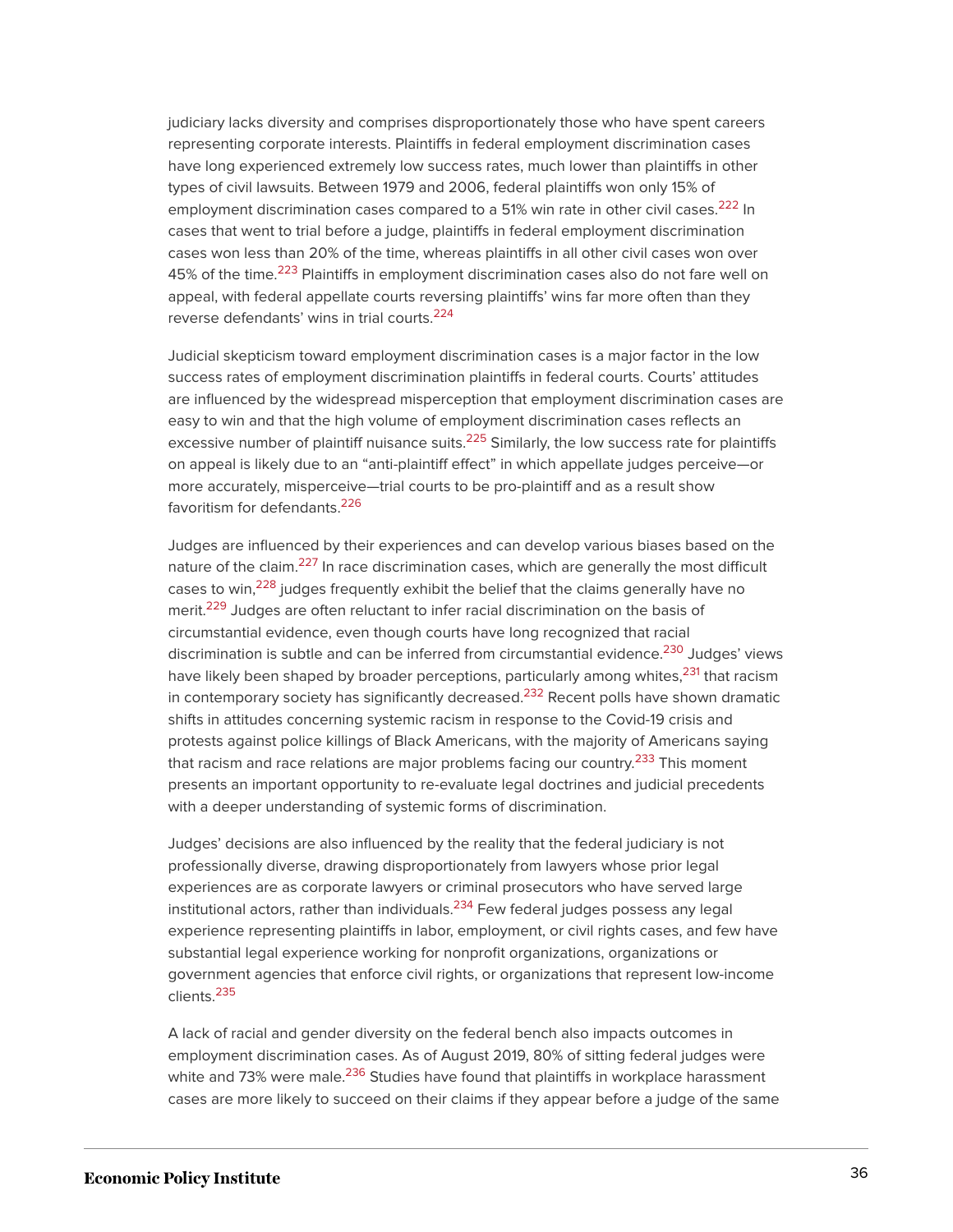judiciary lacks diversity and comprises disproportionately those who have spent careers representing corporate interests. Plaintiffs in federal employment discrimination cases have long experienced extremely low success rates, much lower than plaintiffs in other types of civil lawsuits. Between 1979 and 2006, federal plaintiffs won only 15% of employment discrimination cases compared to a 51% win rate in other civil cases.[222] In cases that went to trial before a judge, plaintiffs in federal employment discrimination cases won less than 20% of the time, whereas plaintiffs in all other civil cases won over 45% of the time.[223] Plaintiffs in employment discrimination cases also do not fare well on appeal, with federal appellate courts reversing plaintiffs' wins far more often than they reverse defendants' wins in trial courts.[224]

Judicial skepticism toward employment discrimination cases is a major factor in the low success rates of employment discrimination plaintiffs in federal courts. Courts' attitudes are influenced by the widespread misperception that employment discrimination cases are easy to win and that the high volume of employment discrimination cases reflects an excessive number of plaintiff nuisance suits.[225] Similarly, the low success rate for plaintiffs on appeal is likely due to an "anti-plaintiff effect" in which appellate judges perceive—or more accurately, misperceive—trial courts to be pro-plaintiff and as a result show favoritism for defendants.[226]

Judges are influenced by their experiences and can develop various biases based on the nature of the claim.[227] In race discrimination cases, which are generally the most difficult cases to win,[228] judges frequently exhibit the belief that the claims generally have no merit.[229] Judges are often reluctant to infer racial discrimination on the basis of circumstantial evidence, even though courts have long recognized that racial discrimination is subtle and can be inferred from circumstantial evidence.[230] Judges' views have likely been shaped by broader perceptions, particularly among whites,[231] that racism in contemporary society has significantly decreased.[232] Recent polls have shown dramatic shifts in attitudes concerning systemic racism in response to the Covid-19 crisis and protests against police killings of Black Americans, with the majority of Americans saying that racism and race relations are major problems facing our country.[233] This moment presents an important opportunity to re-evaluate legal doctrines and judicial precedents with a deeper understanding of systemic forms of discrimination.

Judges' decisions are also influenced by the reality that the federal judiciary is not professionally diverse, drawing disproportionately from lawyers whose prior legal experiences are as corporate lawyers or criminal prosecutors who have served large institutional actors, rather than individuals.[234] Few federal judges possess any legal experience representing plaintiffs in labor, employment, or civil rights cases, and few have substantial legal experience working for nonprofit organizations, organizations or government agencies that enforce civil rights, or organizations that represent low-income clients.[235]

A lack of racial and gender diversity on the federal bench also impacts outcomes in employment discrimination cases. As of August 2019, 80% of sitting federal judges were white and 73% were male.[236] Studies have found that plaintiffs in workplace harassment cases are more likely to succeed on their claims if they appear before a judge of the same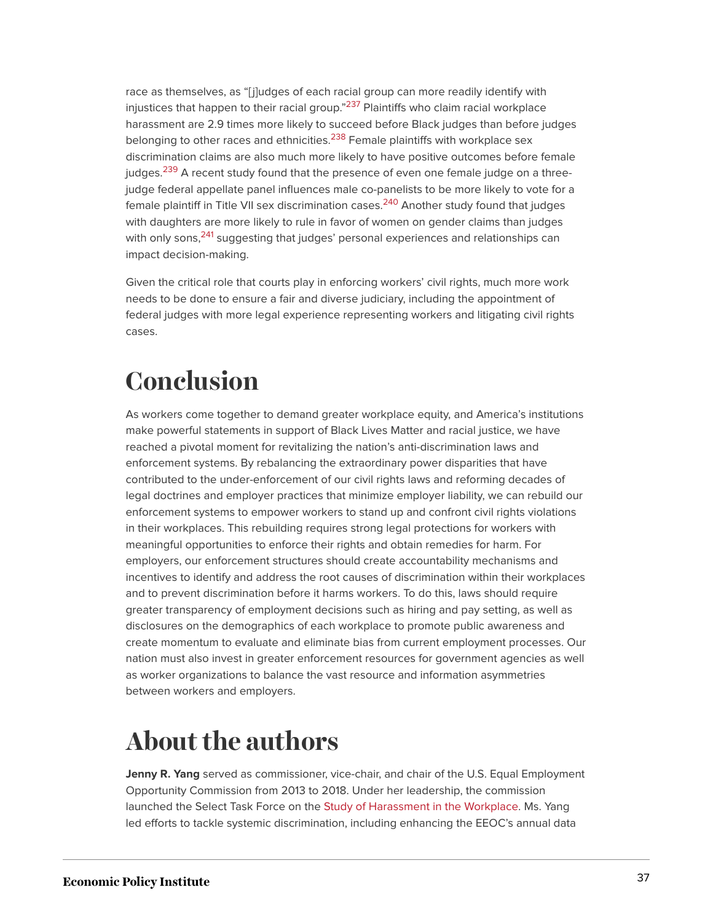race as themselves, as "[j]udges of each racial group can more readily identify with injustices that happen to their racial group."[237] Plaintiffs who claim racial workplace harassment are 2.9 times more likely to succeed before Black judges than before judges belonging to other races and ethnicities.[238] Female plaintiffs with workplace sex discrimination claims are also much more likely to have positive outcomes before female judges.[239] A recent study found that the presence of even one female judge on a three-judge federal appellate panel influences male co-panelists to be more likely to vote for a female plaintiff in Title VII sex discrimination cases.[240] Another study found that judges with daughters are more likely to rule in favor of women on gender claims than judges with only sons,[241] suggesting that judges' personal experiences and relationships can impact decision-making.

Given the critical role that courts play in enforcing workers' civil rights, much more work needs to be done to ensure a fair and diverse judiciary, including the appointment of federal judges with more legal experience representing workers and litigating civil rights cases.

# Conclusion

As workers come together to demand greater workplace equity, and America's institutions make powerful statements in support of Black Lives Matter and racial justice, we have reached a pivotal moment for revitalizing the nation's anti-discrimination laws and enforcement systems. By rebalancing the extraordinary power disparities that have contributed to the under-enforcement of our civil rights laws and reforming decades of legal doctrines and employer practices that minimize employer liability, we can rebuild our enforcement systems to empower workers to stand up and confront civil rights violations in their workplaces. This rebuilding requires strong legal protections for workers with meaningful opportunities to enforce their rights and obtain remedies for harm. For employers, our enforcement structures should create accountability mechanisms and incentives to identify and address the root causes of discrimination within their workplaces and to prevent discrimination before it harms workers. To do this, laws should require greater transparency of employment decisions such as hiring and pay setting, as well as disclosures on the demographics of each workplace to promote public awareness and create momentum to evaluate and eliminate bias from current employment processes. Our nation must also invest in greater enforcement resources for government agencies as well as worker organizations to balance the vast resource and information asymmetries between workers and employers.

# About the authors

**Jenny R. Yang** served as commissioner, vice-chair, and chair of the U.S. Equal Employment Opportunity Commission from 2013 to 2018. Under her leadership, the commission launched the Select Task Force on the Study of Harassment in the Workplace. Ms. Yang led efforts to tackle systemic discrimination, including enhancing the EEOC's annual data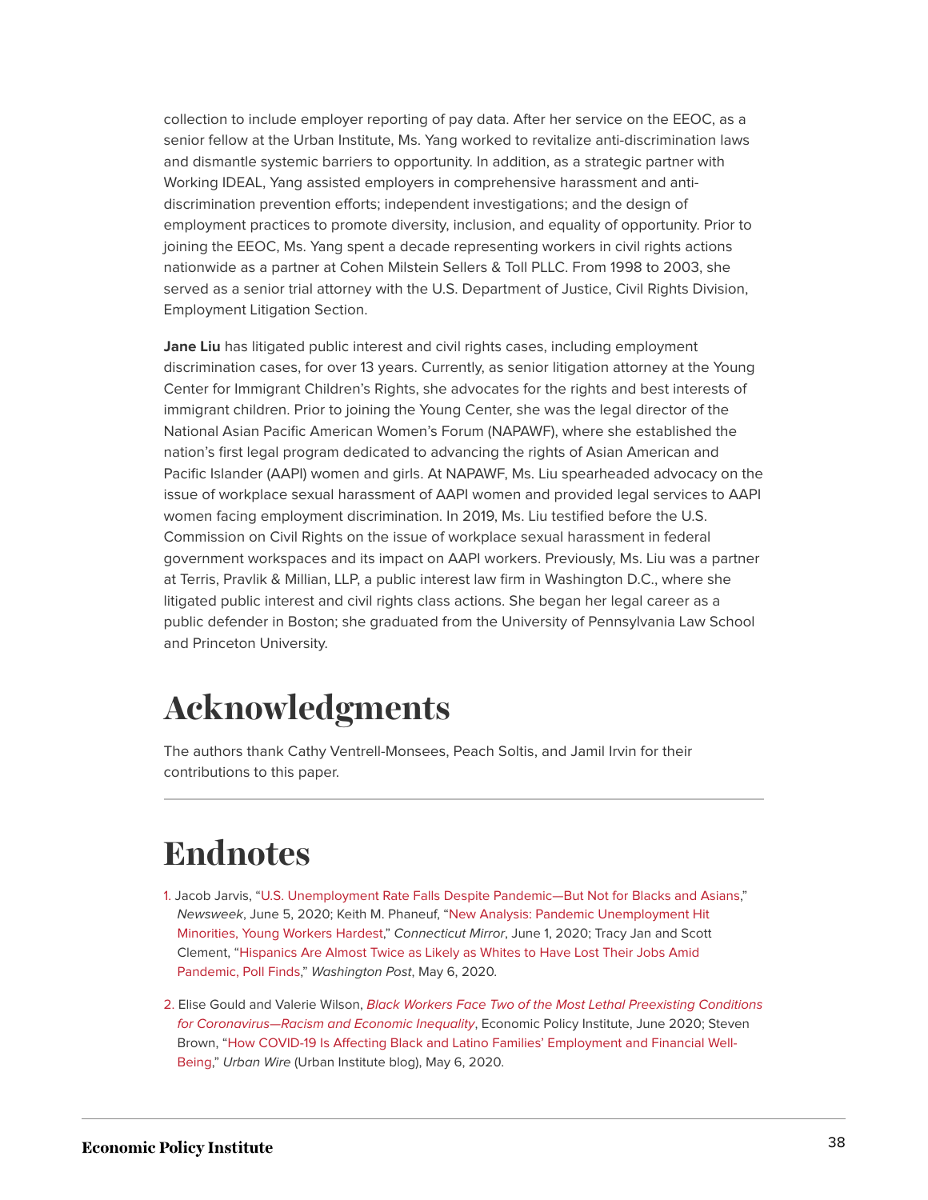collection to include employer reporting of pay data. After her service on the EEOC, as a senior fellow at the Urban Institute, Ms. Yang worked to revitalize anti-discrimination laws and dismantle systemic barriers to opportunity. In addition, as a strategic partner with Working IDEAL, Yang assisted employers in comprehensive harassment and anti-discrimination prevention efforts; independent investigations; and the design of employment practices to promote diversity, inclusion, and equality of opportunity. Prior to joining the EEOC, Ms. Yang spent a decade representing workers in civil rights actions nationwide as a partner at Cohen Milstein Sellers & Toll PLLC. From 1998 to 2003, she served as a senior trial attorney with the U.S. Department of Justice, Civil Rights Division, Employment Litigation Section.

**Jane Liu** has litigated public interest and civil rights cases, including employment discrimination cases, for over 13 years. Currently, as senior litigation attorney at the Young Center for Immigrant Children's Rights, she advocates for the rights and best interests of immigrant children. Prior to joining the Young Center, she was the legal director of the National Asian Pacific American Women's Forum (NAPAWF), where she established the nation's first legal program dedicated to advancing the rights of Asian American and Pacific Islander (AAPI) women and girls. At NAPAWF, Ms. Liu spearheaded advocacy on the issue of workplace sexual harassment of AAPI women and provided legal services to AAPI women facing employment discrimination. In 2019, Ms. Liu testified before the U.S. Commission on Civil Rights on the issue of workplace sexual harassment in federal government workspaces and its impact on AAPI workers. Previously, Ms. Liu was a partner at Terris, Pravlik & Millian, LLP, a public interest law firm in Washington D.C., where she litigated public interest and civil rights class actions. She began her legal career as a public defender in Boston; she graduated from the University of Pennsylvania Law School and Princeton University.

# Acknowledgments

The authors thank Cathy Ventrell-Monsees, Peach Soltis, and Jamil Irvin for their contributions to this paper.

# Endnotes

1. Jacob Jarvis, "U.S. Unemployment Rate Falls Despite Pandemic—But Not for Blacks and Asians," *Newsweek*, June 5, 2020; Keith M. Phaneuf, "New Analysis: Pandemic Unemployment Hit Minorities, Young Workers Hardest," *Connecticut Mirror*, June 1, 2020; Tracy Jan and Scott Clement, "Hispanics Are Almost Twice as Likely as Whites to Have Lost Their Jobs Amid Pandemic, Poll Finds," *Washington Post*, May 6, 2020.

2. Elise Gould and Valerie Wilson, *Black Workers Face Two of the Most Lethal Preexisting Conditions for Coronavirus—Racism and Economic Inequality*, Economic Policy Institute, June 2020; Steven Brown, "How COVID-19 Is Affecting Black and Latino Families' Employment and Financial Well-Being," *Urban Wire* (Urban Institute blog), May 6, 2020.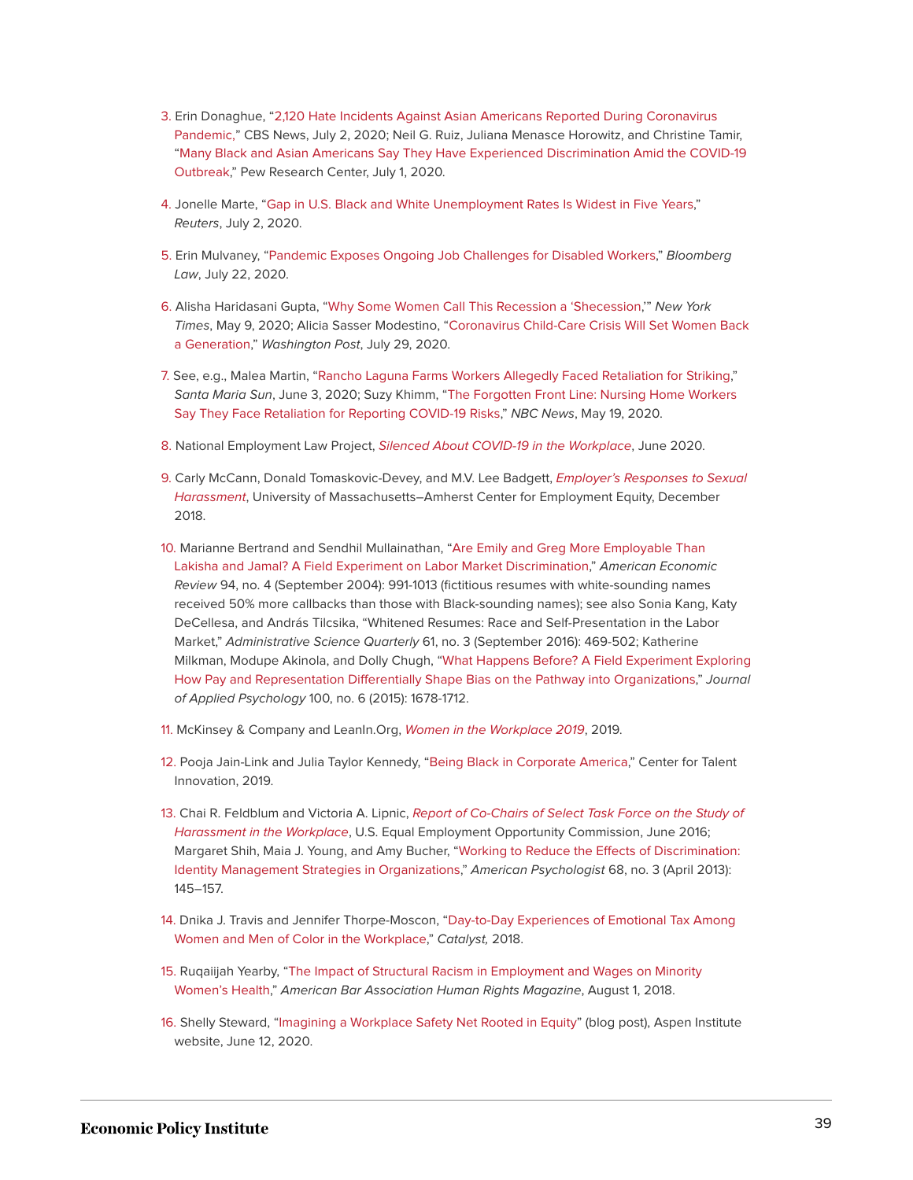3. Erin Donaghue, "2,120 Hate Incidents Against Asian Americans Reported During Coronavirus Pandemic," CBS News, July 2, 2020; Neil G. Ruiz, Juliana Menasce Horowitz, and Christine Tamir, "Many Black and Asian Americans Say They Have Experienced Discrimination Amid the COVID-19 Outbreak," Pew Research Center, July 1, 2020.

4. Jonelle Marte, "Gap in U.S. Black and White Unemployment Rates Is Widest in Five Years," *Reuters*, July 2, 2020.

5. Erin Mulvaney, "Pandemic Exposes Ongoing Job Challenges for Disabled Workers," *Bloomberg Law*, July 22, 2020.

6. Alisha Haridasani Gupta, "Why Some Women Call This Recession a 'Shecession,'" *New York Times*, May 9, 2020; Alicia Sasser Modestino, "Coronavirus Child-Care Crisis Will Set Women Back a Generation," *Washington Post*, July 29, 2020.

7. See, e.g., Malea Martin, "Rancho Laguna Farms Workers Allegedly Faced Retaliation for Striking," *Santa Maria Sun*, June 3, 2020; Suzy Khimm, "The Forgotten Front Line: Nursing Home Workers Say They Face Retaliation for Reporting COVID-19 Risks," *NBC News*, May 19, 2020.

8. National Employment Law Project, *Silenced About COVID-19 in the Workplace*, June 2020.

9. Carly McCann, Donald Tomaskovic-Devey, and M.V. Lee Badgett, *Employer's Responses to Sexual Harassment*, University of Massachusetts–Amherst Center for Employment Equity, December 2018.

10. Marianne Bertrand and Sendhil Mullainathan, "Are Emily and Greg More Employable Than Lakisha and Jamal? A Field Experiment on Labor Market Discrimination," *American Economic Review* 94, no. 4 (September 2004): 991-1013 (fictitious resumes with white-sounding names received 50% more callbacks than those with Black-sounding names); see also Sonia Kang, Katy DeCellesa, and András Tilcsika, "Whitened Resumes: Race and Self-Presentation in the Labor Market," *Administrative Science Quarterly* 61, no. 3 (September 2016): 469-502; Katherine Milkman, Modupe Akinola, and Dolly Chugh, "What Happens Before? A Field Experiment Exploring How Pay and Representation Differentially Shape Bias on the Pathway into Organizations," *Journal of Applied Psychology* 100, no. 6 (2015): 1678-1712.

11. McKinsey & Company and LeanIn.Org, *Women in the Workplace 2019*, 2019.

12. Pooja Jain-Link and Julia Taylor Kennedy, "Being Black in Corporate America," Center for Talent Innovation, 2019.

13. Chai R. Feldblum and Victoria A. Lipnic, *Report of Co-Chairs of Select Task Force on the Study of Harassment in the Workplace*, U.S. Equal Employment Opportunity Commission, June 2016; Margaret Shih, Maia J. Young, and Amy Bucher, "Working to Reduce the Effects of Discrimination: Identity Management Strategies in Organizations," *American Psychologist* 68, no. 3 (April 2013): 145–157.

14. Dnika J. Travis and Jennifer Thorpe-Moscon, "Day-to-Day Experiences of Emotional Tax Among Women and Men of Color in the Workplace," *Catalyst,* 2018.

15. Ruqaiijah Yearby, "The Impact of Structural Racism in Employment and Wages on Minority Women's Health," *American Bar Association Human Rights Magazine*, August 1, 2018.

16. Shelly Steward, "Imagining a Workplace Safety Net Rooted in Equity" (blog post), Aspen Institute website, June 12, 2020.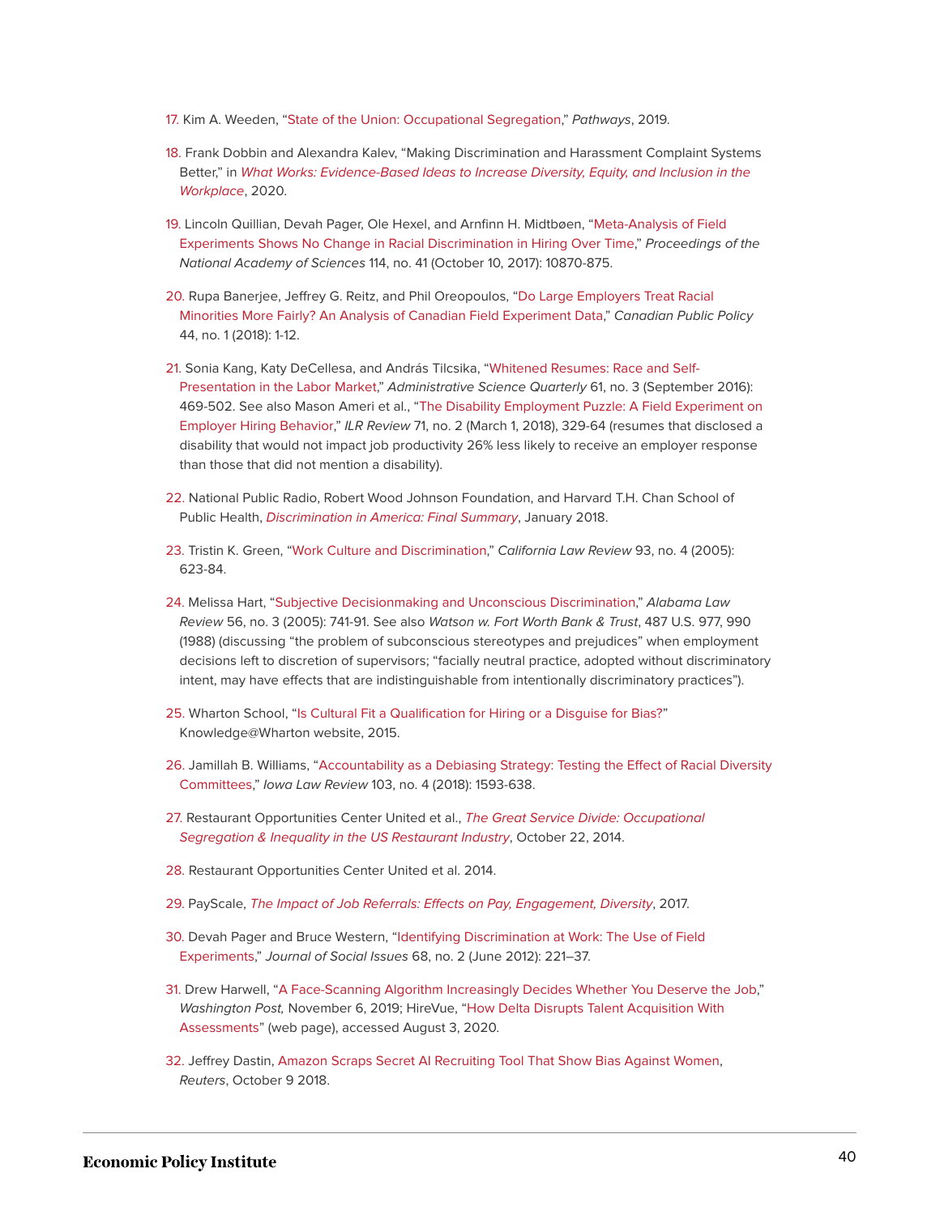17. Kim A. Weeden, "State of the Union: Occupational Segregation," *Pathways*, 2019.

18. Frank Dobbin and Alexandra Kalev, "Making Discrimination and Harassment Complaint Systems Better," in *What Works: Evidence-Based Ideas to Increase Diversity, Equity, and Inclusion in the Workplace*, 2020.

19. Lincoln Quillian, Devah Pager, Ole Hexel, and Arnfinn H. Midtbøen, "Meta-Analysis of Field Experiments Shows No Change in Racial Discrimination in Hiring Over Time," *Proceedings of the National Academy of Sciences* 114, no. 41 (October 10, 2017): 10870-875.

20. Rupa Banerjee, Jeffrey G. Reitz, and Phil Oreopoulos, "Do Large Employers Treat Racial Minorities More Fairly? An Analysis of Canadian Field Experiment Data," *Canadian Public Policy* 44, no. 1 (2018): 1-12.

21. Sonia Kang, Katy DeCellesa, and András Tilcsika, "Whitened Resumes: Race and Self-Presentation in the Labor Market," *Administrative Science Quarterly* 61, no. 3 (September 2016): 469-502. See also Mason Ameri et al., "The Disability Employment Puzzle: A Field Experiment on Employer Hiring Behavior," *ILR Review* 71, no. 2 (March 1, 2018), 329-64 (resumes that disclosed a disability that would not impact job productivity 26% less likely to receive an employer response than those that did not mention a disability).

22. National Public Radio, Robert Wood Johnson Foundation, and Harvard T.H. Chan School of Public Health, *Discrimination in America: Final Summary*, January 2018.

23. Tristin K. Green, "Work Culture and Discrimination," *California Law Review* 93, no. 4 (2005): 623-84.

24. Melissa Hart, "Subjective Decisionmaking and Unconscious Discrimination," *Alabama Law Review* 56, no. 3 (2005): 741-91. See also *Watson w. Fort Worth Bank & Trust*, 487 U.S. 977, 990 (1988) (discussing "the problem of subconscious stereotypes and prejudices" when employment decisions left to discretion of supervisors; "facially neutral practice, adopted without discriminatory intent, may have effects that are indistinguishable from intentionally discriminatory practices").

25. Wharton School, "Is Cultural Fit a Qualification for Hiring or a Disguise for Bias?" Knowledge@Wharton website, 2015.

26. Jamillah B. Williams, "Accountability as a Debiasing Strategy: Testing the Effect of Racial Diversity Committees," *Iowa Law Review* 103, no. 4 (2018): 1593-638.

27. Restaurant Opportunities Center United et al., *The Great Service Divide: Occupational Segregation & Inequality in the US Restaurant Industry*, October 22, 2014.

28. Restaurant Opportunities Center United et al. 2014.

29. PayScale, *The Impact of Job Referrals: Effects on Pay, Engagement, Diversity*, 2017.

30. Devah Pager and Bruce Western, "Identifying Discrimination at Work: The Use of Field Experiments," *Journal of Social Issues* 68, no. 2 (June 2012): 221–37.

31. Drew Harwell, "A Face-Scanning Algorithm Increasingly Decides Whether You Deserve the Job," *Washington Post,* November 6, 2019; HireVue, "How Delta Disrupts Talent Acquisition With Assessments" (web page), accessed August 3, 2020.

32. Jeffrey Dastin, Amazon Scraps Secret AI Recruiting Tool That Show Bias Against Women, *Reuters*, October 9 2018.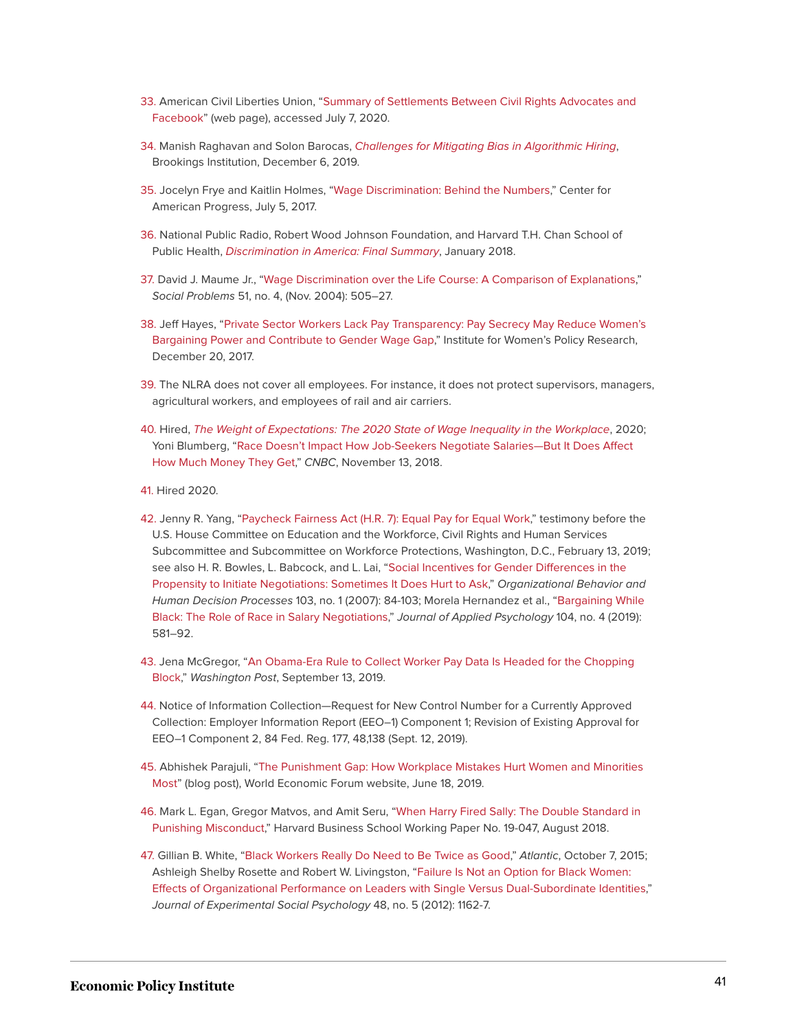33. American Civil Liberties Union, "Summary of Settlements Between Civil Rights Advocates and Facebook" (web page), accessed July 7, 2020.

34. Manish Raghavan and Solon Barocas, *Challenges for Mitigating Bias in Algorithmic Hiring*, Brookings Institution, December 6, 2019.

35. Jocelyn Frye and Kaitlin Holmes, "Wage Discrimination: Behind the Numbers," Center for American Progress, July 5, 2017.

36. National Public Radio, Robert Wood Johnson Foundation, and Harvard T.H. Chan School of Public Health, *Discrimination in America: Final Summary*, January 2018.

37. David J. Maume Jr., "Wage Discrimination over the Life Course: A Comparison of Explanations," *Social Problems* 51, no. 4, (Nov. 2004): 505–27.

38. Jeff Hayes, "Private Sector Workers Lack Pay Transparency: Pay Secrecy May Reduce Women's Bargaining Power and Contribute to Gender Wage Gap," Institute for Women's Policy Research, December 20, 2017.

39. The NLRA does not cover all employees. For instance, it does not protect supervisors, managers, agricultural workers, and employees of rail and air carriers.

40. Hired, *The Weight of Expectations: The 2020 State of Wage Inequality in the Workplace*, 2020; Yoni Blumberg, "Race Doesn't Impact How Job-Seekers Negotiate Salaries—But It Does Affect How Much Money They Get," *CNBC*, November 13, 2018.

41. Hired 2020.

42. Jenny R. Yang, "Paycheck Fairness Act (H.R. 7): Equal Pay for Equal Work," testimony before the U.S. House Committee on Education and the Workforce, Civil Rights and Human Services Subcommittee and Subcommittee on Workforce Protections, Washington, D.C., February 13, 2019; see also H. R. Bowles, L. Babcock, and L. Lai, "Social Incentives for Gender Differences in the Propensity to Initiate Negotiations: Sometimes It Does Hurt to Ask," *Organizational Behavior and Human Decision Processes* 103, no. 1 (2007): 84-103; Morela Hernandez et al., "Bargaining While Black: The Role of Race in Salary Negotiations," *Journal of Applied Psychology* 104, no. 4 (2019): 581–92.

43. Jena McGregor, "An Obama-Era Rule to Collect Worker Pay Data Is Headed for the Chopping Block," *Washington Post*, September 13, 2019.

44. Notice of Information Collection—Request for New Control Number for a Currently Approved Collection: Employer Information Report (EEO–1) Component 1; Revision of Existing Approval for EEO–1 Component 2, 84 Fed. Reg. 177, 48,138 (Sept. 12, 2019).

45. Abhishek Parajuli, "The Punishment Gap: How Workplace Mistakes Hurt Women and Minorities Most" (blog post), World Economic Forum website, June 18, 2019.

46. Mark L. Egan, Gregor Matvos, and Amit Seru, "When Harry Fired Sally: The Double Standard in Punishing Misconduct," Harvard Business School Working Paper No. 19-047, August 2018.

47. Gillian B. White, "Black Workers Really Do Need to Be Twice as Good," *Atlantic*, October 7, 2015; Ashleigh Shelby Rosette and Robert W. Livingston, "Failure Is Not an Option for Black Women: Effects of Organizational Performance on Leaders with Single Versus Dual-Subordinate Identities," *Journal of Experimental Social Psychology* 48, no. 5 (2012): 1162-7.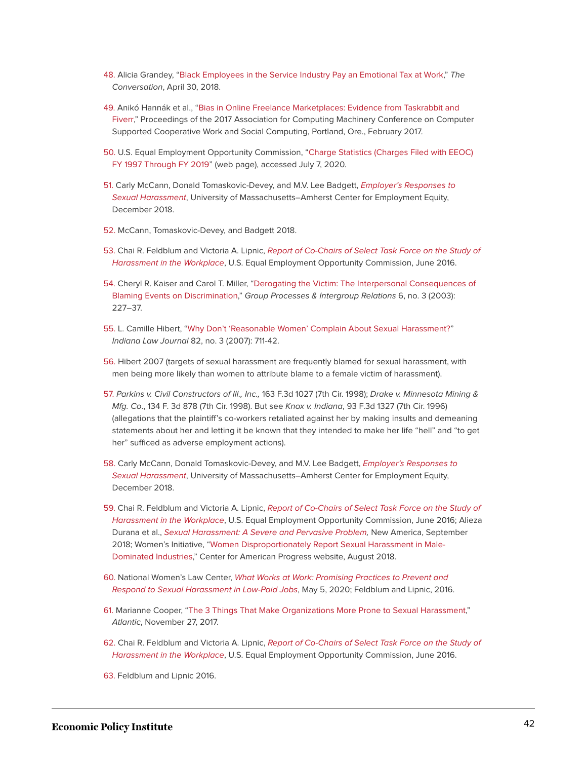48. Alicia Grandey, "Black Employees in the Service Industry Pay an Emotional Tax at Work," *The Conversation*, April 30, 2018.

49. Anikó Hannák et al., "Bias in Online Freelance Marketplaces: Evidence from Taskrabbit and Fiverr," Proceedings of the 2017 Association for Computing Machinery Conference on Computer Supported Cooperative Work and Social Computing, Portland, Ore., February 2017.

50. U.S. Equal Employment Opportunity Commission, "Charge Statistics (Charges Filed with EEOC) FY 1997 Through FY 2019" (web page), accessed July 7, 2020.

51. Carly McCann, Donald Tomaskovic-Devey, and M.V. Lee Badgett, *Employer's Responses to Sexual Harassment*, University of Massachusetts–Amherst Center for Employment Equity, December 2018.

52. McCann, Tomaskovic-Devey, and Badgett 2018.

53. Chai R. Feldblum and Victoria A. Lipnic, *Report of Co-Chairs of Select Task Force on the Study of Harassment in the Workplace*, U.S. Equal Employment Opportunity Commission, June 2016.

54. Cheryl R. Kaiser and Carol T. Miller, "Derogating the Victim: The Interpersonal Consequences of Blaming Events on Discrimination," *Group Processes & Intergroup Relations* 6, no. 3 (2003): 227–37.

55. L. Camille Hibert, "Why Don't 'Reasonable Women' Complain About Sexual Harassment?" *Indiana Law Journal* 82, no. 3 (2007): 711-42.

56. Hibert 2007 (targets of sexual harassment are frequently blamed for sexual harassment, with men being more likely than women to attribute blame to a female victim of harassment).

57. *Parkins v. Civil Constructors of Ill., Inc.,* 163 F.3d 1027 (7th Cir. 1998); *Drake v. Minnesota Mining & Mfg. Co*., 134 F. 3d 878 (7th Cir. 1998). But see *Knox v. Indiana*, 93 F.3d 1327 (7th Cir. 1996) (allegations that the plaintiff's co-workers retaliated against her by making insults and demeaning statements about her and letting it be known that they intended to make her life "hell" and "to get her" sufficed as adverse employment actions).

58. Carly McCann, Donald Tomaskovic-Devey, and M.V. Lee Badgett, *Employer's Responses to Sexual Harassment*, University of Massachusetts–Amherst Center for Employment Equity, December 2018.

59. Chai R. Feldblum and Victoria A. Lipnic, *Report of Co-Chairs of Select Task Force on the Study of Harassment in the Workplace*, U.S. Equal Employment Opportunity Commission, June 2016; Alieza Durana et al., *Sexual Harassment: A Severe and Pervasive Problem,* New America, September 2018; Women's Initiative, "Women Disproportionately Report Sexual Harassment in Male-Dominated Industries," Center for American Progress website, August 2018.

60. National Women's Law Center, *What Works at Work: Promising Practices to Prevent and Respond to Sexual Harassment in Low-Paid Jobs*, May 5, 2020; Feldblum and Lipnic, 2016.

61. Marianne Cooper, "The 3 Things That Make Organizations More Prone to Sexual Harassment," *Atlantic*, November 27, 2017.

62. Chai R. Feldblum and Victoria A. Lipnic, *Report of Co-Chairs of Select Task Force on the Study of Harassment in the Workplace*, U.S. Equal Employment Opportunity Commission, June 2016.

63. Feldblum and Lipnic 2016.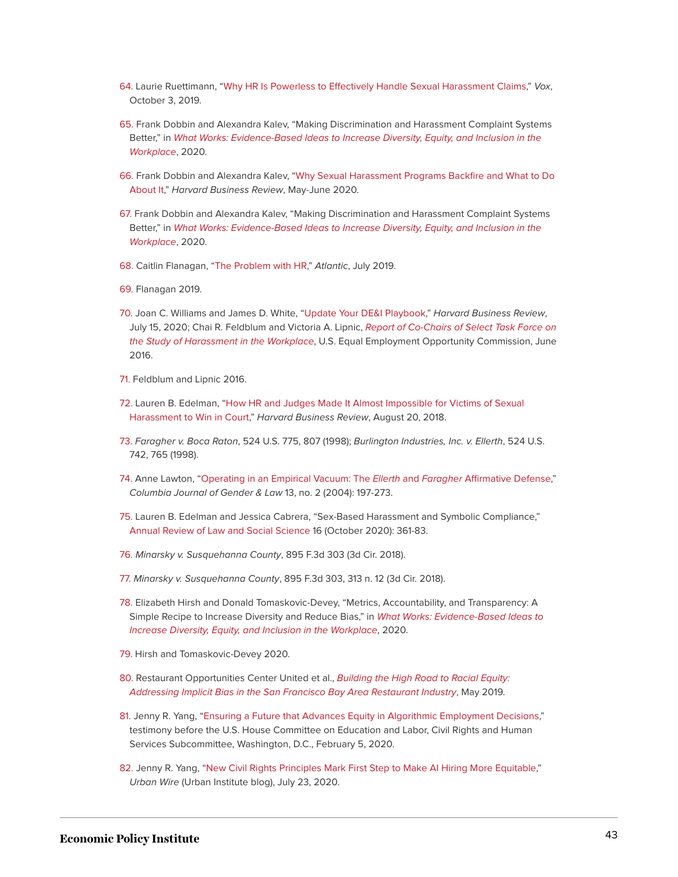64. Laurie Ruettimann, "Why HR Is Powerless to Effectively Handle Sexual Harassment Claims," *Vox*, October 3, 2019.

65. Frank Dobbin and Alexandra Kalev, "Making Discrimination and Harassment Complaint Systems Better," in *What Works: Evidence-Based Ideas to Increase Diversity, Equity, and Inclusion in the Workplace*, 2020.

66. Frank Dobbin and Alexandra Kalev, "Why Sexual Harassment Programs Backfire and What to Do About It," *Harvard Business Review*, May-June 2020.

67. Frank Dobbin and Alexandra Kalev, "Making Discrimination and Harassment Complaint Systems Better," in *What Works: Evidence-Based Ideas to Increase Diversity, Equity, and Inclusion in the Workplace*, 2020.

68. Caitlin Flanagan, "The Problem with HR," *Atlantic*, July 2019.

69. Flanagan 2019.

70. Joan C. Williams and James D. White, "Update Your DE&I Playbook," *Harvard Business Review*, July 15, 2020; Chai R. Feldblum and Victoria A. Lipnic, *Report of Co-Chairs of Select Task Force on the Study of Harassment in the Workplace*, U.S. Equal Employment Opportunity Commission, June 2016.

71. Feldblum and Lipnic 2016.

72. Lauren B. Edelman, "How HR and Judges Made It Almost Impossible for Victims of Sexual Harassment to Win in Court," *Harvard Business Review*, August 20, 2018.

73. *Faragher v. Boca Raton*, 524 U.S. 775, 807 (1998); *Burlington Industries, Inc. v. Ellerth*, 524 U.S. 742, 765 (1998).

74. Anne Lawton, "Operating in an Empirical Vacuum: The *Ellerth* and *Faragher* Affirmative Defense," *Columbia Journal of Gender & Law* 13, no. 2 (2004): 197-273.

75. Lauren B. Edelman and Jessica Cabrera, "Sex-Based Harassment and Symbolic Compliance," Annual Review of Law and Social Science 16 (October 2020): 361-83.

76. *Minarsky v. Susquehanna County*, 895 F.3d 303 (3d Cir. 2018).

77. *Minarsky v. Susquehanna County*, 895 F.3d 303, 313 n. 12 (3d Cir. 2018).

78. Elizabeth Hirsh and Donald Tomaskovic-Devey, "Metrics, Accountability, and Transparency: A Simple Recipe to Increase Diversity and Reduce Bias," in *What Works: Evidence-Based Ideas to Increase Diversity, Equity, and Inclusion in the Workplace*, 2020.

79. Hirsh and Tomaskovic-Devey 2020.

80. Restaurant Opportunities Center United et al., *Building the High Road to Racial Equity: Addressing Implicit Bias in the San Francisco Bay Area Restaurant Industry*, May 2019.

81. Jenny R. Yang, "Ensuring a Future that Advances Equity in Algorithmic Employment Decisions," testimony before the U.S. House Committee on Education and Labor, Civil Rights and Human Services Subcommittee, Washington, D.C., February 5, 2020.

82. Jenny R. Yang, "New Civil Rights Principles Mark First Step to Make AI Hiring More Equitable," *Urban Wire* (Urban Institute blog), July 23, 2020.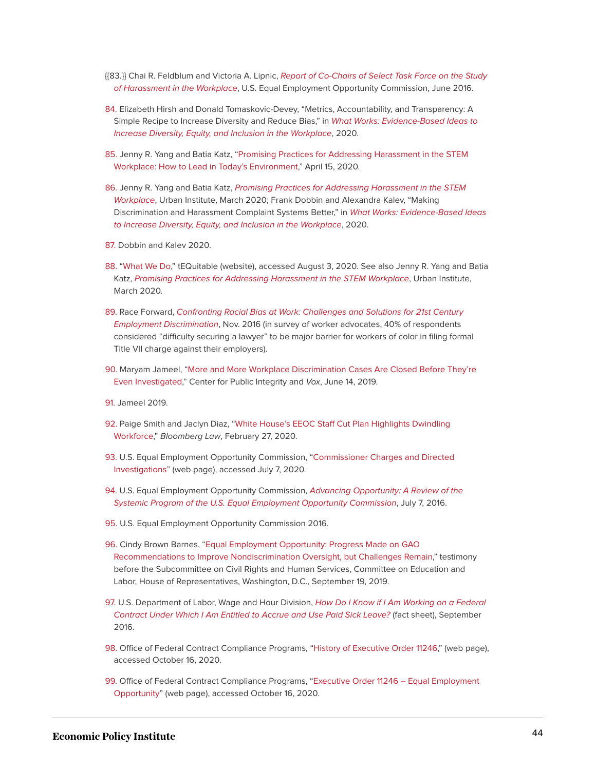{{83.}} Chai R. Feldblum and Victoria A. Lipnic, *Report of Co-Chairs of Select Task Force on the Study of Harassment in the Workplace*, U.S. Equal Employment Opportunity Commission, June 2016.

84. Elizabeth Hirsh and Donald Tomaskovic-Devey, "Metrics, Accountability, and Transparency: A Simple Recipe to Increase Diversity and Reduce Bias," in *What Works: Evidence-Based Ideas to Increase Diversity, Equity, and Inclusion in the Workplace*, 2020.

85. Jenny R. Yang and Batia Katz, "Promising Practices for Addressing Harassment in the STEM Workplace: How to Lead in Today's Environment," April 15, 2020.

86. Jenny R. Yang and Batia Katz, *Promising Practices for Addressing Harassment in the STEM Workplace*, Urban Institute, March 2020; Frank Dobbin and Alexandra Kalev, "Making Discrimination and Harassment Complaint Systems Better," in *What Works: Evidence-Based Ideas to Increase Diversity, Equity, and Inclusion in the Workplace*, 2020.

87. Dobbin and Kalev 2020.

88. "What We Do," tEQuitable (website), accessed August 3, 2020. See also Jenny R. Yang and Batia Katz, *Promising Practices for Addressing Harassment in the STEM Workplace*, Urban Institute, March 2020.

89. Race Forward, *Confronting Racial Bias at Work: Challenges and Solutions for 21st Century Employment Discrimination*, Nov. 2016 (in survey of worker advocates, 40% of respondents considered "difficulty securing a lawyer" to be major barrier for workers of color in filing formal Title VII charge against their employers).

90. Maryam Jameel, "More and More Workplace Discrimination Cases Are Closed Before They're Even Investigated," Center for Public Integrity and *Vox*, June 14, 2019.

91. Jameel 2019.

92. Paige Smith and Jaclyn Diaz, "White House's EEOC Staff Cut Plan Highlights Dwindling Workforce," *Bloomberg Law*, February 27, 2020.

93. U.S. Equal Employment Opportunity Commission, "Commissioner Charges and Directed Investigations" (web page), accessed July 7, 2020.

94. U.S. Equal Employment Opportunity Commission, *Advancing Opportunity: A Review of the Systemic Program of the U.S. Equal Employment Opportunity Commission*, July 7, 2016.

95. U.S. Equal Employment Opportunity Commission 2016.

96. Cindy Brown Barnes, "Equal Employment Opportunity: Progress Made on GAO Recommendations to Improve Nondiscrimination Oversight, but Challenges Remain," testimony before the Subcommittee on Civil Rights and Human Services, Committee on Education and Labor, House of Representatives, Washington, D.C., September 19, 2019.

97. U.S. Department of Labor, Wage and Hour Division, *How Do I Know if I Am Working on a Federal Contract Under Which I Am Entitled to Accrue and Use Paid Sick Leave?* (fact sheet), September 2016.

98. Office of Federal Contract Compliance Programs, "History of Executive Order 11246," (web page), accessed October 16, 2020.

99. Office of Federal Contract Compliance Programs, "Executive Order 11246 – Equal Employment Opportunity" (web page), accessed October 16, 2020.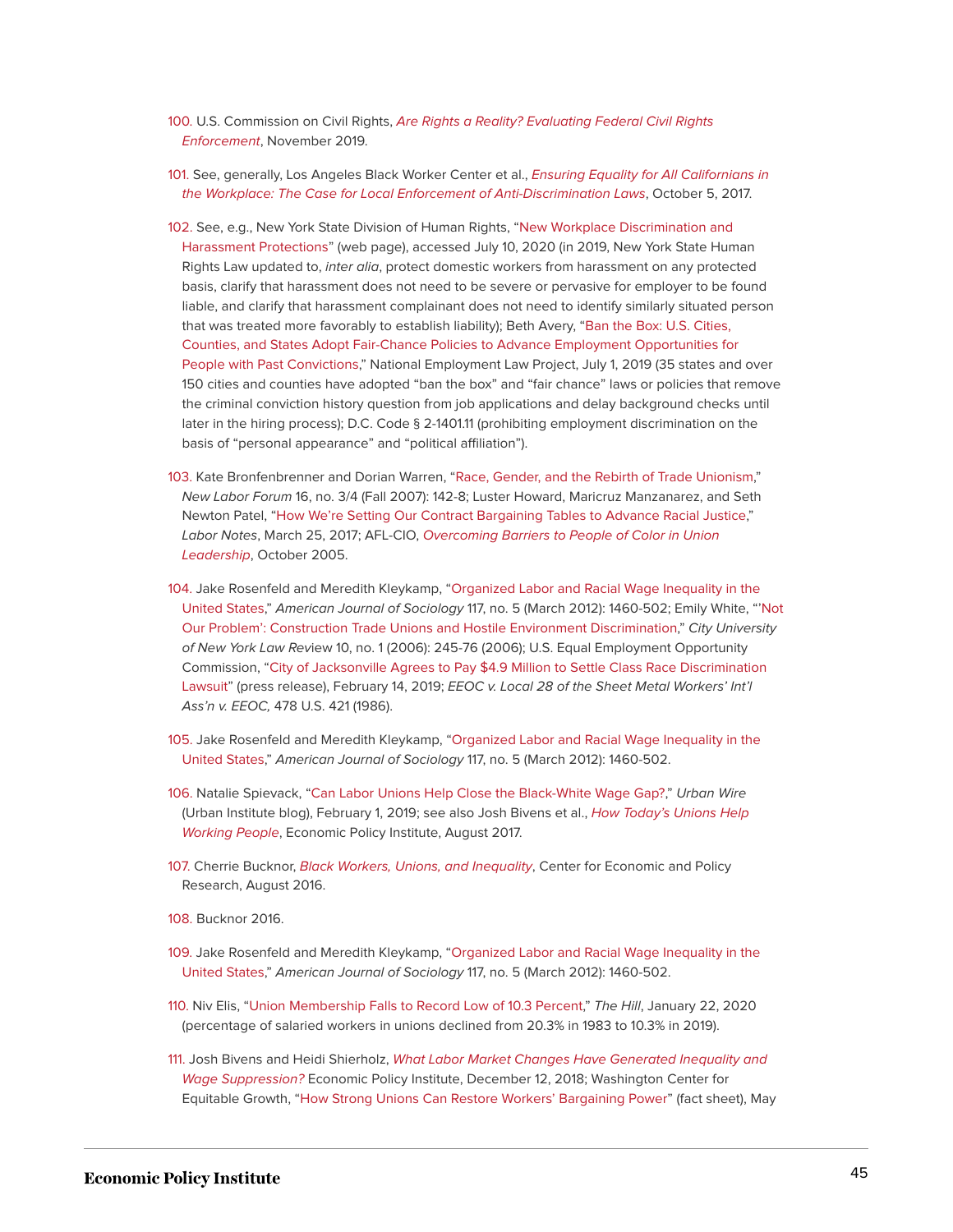100. U.S. Commission on Civil Rights, *Are Rights a Reality? Evaluating Federal Civil Rights Enforcement*, November 2019.

101. See, generally, Los Angeles Black Worker Center et al., *Ensuring Equality for All Californians in the Workplace: The Case for Local Enforcement of Anti-Discrimination Laws*, October 5, 2017.

102. See, e.g., New York State Division of Human Rights, "New Workplace Discrimination and Harassment Protections" (web page), accessed July 10, 2020 (in 2019, New York State Human Rights Law updated to, *inter alia*, protect domestic workers from harassment on any protected basis, clarify that harassment does not need to be severe or pervasive for employer to be found liable, and clarify that harassment complainant does not need to identify similarly situated person that was treated more favorably to establish liability); Beth Avery, "Ban the Box: U.S. Cities, Counties, and States Adopt Fair-Chance Policies to Advance Employment Opportunities for People with Past Convictions," National Employment Law Project, July 1, 2019 (35 states and over 150 cities and counties have adopted "ban the box" and "fair chance" laws or policies that remove the criminal conviction history question from job applications and delay background checks until later in the hiring process); D.C. Code § 2-1401.11 (prohibiting employment discrimination on the basis of "personal appearance" and "political affiliation").

103. Kate Bronfenbrenner and Dorian Warren, "Race, Gender, and the Rebirth of Trade Unionism," *New Labor Forum* 16, no. 3/4 (Fall 2007): 142-8; Luster Howard, Maricruz Manzanarez, and Seth Newton Patel, "How We're Setting Our Contract Bargaining Tables to Advance Racial Justice," *Labor Notes*, March 25, 2017; AFL-CIO, *Overcoming Barriers to People of Color in Union Leadership*, October 2005.

104. Jake Rosenfeld and Meredith Kleykamp, "Organized Labor and Racial Wage Inequality in the United States," *American Journal of Sociology* 117, no. 5 (March 2012): 1460-502; Emily White, "'Not Our Problem': Construction Trade Unions and Hostile Environment Discrimination," *City University of New York Law Review* 10, no. 1 (2006): 245-76 (2006); U.S. Equal Employment Opportunity Commission, "City of Jacksonville Agrees to Pay $4.9 Million to Settle Class Race Discrimination Lawsuit" (press release), February 14, 2019; *EEOC v. Local 28 of the Sheet Metal Workers' Int'l Ass'n v. EEOC,* 478 U.S. 421 (1986).

105. Jake Rosenfeld and Meredith Kleykamp, "Organized Labor and Racial Wage Inequality in the United States," *American Journal of Sociology* 117, no. 5 (March 2012): 1460-502.

106. Natalie Spievack, "Can Labor Unions Help Close the Black-White Wage Gap?," *Urban Wire* (Urban Institute blog), February 1, 2019; see also Josh Bivens et al., *How Today's Unions Help Working People*, Economic Policy Institute, August 2017.

107. Cherrie Bucknor, *Black Workers, Unions, and Inequality*, Center for Economic and Policy Research, August 2016.

108. Bucknor 2016.

109. Jake Rosenfeld and Meredith Kleykamp, "Organized Labor and Racial Wage Inequality in the United States," *American Journal of Sociology* 117, no. 5 (March 2012): 1460-502.

110. Niv Elis, "Union Membership Falls to Record Low of 10.3 Percent," *The Hill*, January 22, 2020 (percentage of salaried workers in unions declined from 20.3% in 1983 to 10.3% in 2019).

111. Josh Bivens and Heidi Shierholz, *What Labor Market Changes Have Generated Inequality and Wage Suppression?* Economic Policy Institute, December 12, 2018; Washington Center for Equitable Growth, "How Strong Unions Can Restore Workers' Bargaining Power" (fact sheet), May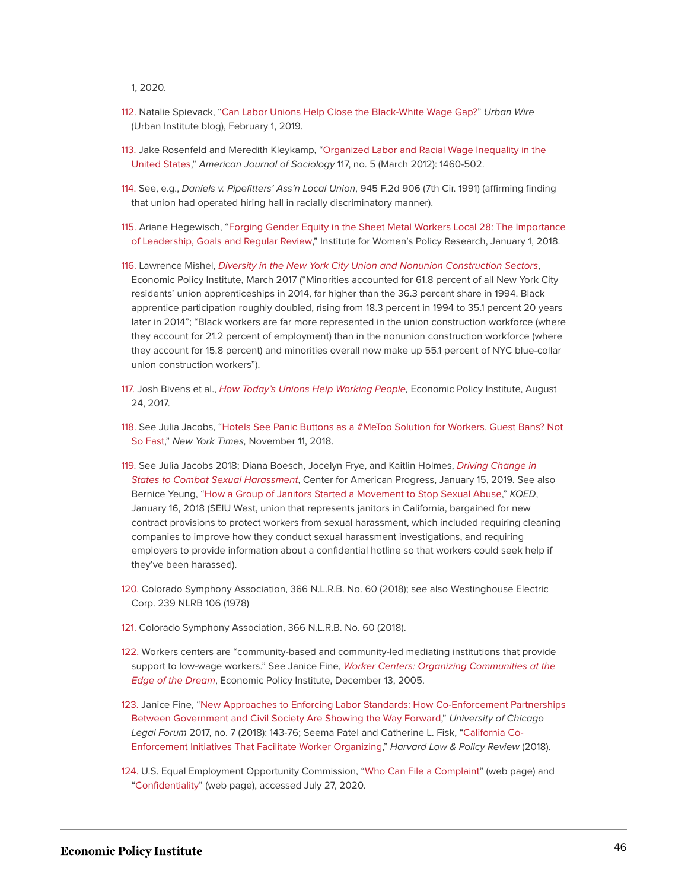1, 2020.

112. Natalie Spievack, "Can Labor Unions Help Close the Black-White Wage Gap?" *Urban Wire* (Urban Institute blog), February 1, 2019.

113. Jake Rosenfeld and Meredith Kleykamp, "Organized Labor and Racial Wage Inequality in the United States," *American Journal of Sociology* 117, no. 5 (March 2012): 1460-502.

114. See, e.g., *Daniels v. Pipefitters' Ass'n Local Union*, 945 F.2d 906 (7th Cir. 1991) (affirming finding that union had operated hiring hall in racially discriminatory manner).

115. Ariane Hegewisch, "Forging Gender Equity in the Sheet Metal Workers Local 28: The Importance of Leadership, Goals and Regular Review," Institute for Women's Policy Research, January 1, 2018.

116. Lawrence Mishel, *Diversity in the New York City Union and Nonunion Construction Sectors*, Economic Policy Institute, March 2017 ("Minorities accounted for 61.8 percent of all New York City residents' union apprenticeships in 2014, far higher than the 36.3 percent share in 1994. Black apprentice participation roughly doubled, rising from 18.3 percent in 1994 to 35.1 percent 20 years later in 2014"; "Black workers are far more represented in the union construction workforce (where they account for 21.2 percent of employment) than in the nonunion construction workforce (where they account for 15.8 percent) and minorities overall now make up 55.1 percent of NYC blue-collar union construction workers").

117. Josh Bivens et al., *How Today's Unions Help Working People,* Economic Policy Institute, August 24, 2017.

118. See Julia Jacobs, "Hotels See Panic Buttons as a #MeToo Solution for Workers. Guest Bans? Not So Fast," *New York Times,* November 11, 2018.

119. See Julia Jacobs 2018; Diana Boesch, Jocelyn Frye, and Kaitlin Holmes, *Driving Change in States to Combat Sexual Harassment*, Center for American Progress, January 15, 2019. See also Bernice Yeung, "How a Group of Janitors Started a Movement to Stop Sexual Abuse," *KQED*, January 16, 2018 (SEIU West, union that represents janitors in California, bargained for new contract provisions to protect workers from sexual harassment, which included requiring cleaning companies to improve how they conduct sexual harassment investigations, and requiring employers to provide information about a confidential hotline so that workers could seek help if they've been harassed).

120. Colorado Symphony Association, 366 N.L.R.B. No. 60 (2018); see also Westinghouse Electric Corp. 239 NLRB 106 (1978)

121. Colorado Symphony Association, 366 N.L.R.B. No. 60 (2018).

122. Workers centers are "community-based and community-led mediating institutions that provide support to low-wage workers." See Janice Fine, *Worker Centers: Organizing Communities at the Edge of the Dream*, Economic Policy Institute, December 13, 2005.

123. Janice Fine, "New Approaches to Enforcing Labor Standards: How Co-Enforcement Partnerships Between Government and Civil Society Are Showing the Way Forward," *University of Chicago Legal Forum* 2017, no. 7 (2018): 143-76; Seema Patel and Catherine L. Fisk, "California Co-Enforcement Initiatives That Facilitate Worker Organizing," *Harvard Law & Policy Review* (2018).

124. U.S. Equal Employment Opportunity Commission, "Who Can File a Complaint" (web page) and "Confidentiality" (web page), accessed July 27, 2020.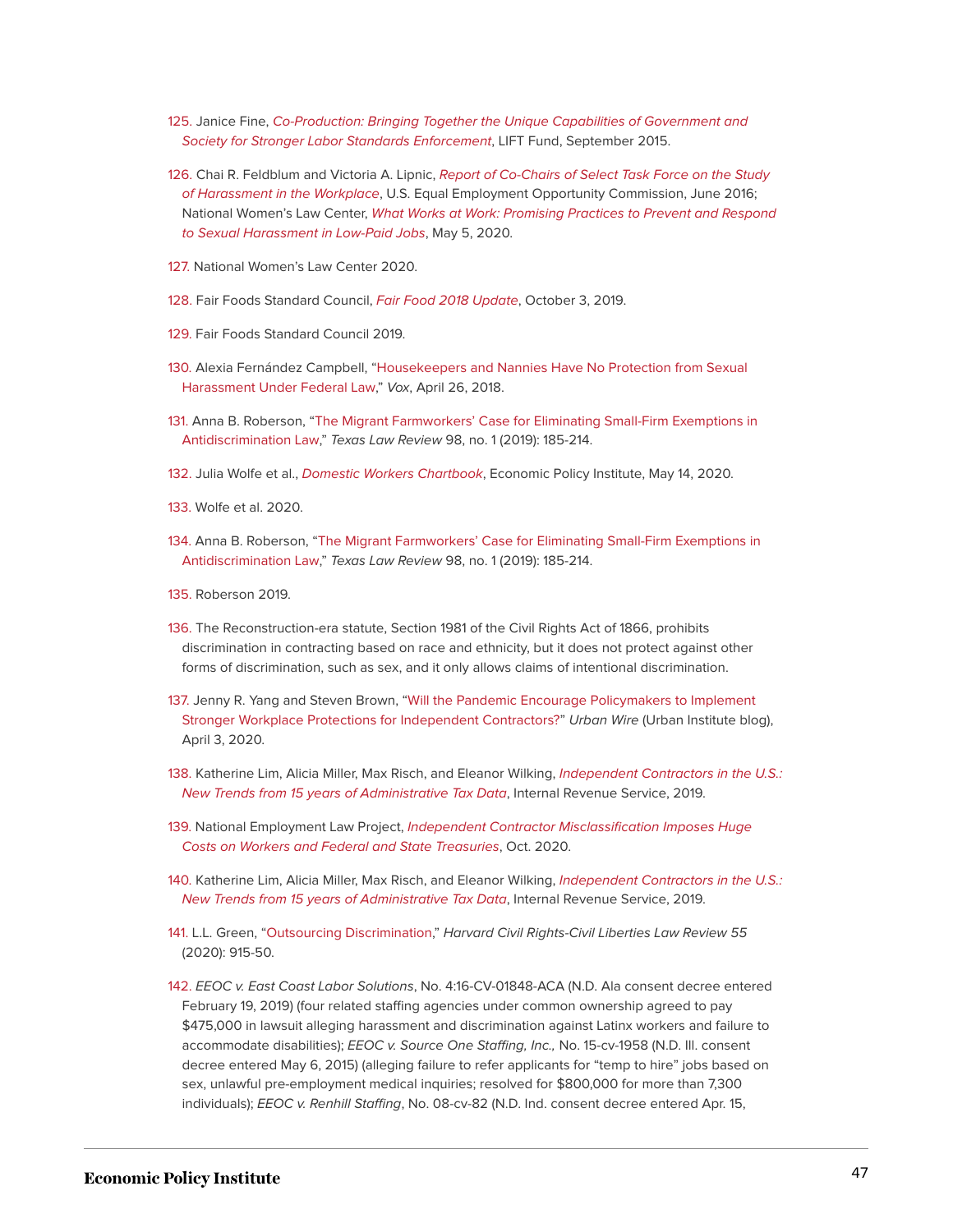125. Janice Fine, *Co-Production: Bringing Together the Unique Capabilities of Government and Society for Stronger Labor Standards Enforcement*, LIFT Fund, September 2015.

126. Chai R. Feldblum and Victoria A. Lipnic, *Report of Co-Chairs of Select Task Force on the Study of Harassment in the Workplace*, U.S. Equal Employment Opportunity Commission, June 2016; National Women's Law Center, *What Works at Work: Promising Practices to Prevent and Respond to Sexual Harassment in Low-Paid Jobs*, May 5, 2020.

127. National Women's Law Center 2020.

128. Fair Foods Standard Council, *Fair Food 2018 Update*, October 3, 2019.

129. Fair Foods Standard Council 2019.

130. Alexia Fernández Campbell, "Housekeepers and Nannies Have No Protection from Sexual Harassment Under Federal Law," *Vox*, April 26, 2018.

131. Anna B. Roberson, "The Migrant Farmworkers' Case for Eliminating Small-Firm Exemptions in Antidiscrimination Law," *Texas Law Review* 98, no. 1 (2019): 185-214.

132. Julia Wolfe et al., *Domestic Workers Chartbook*, Economic Policy Institute, May 14, 2020.

133. Wolfe et al. 2020.

134. Anna B. Roberson, "The Migrant Farmworkers' Case for Eliminating Small-Firm Exemptions in Antidiscrimination Law," *Texas Law Review* 98, no. 1 (2019): 185-214.

135. Roberson 2019.

136. The Reconstruction-era statute, Section 1981 of the Civil Rights Act of 1866, prohibits discrimination in contracting based on race and ethnicity, but it does not protect against other forms of discrimination, such as sex, and it only allows claims of intentional discrimination.

137. Jenny R. Yang and Steven Brown, "Will the Pandemic Encourage Policymakers to Implement Stronger Workplace Protections for Independent Contractors?" *Urban Wire* (Urban Institute blog), April 3, 2020.

138. Katherine Lim, Alicia Miller, Max Risch, and Eleanor Wilking, *Independent Contractors in the U.S.: New Trends from 15 years of Administrative Tax Data*, Internal Revenue Service, 2019.

139. National Employment Law Project, *Independent Contractor Misclassification Imposes Huge Costs on Workers and Federal and State Treasuries*, Oct. 2020.

140. Katherine Lim, Alicia Miller, Max Risch, and Eleanor Wilking, *Independent Contractors in the U.S.: New Trends from 15 years of Administrative Tax Data*, Internal Revenue Service, 2019.

141. L.L. Green, "Outsourcing Discrimination," *Harvard Civil Rights-Civil Liberties Law Review 55* (2020): 915-50.

142. *EEOC v. East Coast Labor Solutions*, No. 4:16-CV-01848-ACA (N.D. Ala consent decree entered February 19, 2019) (four related staffing agencies under common ownership agreed to pay $475,000 in lawsuit alleging harassment and discrimination against Latinx workers and failure to accommodate disabilities); *EEOC v. Source One Staffing, Inc.,* No. 15-cv-1958 (N.D. Ill. consent decree entered May 6, 2015) (alleging failure to refer applicants for "temp to hire" jobs based on sex, unlawful pre-employment medical inquiries; resolved for $800,000 for more than 7,300 individuals); *EEOC v. Renhill Staffing*, No. 08-cv-82 (N.D. Ind. consent decree entered Apr. 15,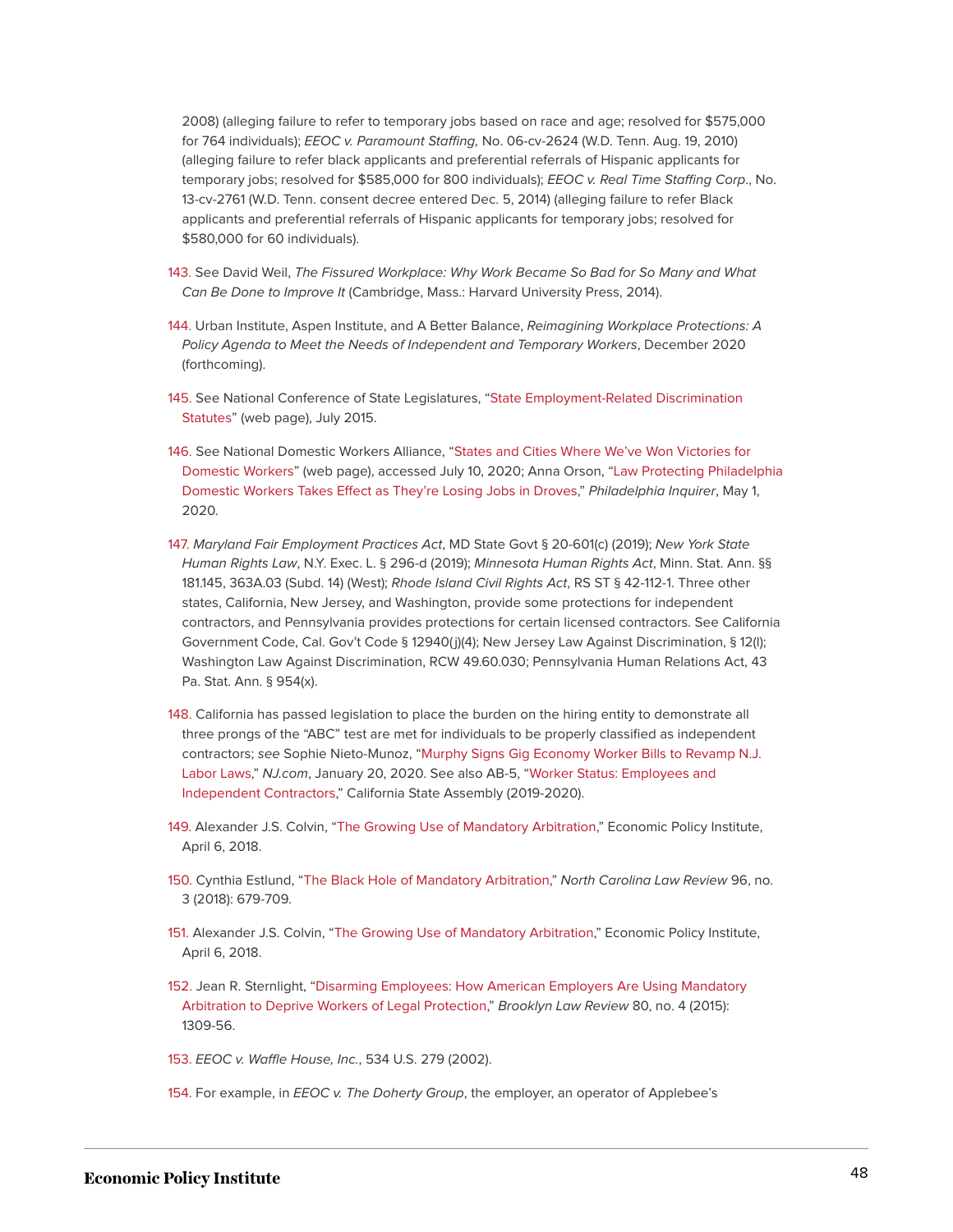2008) (alleging failure to refer to temporary jobs based on race and age; resolved for $575,000 for 764 individuals); *EEOC v. Paramount Staffing,* No. 06-cv-2624 (W.D. Tenn. Aug. 19, 2010) (alleging failure to refer black applicants and preferential referrals of Hispanic applicants for temporary jobs; resolved for $585,000 for 800 individuals); *EEOC v. Real Time Staffing Corp*., No. 13-cv-2761 (W.D. Tenn. consent decree entered Dec. 5, 2014) (alleging failure to refer Black applicants and preferential referrals of Hispanic applicants for temporary jobs; resolved for $580,000 for 60 individuals).

143. See David Weil, *The Fissured Workplace: Why Work Became So Bad for So Many and What Can Be Done to Improve It* (Cambridge, Mass.: Harvard University Press, 2014).

144. Urban Institute, Aspen Institute, and A Better Balance, *Reimagining Workplace Protections: A Policy Agenda to Meet the Needs of Independent and Temporary Workers*, December 2020 (forthcoming).

145. See National Conference of State Legislatures, "State Employment-Related Discrimination Statutes" (web page), July 2015.

146. See National Domestic Workers Alliance, "States and Cities Where We've Won Victories for Domestic Workers" (web page), accessed July 10, 2020; Anna Orson, "Law Protecting Philadelphia Domestic Workers Takes Effect as They're Losing Jobs in Droves," *Philadelphia Inquirer*, May 1, 2020.

147. *Maryland Fair Employment Practices Act*, MD State Govt § 20-601(c) (2019); *New York State Human Rights Law*, N.Y. Exec. L. § 296-d (2019); *Minnesota Human Rights Act*, Minn. Stat. Ann. §§ 181.145, 363A.03 (Subd. 14) (West); *Rhode Island Civil Rights Act*, RS ST § 42-112-1. Three other states, California, New Jersey, and Washington, provide some protections for independent contractors, and Pennsylvania provides protections for certain licensed contractors. See California Government Code, Cal. Gov't Code § 12940(j)(4); New Jersey Law Against Discrimination, § 12(l); Washington Law Against Discrimination, RCW 49.60.030; Pennsylvania Human Relations Act, 43 Pa. Stat. Ann. § 954(x).

148. California has passed legislation to place the burden on the hiring entity to demonstrate all three prongs of the "ABC" test are met for individuals to be properly classified as independent contractors; *see* Sophie Nieto-Munoz, "Murphy Signs Gig Economy Worker Bills to Revamp N.J. Labor Laws," *NJ.com*, January 20, 2020. See also AB-5, "Worker Status: Employees and Independent Contractors," California State Assembly (2019-2020).

149. Alexander J.S. Colvin, "The Growing Use of Mandatory Arbitration," Economic Policy Institute, April 6, 2018.

150. Cynthia Estlund, "The Black Hole of Mandatory Arbitration," *North Carolina Law Review* 96, no. 3 (2018): 679-709.

151. Alexander J.S. Colvin, "The Growing Use of Mandatory Arbitration," Economic Policy Institute, April 6, 2018.

152. Jean R. Sternlight, "Disarming Employees: How American Employers Are Using Mandatory Arbitration to Deprive Workers of Legal Protection," *Brooklyn Law Review* 80, no. 4 (2015): 1309-56.

153. *EEOC v. Waffle House, Inc.*, 534 U.S. 279 (2002).

154. For example, in *EEOC v. The Doherty Group*, the employer, an operator of Applebee's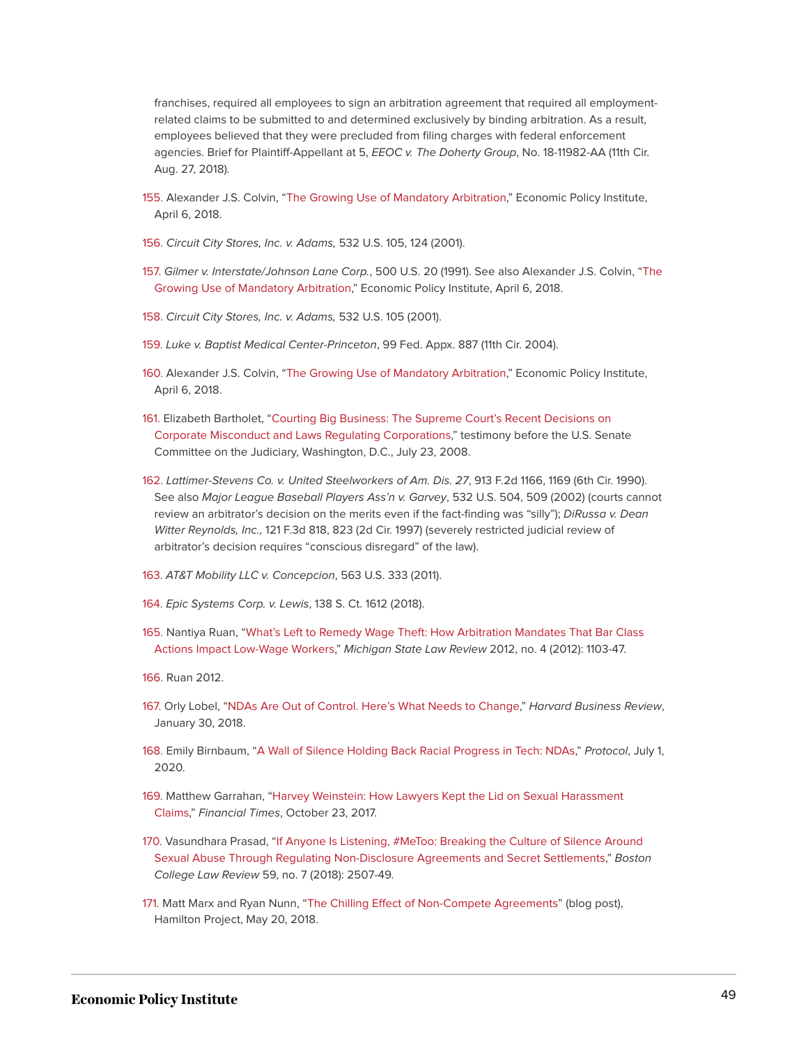franchises, required all employees to sign an arbitration agreement that required all employment-related claims to be submitted to and determined exclusively by binding arbitration. As a result, employees believed that they were precluded from filing charges with federal enforcement agencies. Brief for Plaintiff-Appellant at 5, *EEOC v. The Doherty Group*, No. 18-11982-AA (11th Cir. Aug. 27, 2018).

155. Alexander J.S. Colvin, "The Growing Use of Mandatory Arbitration," Economic Policy Institute, April 6, 2018.

156. *Circuit City Stores, Inc. v. Adams,* 532 U.S. 105, 124 (2001).

157. *Gilmer v. Interstate/Johnson Lane Corp.*, 500 U.S. 20 (1991). See also Alexander J.S. Colvin, "The Growing Use of Mandatory Arbitration," Economic Policy Institute, April 6, 2018.

158. *Circuit City Stores, Inc. v. Adams,* 532 U.S. 105 (2001).

159. *Luke v. Baptist Medical Center-Princeton*, 99 Fed. Appx. 887 (11th Cir. 2004).

160. Alexander J.S. Colvin, "The Growing Use of Mandatory Arbitration," Economic Policy Institute, April 6, 2018.

161. Elizabeth Bartholet, "Courting Big Business: The Supreme Court's Recent Decisions on Corporate Misconduct and Laws Regulating Corporations," testimony before the U.S. Senate Committee on the Judiciary, Washington, D.C., July 23, 2008.

162. *Lattimer-Stevens Co. v. United Steelworkers of Am. Dis. 27*, 913 F.2d 1166, 1169 (6th Cir. 1990). See also *Major League Baseball Players Ass'n v. Garvey*, 532 U.S. 504, 509 (2002) (courts cannot review an arbitrator's decision on the merits even if the fact-finding was "silly"); *DiRussa v. Dean Witter Reynolds, Inc.,* 121 F.3d 818, 823 (2d Cir. 1997) (severely restricted judicial review of arbitrator's decision requires "conscious disregard" of the law).

163. *AT&T Mobility LLC v. Concepcion*, 563 U.S. 333 (2011).

164. *Epic Systems Corp. v. Lewis*, 138 S. Ct. 1612 (2018).

165. Nantiya Ruan, "What's Left to Remedy Wage Theft: How Arbitration Mandates That Bar Class Actions Impact Low-Wage Workers," *Michigan State Law Review* 2012, no. 4 (2012): 1103-47.

166. Ruan 2012.

167. Orly Lobel, "NDAs Are Out of Control. Here's What Needs to Change," *Harvard Business Review*, January 30, 2018.

168. Emily Birnbaum, "A Wall of Silence Holding Back Racial Progress in Tech: NDAs," *Protocol*, July 1, 2020.

169. Matthew Garrahan, "Harvey Weinstein: How Lawyers Kept the Lid on Sexual Harassment Claims," *Financial Times*, October 23, 2017.

170. Vasundhara Prasad, "If Anyone Is Listening, #MeToo: Breaking the Culture of Silence Around Sexual Abuse Through Regulating Non-Disclosure Agreements and Secret Settlements," *Boston College Law Review* 59, no. 7 (2018): 2507-49.

171. Matt Marx and Ryan Nunn, "The Chilling Effect of Non-Compete Agreements" (blog post), Hamilton Project, May 20, 2018.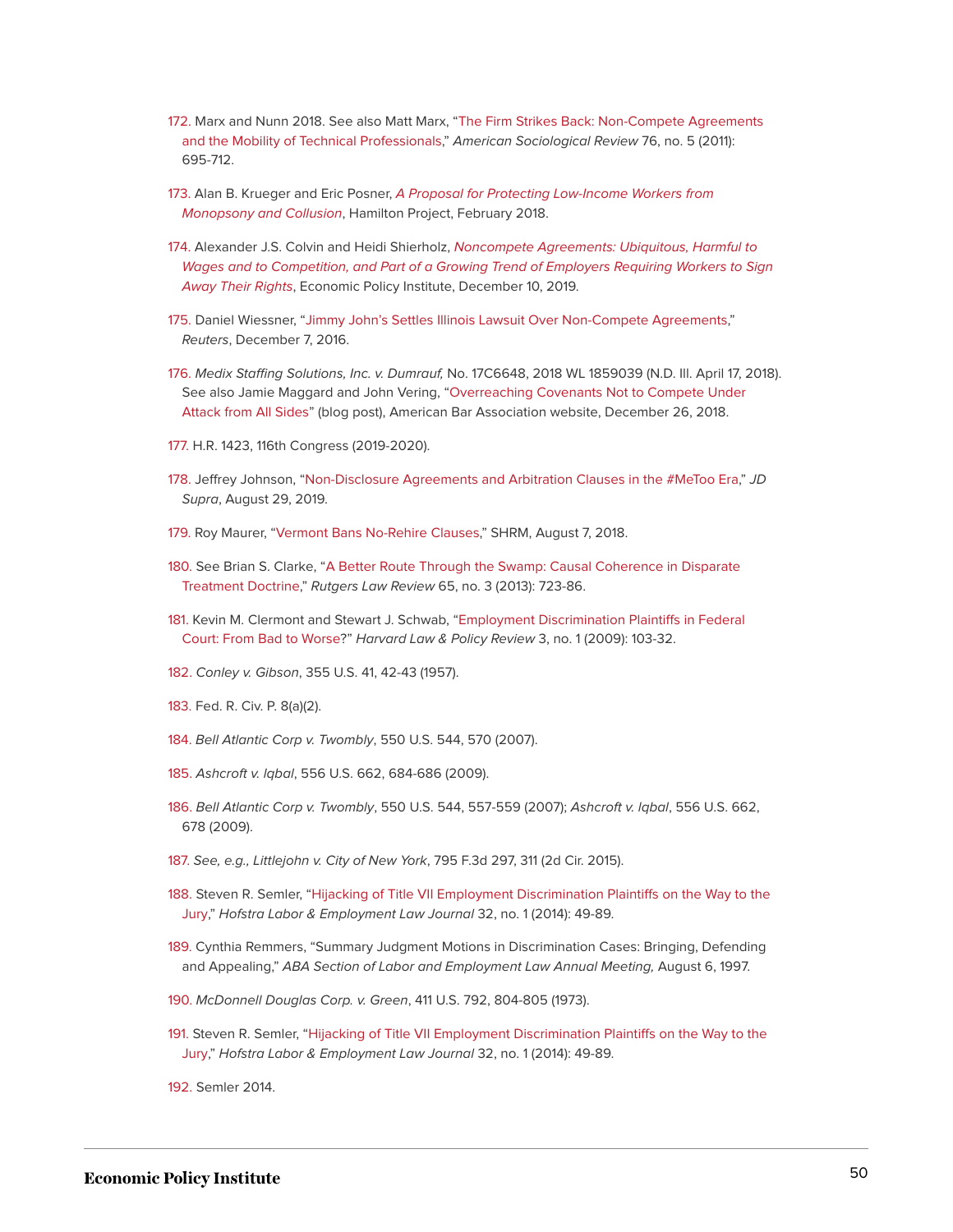172. Marx and Nunn 2018. See also Matt Marx, "The Firm Strikes Back: Non-Compete Agreements and the Mobility of Technical Professionals," *American Sociological Review* 76, no. 5 (2011): 695-712.

173. Alan B. Krueger and Eric Posner, *A Proposal for Protecting Low-Income Workers from Monopsony and Collusion*, Hamilton Project, February 2018.

174. Alexander J.S. Colvin and Heidi Shierholz, *Noncompete Agreements: Ubiquitous, Harmful to Wages and to Competition, and Part of a Growing Trend of Employers Requiring Workers to Sign Away Their Rights*, Economic Policy Institute, December 10, 2019.

175. Daniel Wiessner, "Jimmy John's Settles Illinois Lawsuit Over Non-Compete Agreements," *Reuters*, December 7, 2016.

176. *Medix Staffing Solutions, Inc. v. Dumrauf,* No. 17C6648, 2018 WL 1859039 (N.D. Ill. April 17, 2018). See also Jamie Maggard and John Vering, "Overreaching Covenants Not to Compete Under Attack from All Sides" (blog post), American Bar Association website, December 26, 2018.

177. H.R. 1423, 116th Congress (2019-2020).

178. Jeffrey Johnson, "Non-Disclosure Agreements and Arbitration Clauses in the #MeToo Era," *JD Supra*, August 29, 2019.

179. Roy Maurer, "Vermont Bans No-Rehire Clauses," SHRM, August 7, 2018.

180. See Brian S. Clarke, "A Better Route Through the Swamp: Causal Coherence in Disparate Treatment Doctrine," *Rutgers Law Review* 65, no. 3 (2013): 723-86.

181. Kevin M. Clermont and Stewart J. Schwab, "Employment Discrimination Plaintiffs in Federal Court: From Bad to Worse?" *Harvard Law & Policy Review* 3, no. 1 (2009): 103-32.

182. *Conley v. Gibson*, 355 U.S. 41, 42-43 (1957).

183. Fed. R. Civ. P. 8(a)(2).

184. *Bell Atlantic Corp v. Twombly*, 550 U.S. 544, 570 (2007).

185. *Ashcroft v. Iqbal*, 556 U.S. 662, 684-686 (2009).

186. *Bell Atlantic Corp v. Twombly*, 550 U.S. 544, 557-559 (2007); *Ashcroft v. Iqbal*, 556 U.S. 662, 678 (2009).

187. *See, e.g., Littlejohn v. City of New York*, 795 F.3d 297, 311 (2d Cir. 2015).

188. Steven R. Semler, "Hijacking of Title VII Employment Discrimination Plaintiffs on the Way to the Jury," *Hofstra Labor & Employment Law Journal* 32, no. 1 (2014): 49-89.

189. Cynthia Remmers, "Summary Judgment Motions in Discrimination Cases: Bringing, Defending and Appealing," *ABA Section of Labor and Employment Law Annual Meeting,* August 6, 1997.

190. *McDonnell Douglas Corp. v. Green*, 411 U.S. 792, 804-805 (1973).

191. Steven R. Semler, "Hijacking of Title VII Employment Discrimination Plaintiffs on the Way to the Jury," *Hofstra Labor & Employment Law Journal* 32, no. 1 (2014): 49-89.

192. Semler 2014.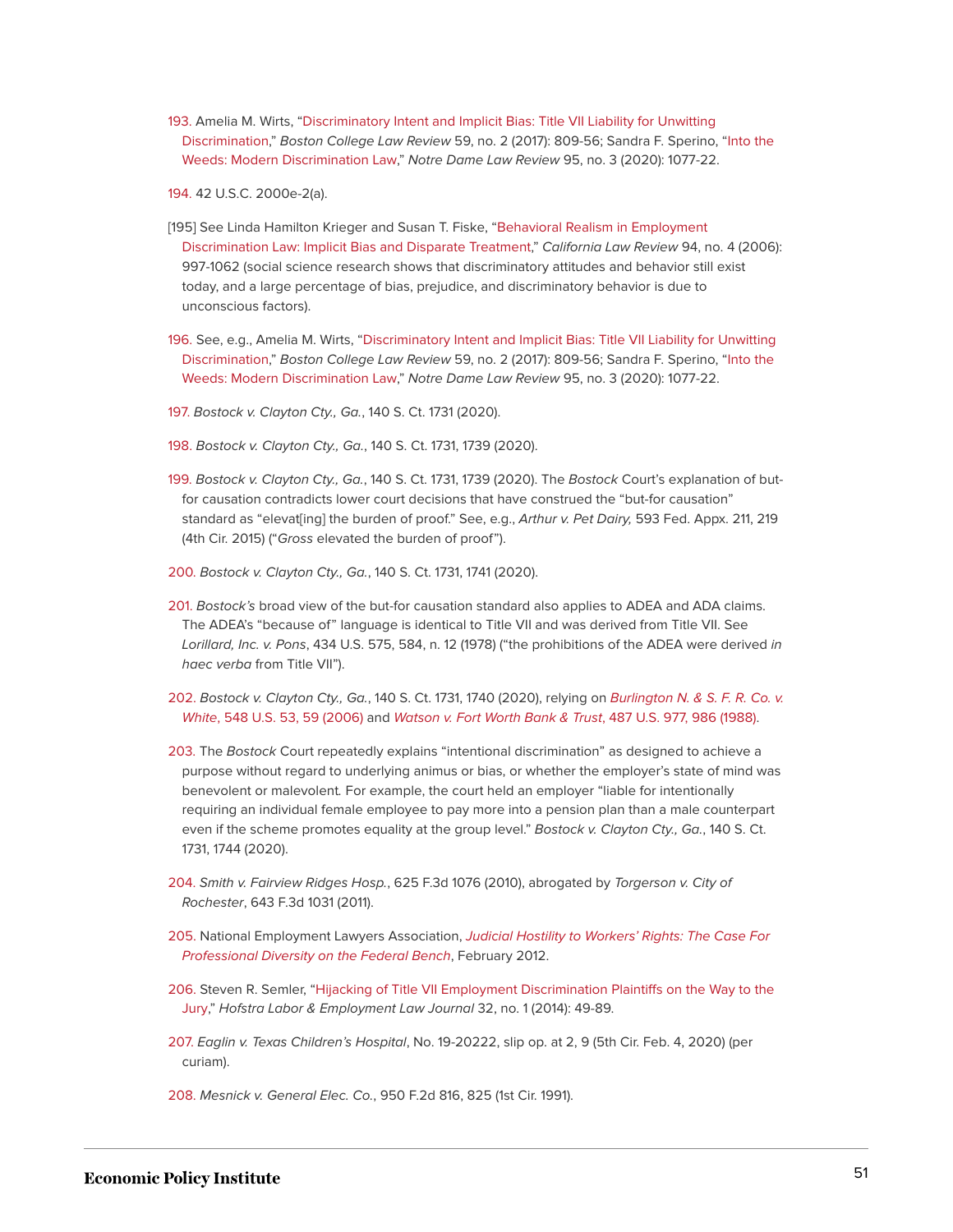193. Amelia M. Wirts, "Discriminatory Intent and Implicit Bias: Title VII Liability for Unwitting Discrimination," *Boston College Law Review* 59, no. 2 (2017): 809-56; Sandra F. Sperino, "Into the Weeds: Modern Discrimination Law," *Notre Dame Law Review* 95, no. 3 (2020): 1077-22.

194. 42 U.S.C. 2000e-2(a).

[195] See Linda Hamilton Krieger and Susan T. Fiske, "Behavioral Realism in Employment Discrimination Law: Implicit Bias and Disparate Treatment," *California Law Review* 94, no. 4 (2006): 997-1062 (social science research shows that discriminatory attitudes and behavior still exist today, and a large percentage of bias, prejudice, and discriminatory behavior is due to unconscious factors).

196. See, e.g., Amelia M. Wirts, "Discriminatory Intent and Implicit Bias: Title VII Liability for Unwitting Discrimination," *Boston College Law Review* 59, no. 2 (2017): 809-56; Sandra F. Sperino, "Into the Weeds: Modern Discrimination Law," *Notre Dame Law Review* 95, no. 3 (2020): 1077-22.

197. *Bostock v. Clayton Cty., Ga.*, 140 S. Ct. 1731 (2020).

198. *Bostock v. Clayton Cty., Ga.*, 140 S. Ct. 1731, 1739 (2020).

199. *Bostock v. Clayton Cty., Ga.*, 140 S. Ct. 1731, 1739 (2020). The *Bostock* Court's explanation of but-for causation contradicts lower court decisions that have construed the "but-for causation" standard as "elevat[ing] the burden of proof." See, e.g., *Arthur v. Pet Dairy,* 593 Fed. Appx. 211, 219 (4th Cir. 2015) ("*Gross* elevated the burden of proof").

200. *Bostock v. Clayton Cty., Ga.*, 140 S. Ct. 1731, 1741 (2020).

201. *Bostock's* broad view of the but-for causation standard also applies to ADEA and ADA claims. The ADEA's "because of" language is identical to Title VII and was derived from Title VII. See *Lorillard, Inc. v. Pons*, 434 U.S. 575, 584, n. 12 (1978) ("the prohibitions of the ADEA were derived *in haec verba* from Title VII").

202. *Bostock v. Clayton Cty., Ga.*, 140 S. Ct. 1731, 1740 (2020), relying on *Burlington N. & S. F. R. Co. v. White*, 548 U.S. 53, 59 (2006) and *Watson v. Fort Worth Bank & Trust*, 487 U.S. 977, 986 (1988).

203. The *Bostock* Court repeatedly explains "intentional discrimination" as designed to achieve a purpose without regard to underlying animus or bias, or whether the employer's state of mind was benevolent or malevolent. For example, the court held an employer "liable for intentionally requiring an individual female employee to pay more into a pension plan than a male counterpart even if the scheme promotes equality at the group level." *Bostock v. Clayton Cty., Ga.*, 140 S. Ct. 1731, 1744 (2020).

204. *Smith v. Fairview Ridges Hosp.*, 625 F.3d 1076 (2010), abrogated by *Torgerson v. City of Rochester*, 643 F.3d 1031 (2011).

205. National Employment Lawyers Association, *Judicial Hostility to Workers' Rights: The Case For Professional Diversity on the Federal Bench*, February 2012.

206. Steven R. Semler, "Hijacking of Title VII Employment Discrimination Plaintiffs on the Way to the Jury," *Hofstra Labor & Employment Law Journal* 32, no. 1 (2014): 49-89.

207. *Eaglin v. Texas Children's Hospital*, No. 19-20222, slip op. at 2, 9 (5th Cir. Feb. 4, 2020) (per curiam).

208. *Mesnick v. General Elec. Co.*, 950 F.2d 816, 825 (1st Cir. 1991).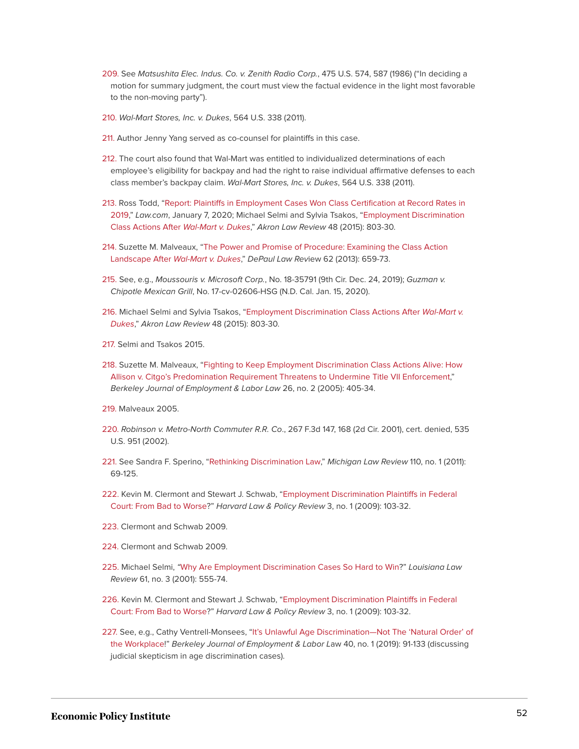209. See *Matsushita Elec. Indus. Co. v. Zenith Radio Corp.*, 475 U.S. 574, 587 (1986) ("In deciding a motion for summary judgment, the court must view the factual evidence in the light most favorable to the non-moving party").

210. *Wal-Mart Stores, Inc. v. Dukes*, 564 U.S. 338 (2011).

211. Author Jenny Yang served as co-counsel for plaintiffs in this case.

212. The court also found that Wal-Mart was entitled to individualized determinations of each employee's eligibility for backpay and had the right to raise individual affirmative defenses to each class member's backpay claim. *Wal-Mart Stores, Inc. v. Dukes*, 564 U.S. 338 (2011).

213. Ross Todd, "Report: Plaintiffs in Employment Cases Won Class Certification at Record Rates in 2019," *Law.com*, January 7, 2020; Michael Selmi and Sylvia Tsakos, "Employment Discrimination Class Actions After *Wal-Mart v. Dukes*," *Akron Law Review* 48 (2015): 803-30.

214. Suzette M. Malveaux, "The Power and Promise of Procedure: Examining the Class Action Landscape After *Wal-Mart v. Dukes*," *DePaul Law Review* 62 (2013): 659-73.

215. See, e.g., *Moussouris v. Microsoft Corp.*, No. 18-35791 (9th Cir. Dec. 24, 2019); *Guzman v. Chipotle Mexican Grill*, No. 17-cv-02606-HSG (N.D. Cal. Jan. 15, 2020).

216. Michael Selmi and Sylvia Tsakos, "Employment Discrimination Class Actions After *Wal-Mart v. Dukes*," *Akron Law Review* 48 (2015): 803-30.

217. Selmi and Tsakos 2015.

218. Suzette M. Malveaux, "Fighting to Keep Employment Discrimination Class Actions Alive: How Allison v. Citgo's Predomination Requirement Threatens to Undermine Title VII Enforcement," *Berkeley Journal of Employment & Labor Law* 26, no. 2 (2005): 405-34.

219. Malveaux 2005.

220. *Robinson v. Metro-North Commuter R.R. Co*., 267 F.3d 147, 168 (2d Cir. 2001), cert. denied, 535 U.S. 951 (2002).

221. See Sandra F. Sperino, "Rethinking Discrimination Law," *Michigan Law Review* 110, no. 1 (2011): 69-125.

222. Kevin M. Clermont and Stewart J. Schwab, "Employment Discrimination Plaintiffs in Federal Court: From Bad to Worse?" *Harvard Law & Policy Review* 3, no. 1 (2009): 103-32.

223. Clermont and Schwab 2009.

224. Clermont and Schwab 2009.

225. Michael Selmi, "Why Are Employment Discrimination Cases So Hard to Win?" *Louisiana Law Review* 61, no. 3 (2001): 555-74.

226. Kevin M. Clermont and Stewart J. Schwab, "Employment Discrimination Plaintiffs in Federal Court: From Bad to Worse?" *Harvard Law & Policy Review* 3, no. 1 (2009): 103-32.

227. See, e.g., Cathy Ventrell-Monsees, "It's Unlawful Age Discrimination—Not The 'Natural Order' of the Workplace!" *Berkeley Journal of Employment & Labor Law* 40, no. 1 (2019): 91-133 (discussing judicial skepticism in age discrimination cases).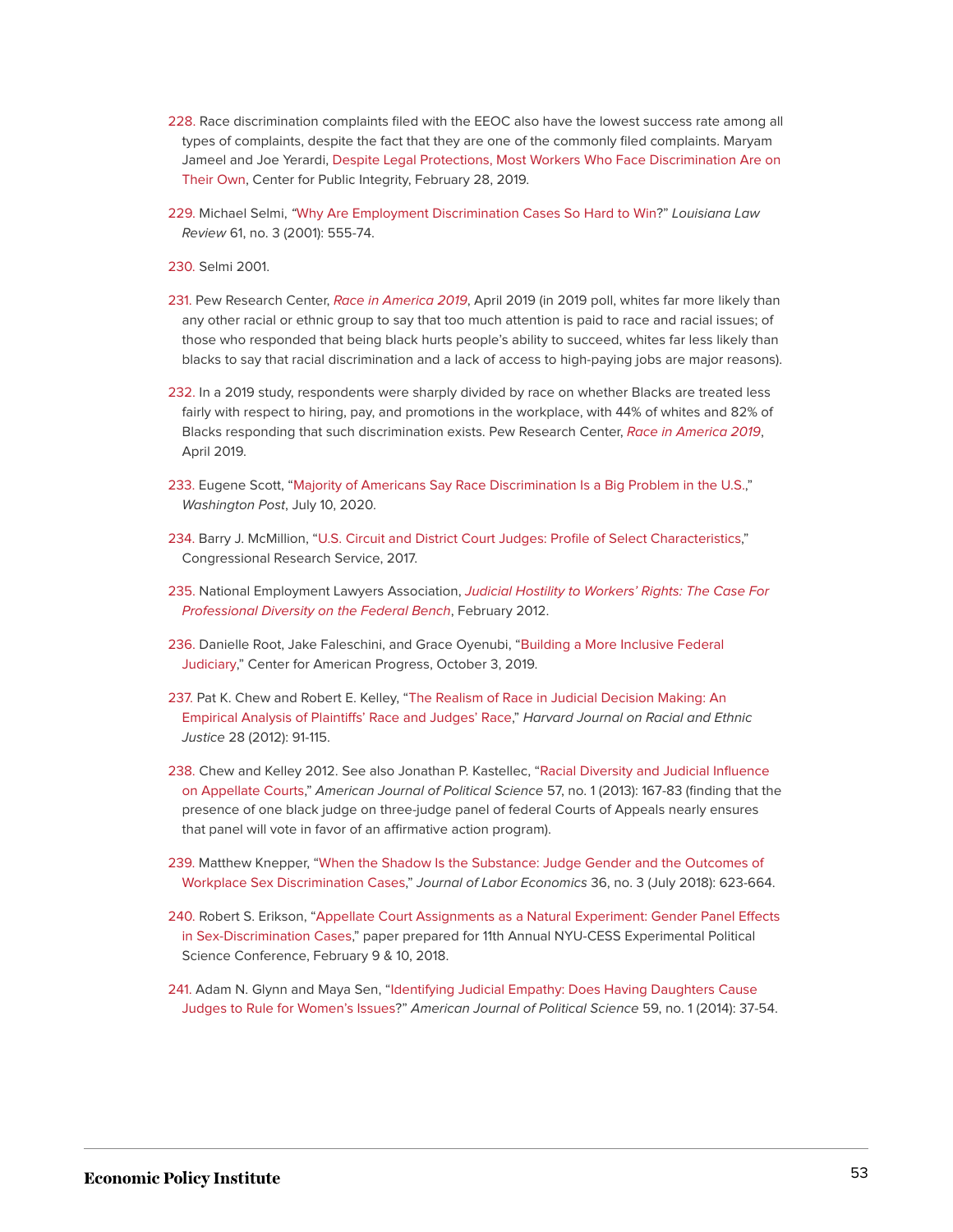228. Race discrimination complaints filed with the EEOC also have the lowest success rate among all types of complaints, despite the fact that they are one of the commonly filed complaints. Maryam Jameel and Joe Yerardi, Despite Legal Protections, Most Workers Who Face Discrimination Are on Their Own, Center for Public Integrity, February 28, 2019.

229. Michael Selmi, "Why Are Employment Discrimination Cases So Hard to Win?" *Louisiana Law Review* 61, no. 3 (2001): 555-74.

230. Selmi 2001.

231. Pew Research Center, *Race in America 2019*, April 2019 (in 2019 poll, whites far more likely than any other racial or ethnic group to say that too much attention is paid to race and racial issues; of those who responded that being black hurts people's ability to succeed, whites far less likely than blacks to say that racial discrimination and a lack of access to high-paying jobs are major reasons).

232. In a 2019 study, respondents were sharply divided by race on whether Blacks are treated less fairly with respect to hiring, pay, and promotions in the workplace, with 44% of whites and 82% of Blacks responding that such discrimination exists. Pew Research Center, *Race in America 2019*, April 2019.

233. Eugene Scott, "Majority of Americans Say Race Discrimination Is a Big Problem in the U.S.," *Washington Post*, July 10, 2020.

234. Barry J. McMillion, "U.S. Circuit and District Court Judges: Profile of Select Characteristics," Congressional Research Service, 2017.

235. National Employment Lawyers Association, *Judicial Hostility to Workers' Rights: The Case For Professional Diversity on the Federal Bench*, February 2012.

236. Danielle Root, Jake Faleschini, and Grace Oyenubi, "Building a More Inclusive Federal Judiciary," Center for American Progress, October 3, 2019.

237. Pat K. Chew and Robert E. Kelley, "The Realism of Race in Judicial Decision Making: An Empirical Analysis of Plaintiffs' Race and Judges' Race," *Harvard Journal on Racial and Ethnic Justice* 28 (2012): 91-115.

238. Chew and Kelley 2012. See also Jonathan P. Kastellec, "Racial Diversity and Judicial Influence on Appellate Courts," *American Journal of Political Science* 57, no. 1 (2013): 167-83 (finding that the presence of one black judge on three-judge panel of federal Courts of Appeals nearly ensures that panel will vote in favor of an affirmative action program).

239. Matthew Knepper, "When the Shadow Is the Substance: Judge Gender and the Outcomes of Workplace Sex Discrimination Cases," *Journal of Labor Economics* 36, no. 3 (July 2018): 623-664.

240. Robert S. Erikson, "Appellate Court Assignments as a Natural Experiment: Gender Panel Effects in Sex-Discrimination Cases," paper prepared for 11th Annual NYU-CESS Experimental Political Science Conference, February 9 & 10, 2018.

241. Adam N. Glynn and Maya Sen, "Identifying Judicial Empathy: Does Having Daughters Cause Judges to Rule for Women's Issues?" *American Journal of Political Science* 59, no. 1 (2014): 37-54.